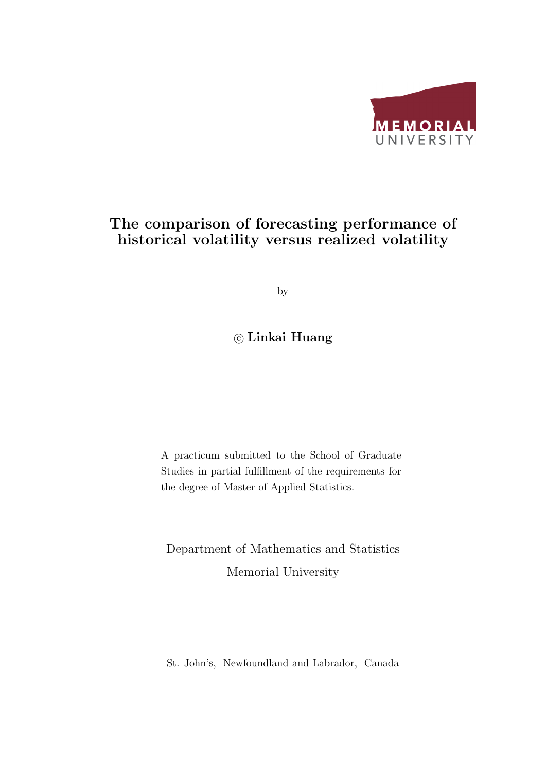MEMORIAL
UNIVERSITY

# The comparison of forecasting performance of historical volatility versus realized volatility

by

© **Linkai Huang**

A practicum submitted to the School of Graduate Studies in partial fulfillment of the requirements for the degree of Master of Applied Statistics.

Department of Mathematics and Statistics

Memorial University

St. John's, Newfoundland and Labrador, Canada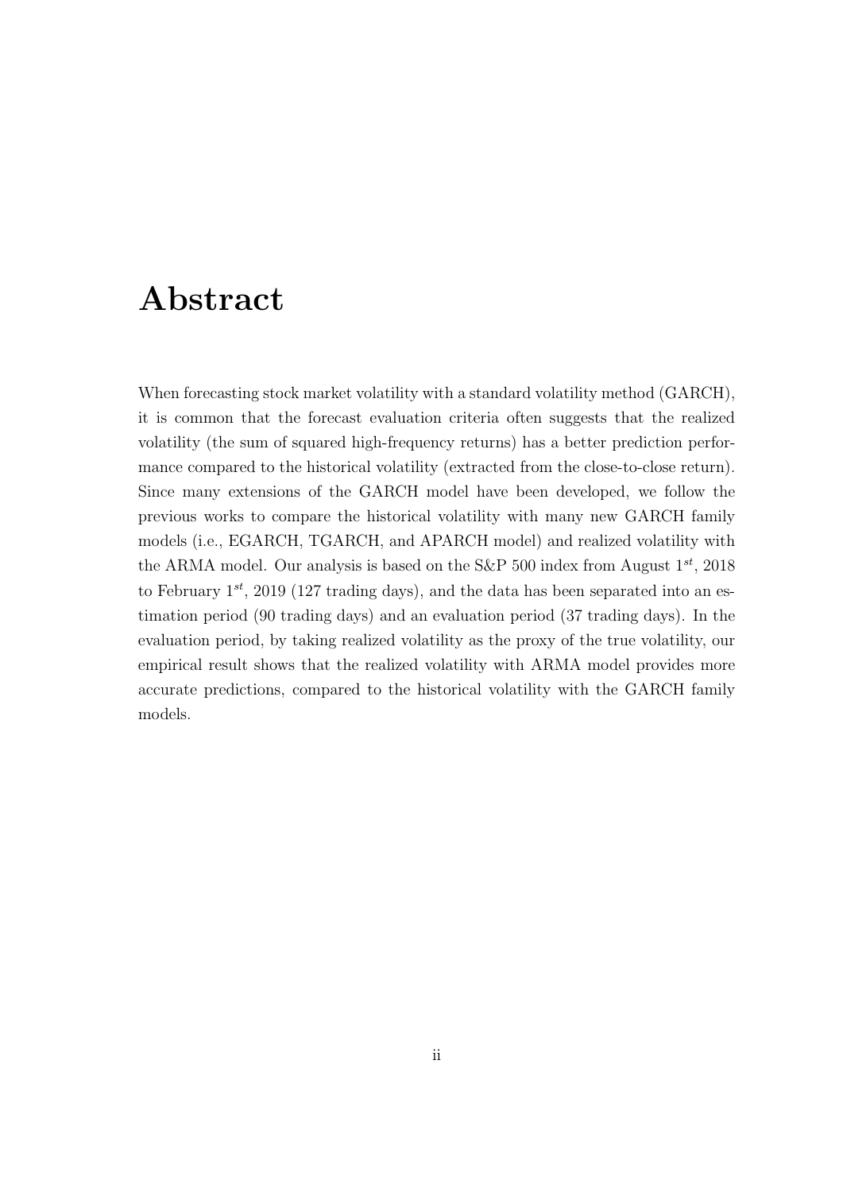# Abstract

When forecasting stock market volatility with a standard volatility method (GARCH), it is common that the forecast evaluation criteria often suggests that the realized volatility (the sum of squared high-frequency returns) has a better prediction performance compared to the historical volatility (extracted from the close-to-close return). Since many extensions of the GARCH model have been developed, we follow the previous works to compare the historical volatility with many new GARCH family models (i.e., EGARCH, TGARCH, and APARCH model) and realized volatility with the ARMA model. Our analysis is based on the S&P 500 index from August $1^{st}$, 2018 to February $1^{st}$, 2019 (127 trading days), and the data has been separated into an estimation period (90 trading days) and an evaluation period (37 trading days). In the evaluation period, by taking realized volatility as the proxy of the true volatility, our empirical result shows that the realized volatility with ARMA model provides more accurate predictions, compared to the historical volatility with the GARCH family models.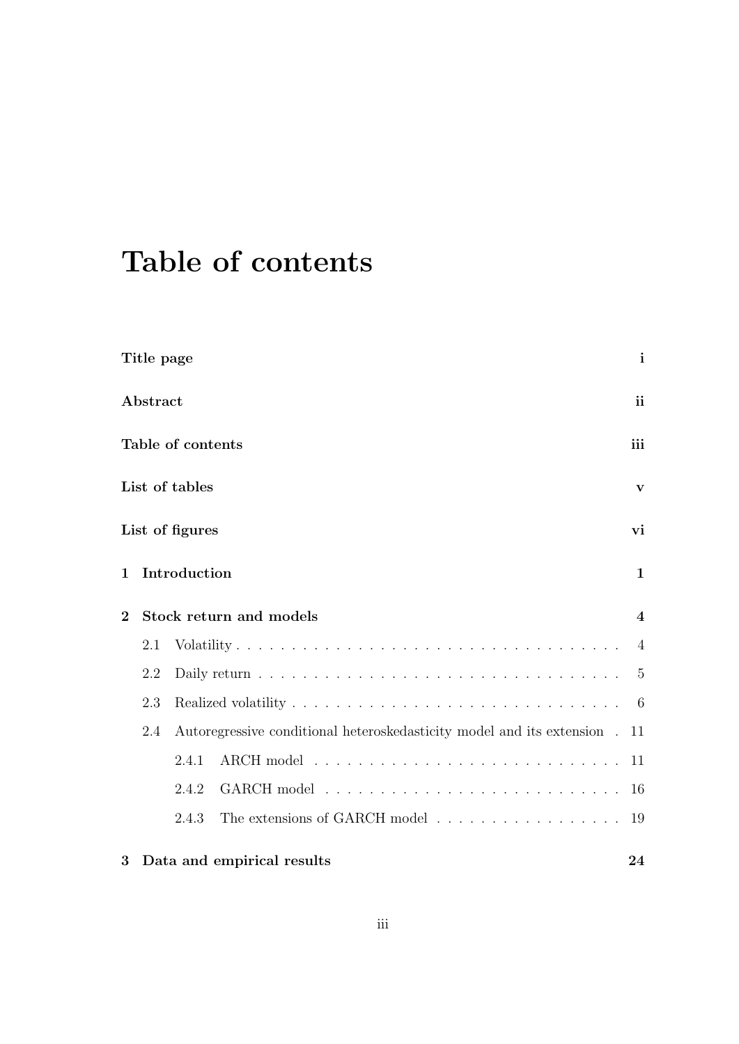# Table of contents

**Title page** **i**

**Abstract** **ii**

**Table of contents** **iii**

**List of tables** **v**

**List of figures** **vi**

**1 Introduction** **1**

**2 Stock return and models** **4**

- 2.1 Volatility . . . . . . . . . . 4
- 2.2 Daily return . . . . . . . . . . 5
- 2.3 Realized volatility . . . . . . . . . . 6
- 2.4 Autoregressive conditional heteroskedasticity model and its extension . 11
  - 2.4.1 ARCH model . . . . . . . . . . 11
  - 2.4.2 GARCH model . . . . . . . . . . 16
  - 2.4.3 The extensions of GARCH model . . . . . . . . . . 19

**3 Data and empirical results** **24**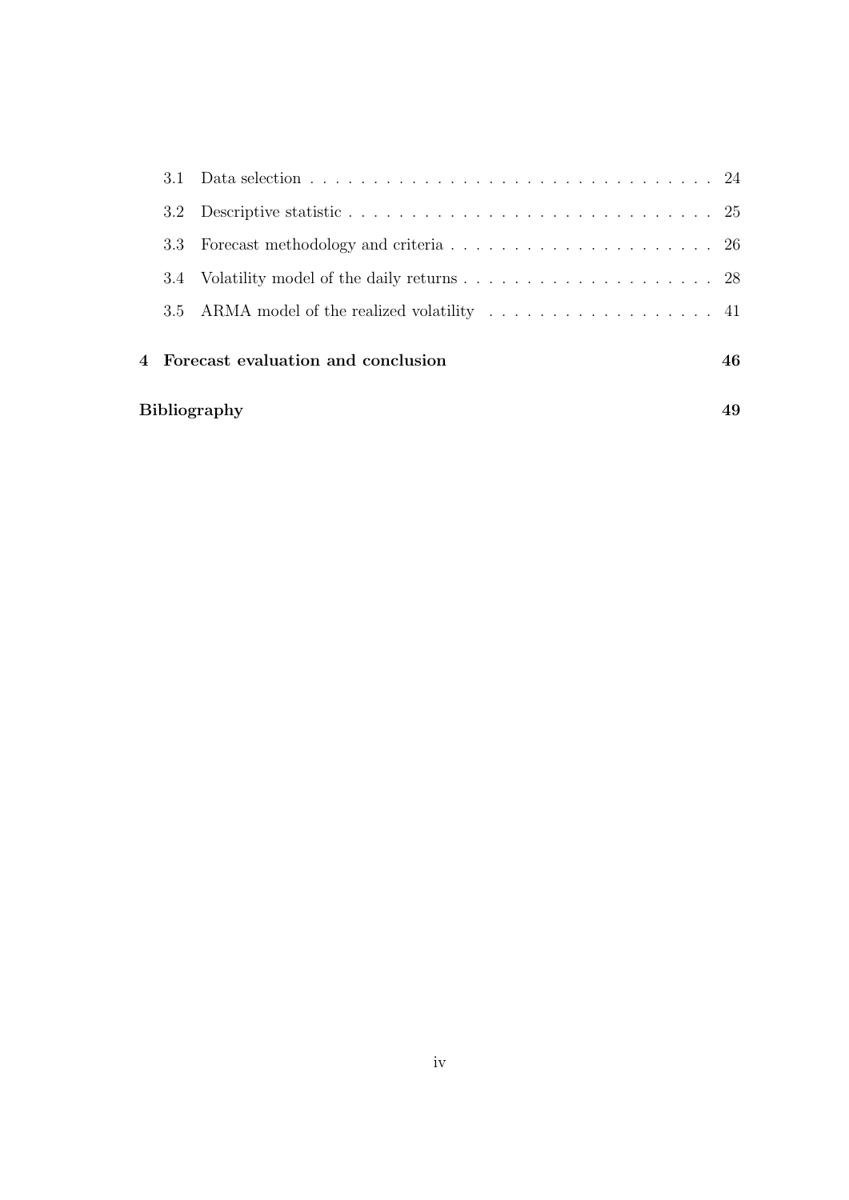3.1 Data selection . . . . . . . . . . . . . . . . . . . . . . . . . . . . . . . . . 24

3.2 Descriptive statistic . . . . . . . . . . . . . . . . . . . . . . . . . . . . . . 25

3.3 Forecast methodology and criteria . . . . . . . . . . . . . . . . . . . . . . 26

3.4 Volatility model of the daily returns . . . . . . . . . . . . . . . . . . . . . 28

3.5 ARMA model of the realized volatility . . . . . . . . . . . . . . . . . . . 41

**4 Forecast evaluation and conclusion** **46**

**Bibliography** **49**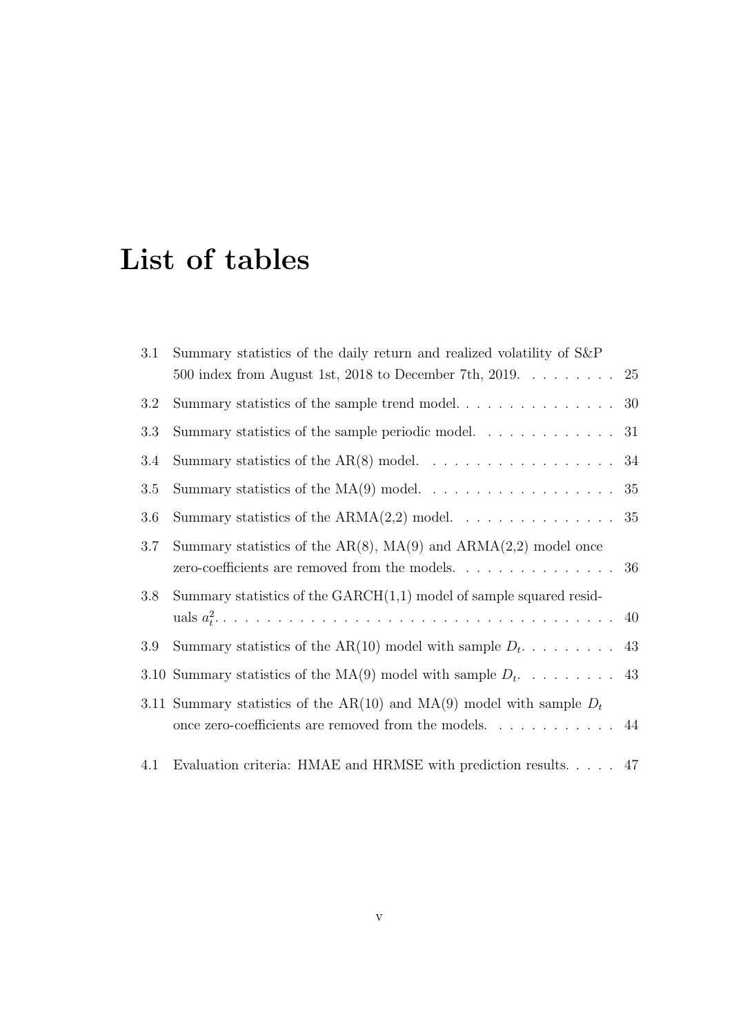# List of tables

3.1 Summary statistics of the daily return and realized volatility of S&P 500 index from August 1st, 2018 to December 7th, 2019. . . . . . . . . 25

3.2 Summary statistics of the sample trend model. . . . . . . . . . . . . . . . 30

3.3 Summary statistics of the sample periodic model. . . . . . . . . . . . . 31

3.4 Summary statistics of the AR(8) model. . . . . . . . . . . . . . . . . . . 34

3.5 Summary statistics of the MA(9) model. . . . . . . . . . . . . . . . . . . 35

3.6 Summary statistics of the ARMA(2,2) model. . . . . . . . . . . . . . . 35

3.7 Summary statistics of the AR(8), MA(9) and ARMA(2,2) model once zero-coefficients are removed from the models. . . . . . . . . . . . . . . 36

3.8 Summary statistics of the GARCH(1,1) model of sample squared residuals $a_t^2$. . . . . . . . . . . . . . . . . . . . . . . . . . . . . . . . . . . . . 40

3.9 Summary statistics of the AR(10) model with sample $D_t$. . . . . . . . . 43

3.10 Summary statistics of the MA(9) model with sample $D_t$. . . . . . . . . 43

3.11 Summary statistics of the AR(10) and MA(9) model with sample $D_t$ once zero-coefficients are removed from the models. . . . . . . . . . . . 44

4.1 Evaluation criteria: HMAE and HRMSE with prediction results. . . . . 47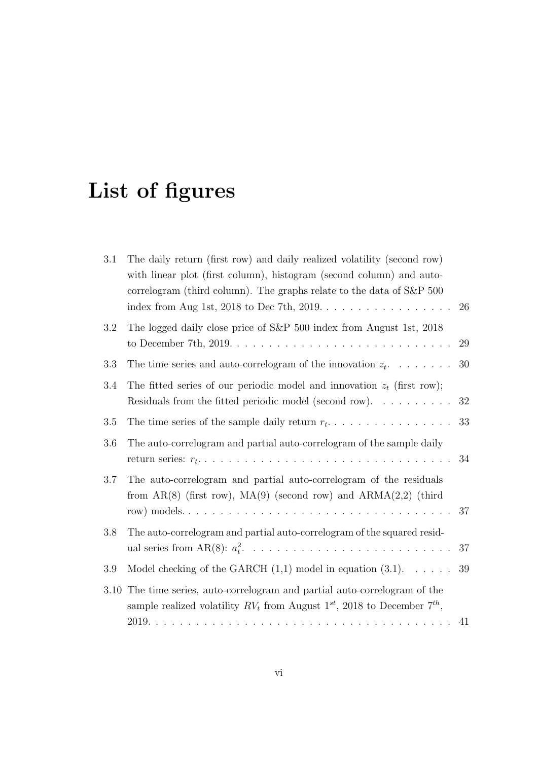# List of figures

3.1 The daily return (first row) and daily realized volatility (second row) with linear plot (first column), histogram (second column) and auto-correlogram (third column). The graphs relate to the data of S&P 500 index from Aug 1st, 2018 to Dec 7th, 2019. . . . . . . . . . . . . . . . . 26

3.2 The logged daily close price of S&P 500 index from August 1st, 2018 to December 7th, 2019. . . . . . . . . . . . . . . . . . . . . . . . . . . 29

3.3 The time series and auto-correlogram of the innovation $z_t$. . . . . . . . 30

3.4 The fitted series of our periodic model and innovation $z_t$ (first row); Residuals from the fitted periodic model (second row). . . . . . . . . . 32

3.5 The time series of the sample daily return $r_t$. . . . . . . . . . . . . . . . 33

3.6 The auto-correlogram and partial auto-correlogram of the sample daily return series: $r_t$. . . . . . . . . . . . . . . . . . . . . . . . . . . . . . . 34

3.7 The auto-correlogram and partial auto-correlogram of the residuals from AR(8) (first row), MA(9) (second row) and ARMA(2,2) (third row) models. . . . . . . . . . . . . . . . . . . . . . . . . . . . . . . . . 37

3.8 The auto-correlogram and partial auto-correlogram of the squared residual series from AR(8): $a_t^2$. . . . . . . . . . . . . . . . . . . . . . . . . 37

3.9 Model checking of the GARCH (1,1) model in equation (3.1). . . . . . 39

3.10 The time series, auto-correlogram and partial auto-correlogram of the sample realized volatility $RV_t$ from August $1^{st}$, 2018 to December $7^{th}$, 2019. . . . . . . . . . . . . . . . . . . . . . . . . . . . . . . . . . . . . 41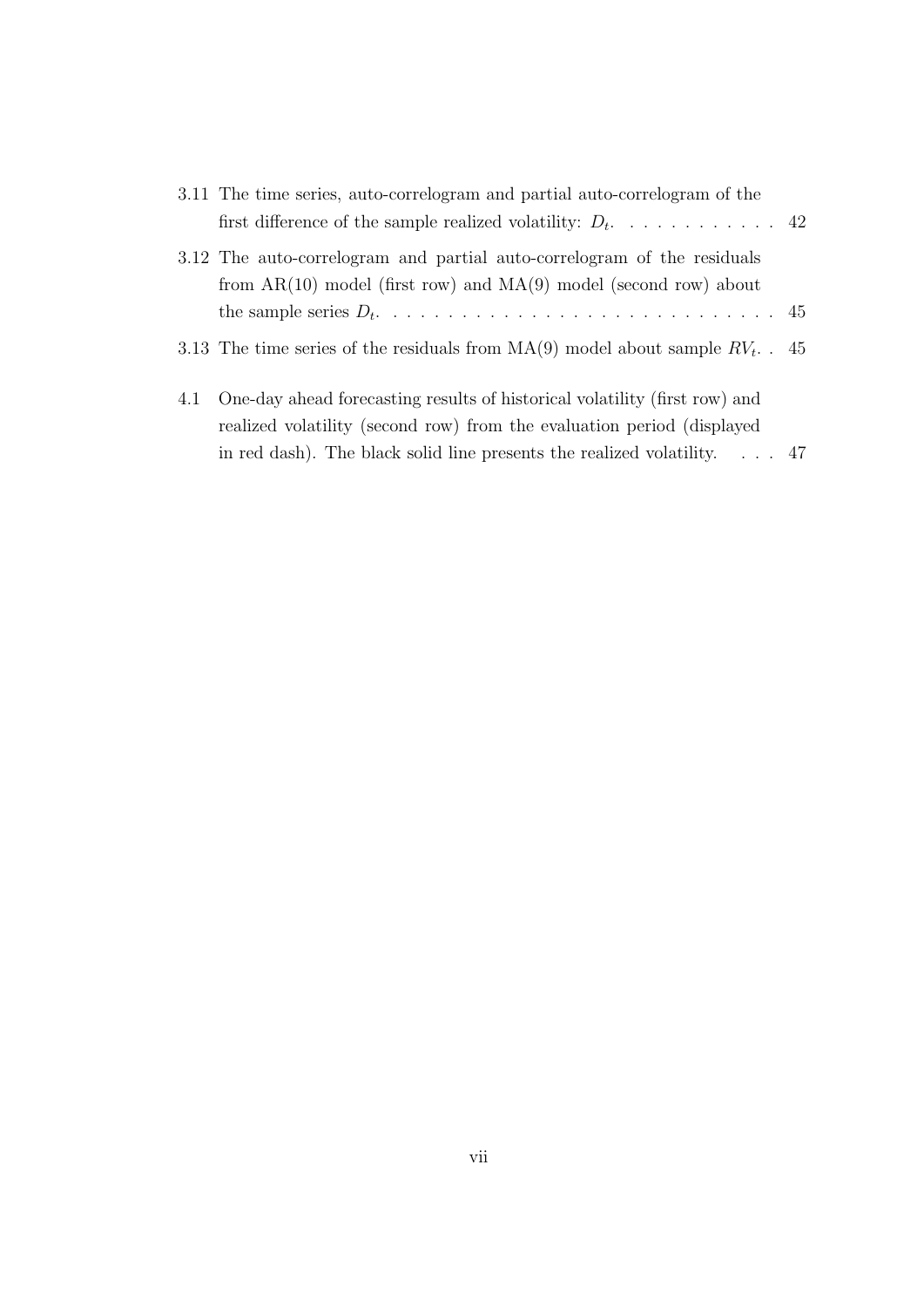3.11 The time series, auto-correlogram and partial auto-correlogram of the first difference of the sample realized volatility: $D_t$. . . . . . . . . . . . 42

3.12 The auto-correlogram and partial auto-correlogram of the residuals from AR(10) model (first row) and MA(9) model (second row) about the sample series $D_t$. . . . . . . . . . . . . . . . . . . . . . . . . . . . . 45

3.13 The time series of the residuals from MA(9) model about sample $RV_t$. . 45

4.1 One-day ahead forecasting results of historical volatility (first row) and realized volatility (second row) from the evaluation period (displayed in red dash). The black solid line presents the realized volatility. . . . 47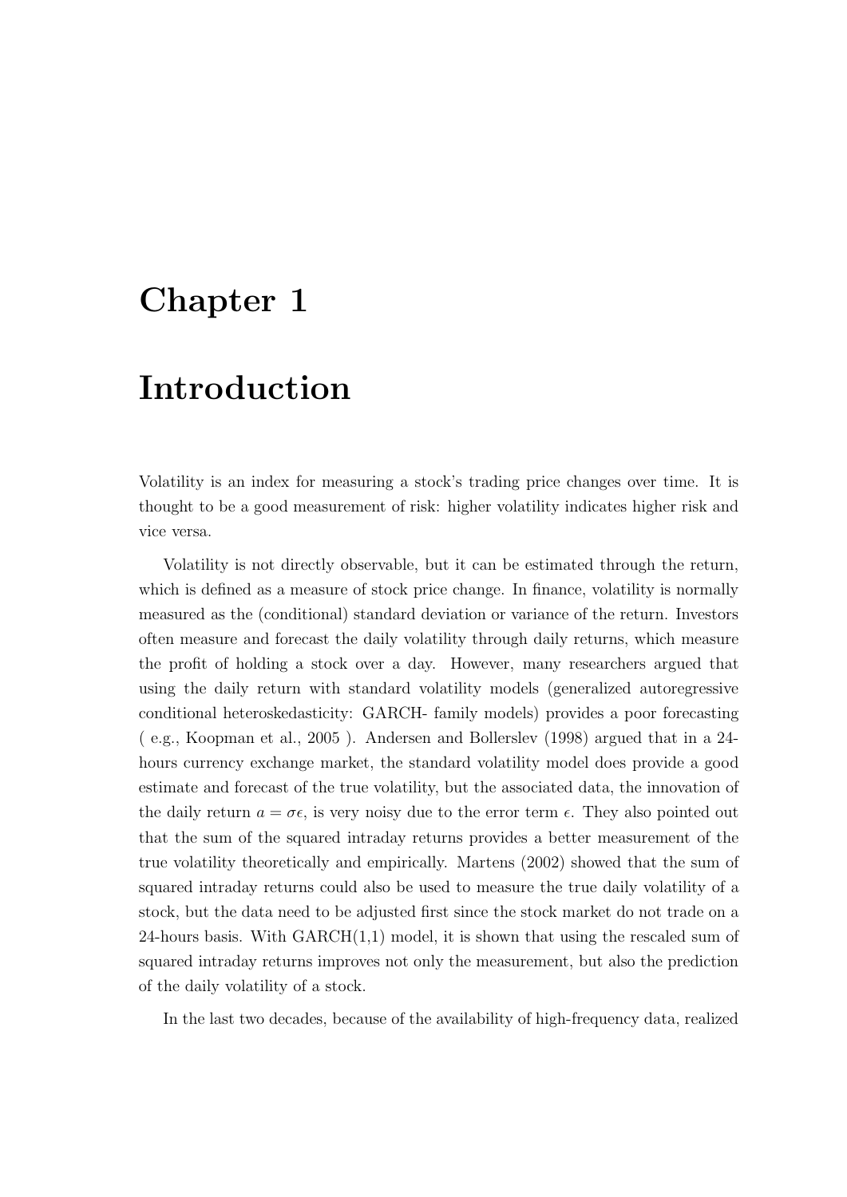# Chapter 1

# Introduction

Volatility is an index for measuring a stock's trading price changes over time. It is thought to be a good measurement of risk: higher volatility indicates higher risk and vice versa.

Volatility is not directly observable, but it can be estimated through the return, which is defined as a measure of stock price change. In finance, volatility is normally measured as the (conditional) standard deviation or variance of the return. Investors often measure and forecast the daily volatility through daily returns, which measure the profit of holding a stock over a day. However, many researchers argued that using the daily return with standard volatility models (generalized autoregressive conditional heteroskedasticity: GARCH- family models) provides a poor forecasting ( e.g., Koopman et al., 2005 ). Andersen and Bollerslev (1998) argued that in a 24-hours currency exchange market, the standard volatility model does provide a good estimate and forecast of the true volatility, but the associated data, the innovation of the daily return $a = \sigma\epsilon$, is very noisy due to the error term $\epsilon$. They also pointed out that the sum of the squared intraday returns provides a better measurement of the true volatility theoretically and empirically. Martens (2002) showed that the sum of squared intraday returns could also be used to measure the true daily volatility of a stock, but the data need to be adjusted first since the stock market do not trade on a 24-hours basis. With GARCH(1,1) model, it is shown that using the rescaled sum of squared intraday returns improves not only the measurement, but also the prediction of the daily volatility of a stock.

In the last two decades, because of the availability of high-frequency data, realized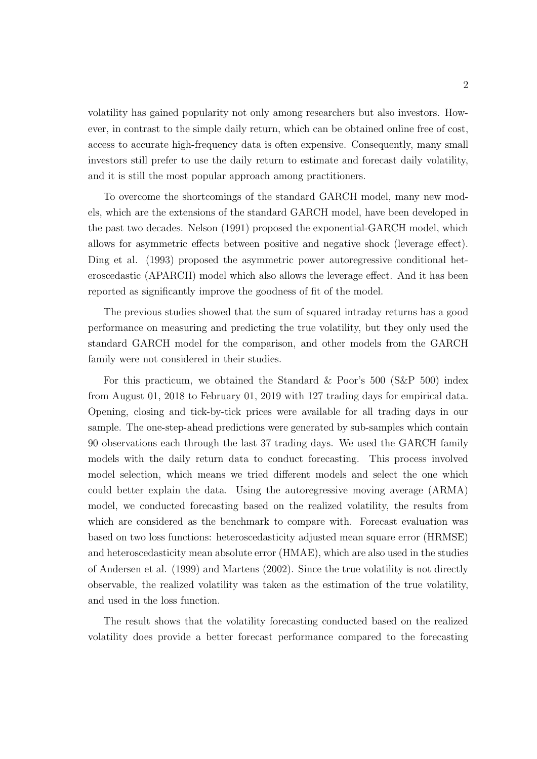volatility has gained popularity not only among researchers but also investors. However, in contrast to the simple daily return, which can be obtained online free of cost, access to accurate high-frequency data is often expensive. Consequently, many small investors still prefer to use the daily return to estimate and forecast daily volatility, and it is still the most popular approach among practitioners.

To overcome the shortcomings of the standard GARCH model, many new models, which are the extensions of the standard GARCH model, have been developed in the past two decades. Nelson (1991) proposed the exponential-GARCH model, which allows for asymmetric effects between positive and negative shock (leverage effect). Ding et al. (1993) proposed the asymmetric power autoregressive conditional heteroscedastic (APARCH) model which also allows the leverage effect. And it has been reported as significantly improve the goodness of fit of the model.

The previous studies showed that the sum of squared intraday returns has a good performance on measuring and predicting the true volatility, but they only used the standard GARCH model for the comparison, and other models from the GARCH family were not considered in their studies.

For this practicum, we obtained the Standard & Poor's 500 (S&P 500) index from August 01, 2018 to February 01, 2019 with 127 trading days for empirical data. Opening, closing and tick-by-tick prices were available for all trading days in our sample. The one-step-ahead predictions were generated by sub-samples which contain 90 observations each through the last 37 trading days. We used the GARCH family models with the daily return data to conduct forecasting. This process involved model selection, which means we tried different models and select the one which could better explain the data. Using the autoregressive moving average (ARMA) model, we conducted forecasting based on the realized volatility, the results from which are considered as the benchmark to compare with. Forecast evaluation was based on two loss functions: heteroscedasticity adjusted mean square error (HRMSE) and heteroscedasticity mean absolute error (HMAE), which are also used in the studies of Andersen et al. (1999) and Martens (2002). Since the true volatility is not directly observable, the realized volatility was taken as the estimation of the true volatility, and used in the loss function.

The result shows that the volatility forecasting conducted based on the realized volatility does provide a better forecast performance compared to the forecasting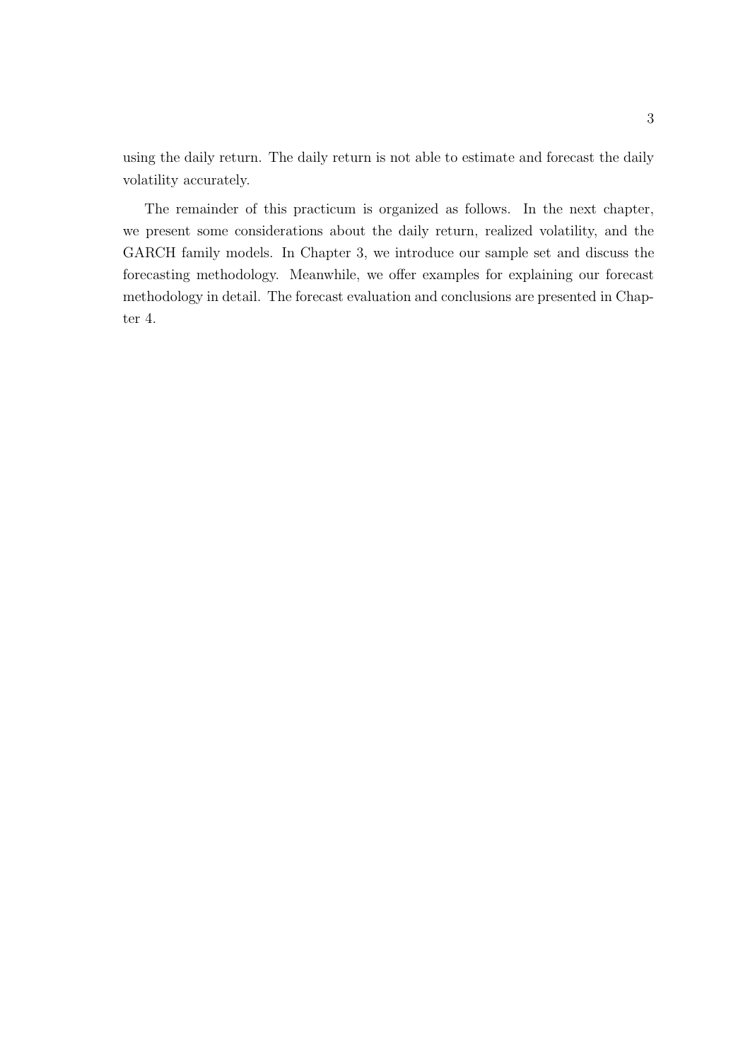using the daily return. The daily return is not able to estimate and forecast the daily volatility accurately.

The remainder of this practicum is organized as follows. In the next chapter, we present some considerations about the daily return, realized volatility, and the GARCH family models. In Chapter 3, we introduce our sample set and discuss the forecasting methodology. Meanwhile, we offer examples for explaining our forecast methodology in detail. The forecast evaluation and conclusions are presented in Chapter 4.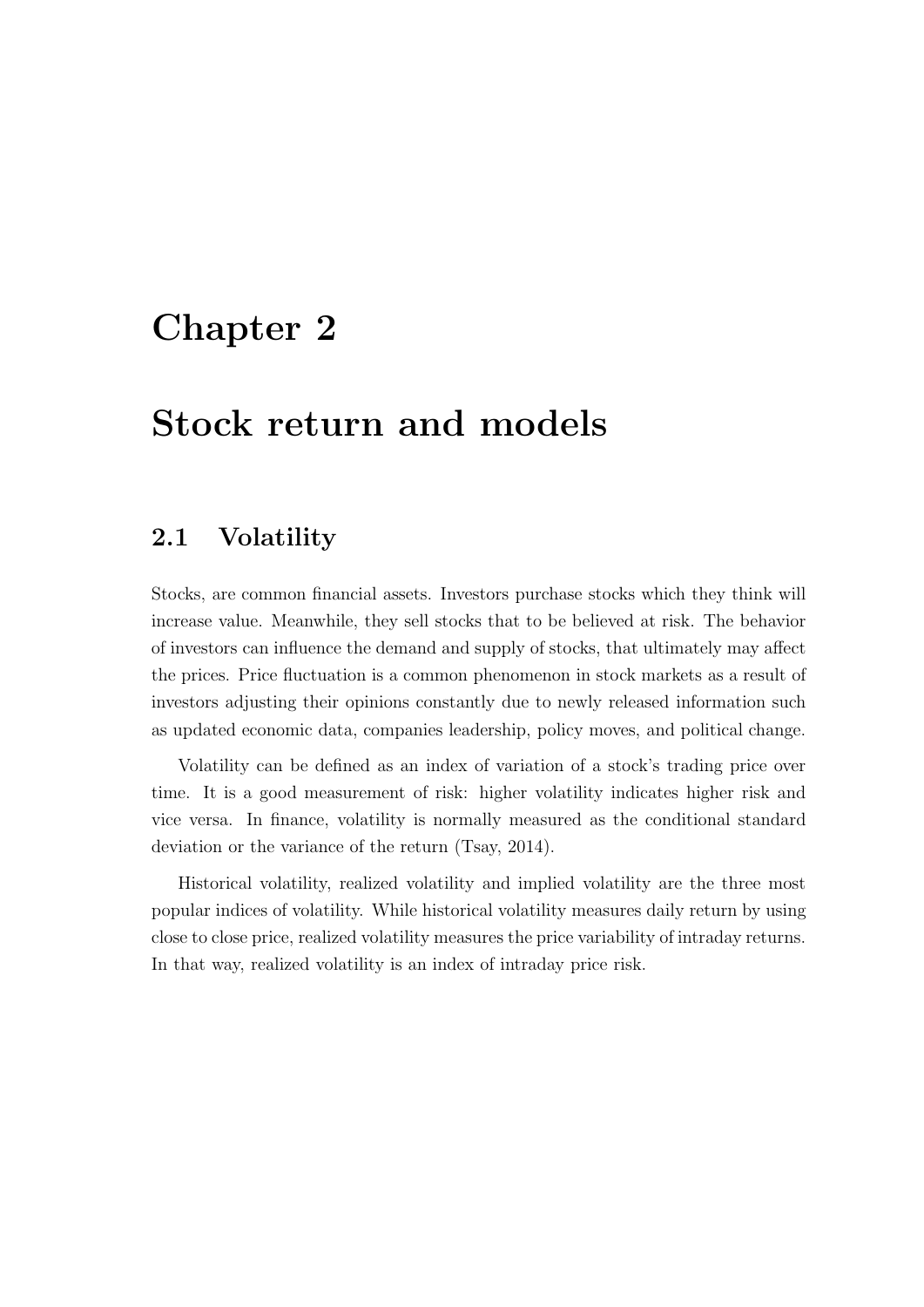# Chapter 2

# Stock return and models

## 2.1 Volatility

Stocks, are common financial assets. Investors purchase stocks which they think will increase value. Meanwhile, they sell stocks that to be believed at risk. The behavior of investors can influence the demand and supply of stocks, that ultimately may affect the prices. Price fluctuation is a common phenomenon in stock markets as a result of investors adjusting their opinions constantly due to newly released information such as updated economic data, companies leadership, policy moves, and political change.

Volatility can be defined as an index of variation of a stock's trading price over time. It is a good measurement of risk: higher volatility indicates higher risk and vice versa. In finance, volatility is normally measured as the conditional standard deviation or the variance of the return (Tsay, 2014).

Historical volatility, realized volatility and implied volatility are the three most popular indices of volatility. While historical volatility measures daily return by using close to close price, realized volatility measures the price variability of intraday returns. In that way, realized volatility is an index of intraday price risk.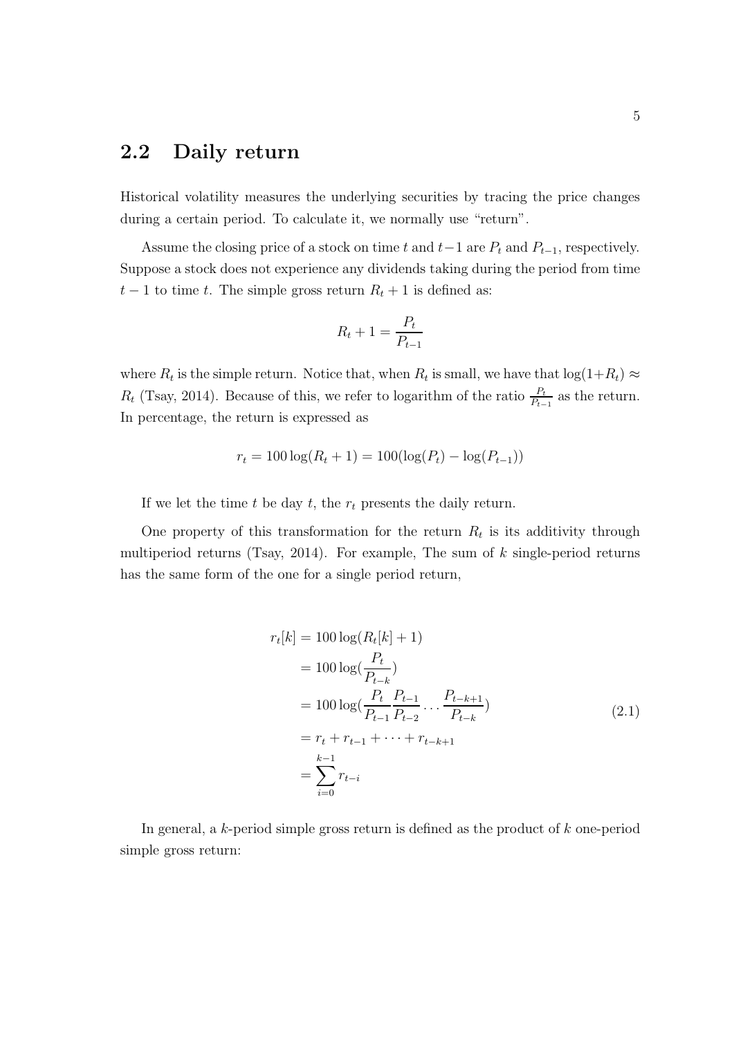## 2.2 Daily return

Historical volatility measures the underlying securities by tracing the price changes during a certain period. To calculate it, we normally use "return".

Assume the closing price of a stock on time $t$ and $t-1$ are $P_t$ and $P_{t-1}$, respectively. Suppose a stock does not experience any dividends taking during the period from time $t-1$ to time $t$. The simple gross return $R_t + 1$ is defined as:

$$R_t + 1 = \frac{P_t}{P_{t-1}}$$

where $R_t$ is the simple return. Notice that, when $R_t$ is small, we have that $\log(1+R_t) \approx R_t$ (Tsay, 2014). Because of this, we refer to logarithm of the ratio $\frac{P_t}{P_{t-1}}$ as the return. In percentage, the return is expressed as

$$r_t = 100 \log(R_t + 1) = 100(\log(P_t) - \log(P_{t-1}))$$

If we let the time $t$ be day $t$, the $r_t$ presents the daily return.

One property of this transformation for the return $R_t$ is its additivity through multiperiod returns (Tsay, 2014). For example, The sum of $k$ single-period returns has the same form of the one for a single period return,

$$\begin{aligned}
r_t[k] &= 100 \log(R_t[k] + 1) \\
&= 100 \log(\frac{P_t}{P_{t-k}}) \\
&= 100 \log(\frac{P_t}{P_{t-1}} \frac{P_{t-1}}{P_{t-2}} \cdots \frac{P_{t-k+1}}{P_{t-k}}) \\
&= r_t + r_{t-1} + \cdots + r_{t-k+1} \\
&= \sum_{i=0}^{k-1} r_{t-i}
\end{aligned} \tag{2.1}$$

In general, a $k$-period simple gross return is defined as the product of $k$ one-period simple gross return: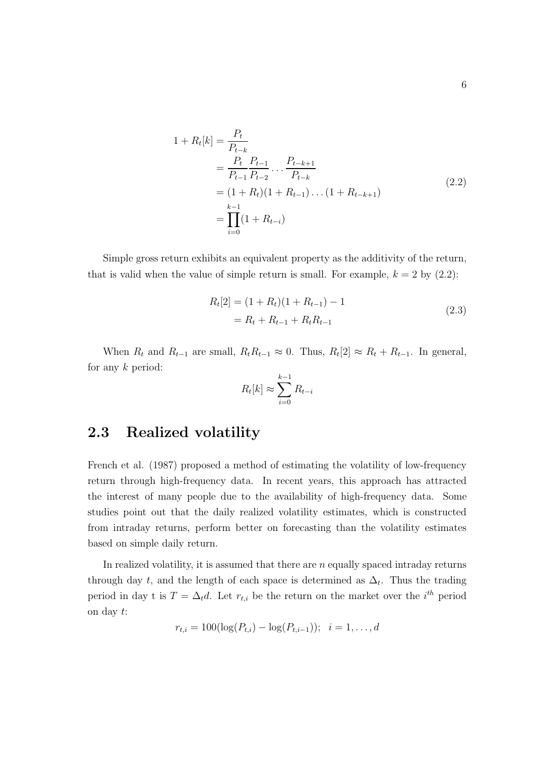$$
\begin{aligned}
1 + R_t[k] &= \frac{P_t}{P_{t-k}} \\
&= \frac{P_t}{P_{t-1}} \frac{P_{t-1}}{P_{t-2}} \cdots \frac{P_{t-k+1}}{P_{t-k}} \\
&= (1 + R_t)(1 + R_{t-1}) \ldots (1 + R_{t-k+1}) \\
&= \prod_{i=0}^{k-1} (1 + R_{t-i})
\end{aligned}
\tag{2.2}
$$

Simple gross return exhibits an equivalent property as the additivity of the return, that is valid when the value of simple return is small. For example, $k = 2$ by (2.2):

$$
\begin{aligned}
R_t[2] &= (1 + R_t)(1 + R_{t-1}) - 1 \\
&= R_t + R_{t-1} + R_t R_{t-1}
\end{aligned}
\tag{2.3}
$$

When $R_t$ and $R_{t-1}$ are small, $R_t R_{t-1} \approx 0$. Thus, $R_t[2] \approx R_t + R_{t-1}$. In general, for any $k$ period:

$$
R_t[k] \approx \sum_{i=0}^{k-1} R_{t-i}
$$

## 2.3 Realized volatility

French et al. (1987) proposed a method of estimating the volatility of low-frequency return through high-frequency data. In recent years, this approach has attracted the interest of many people due to the availability of high-frequency data. Some studies point out that the daily realized volatility estimates, which is constructed from intraday returns, perform better on forecasting than the volatility estimates based on simple daily return.

In realized volatility, it is assumed that there are $n$ equally spaced intraday returns through day $t$, and the length of each space is determined as $\Delta_t$. Thus the trading period in day t is $T = \Delta_t d$. Let $r_{t,i}$ be the return on the market over the $i^{th}$ period on day $t$:

$$
r_{t,i} = 100(\log(P_{t,i}) - \log(P_{t,i-1})); \quad i = 1, \ldots, d
$$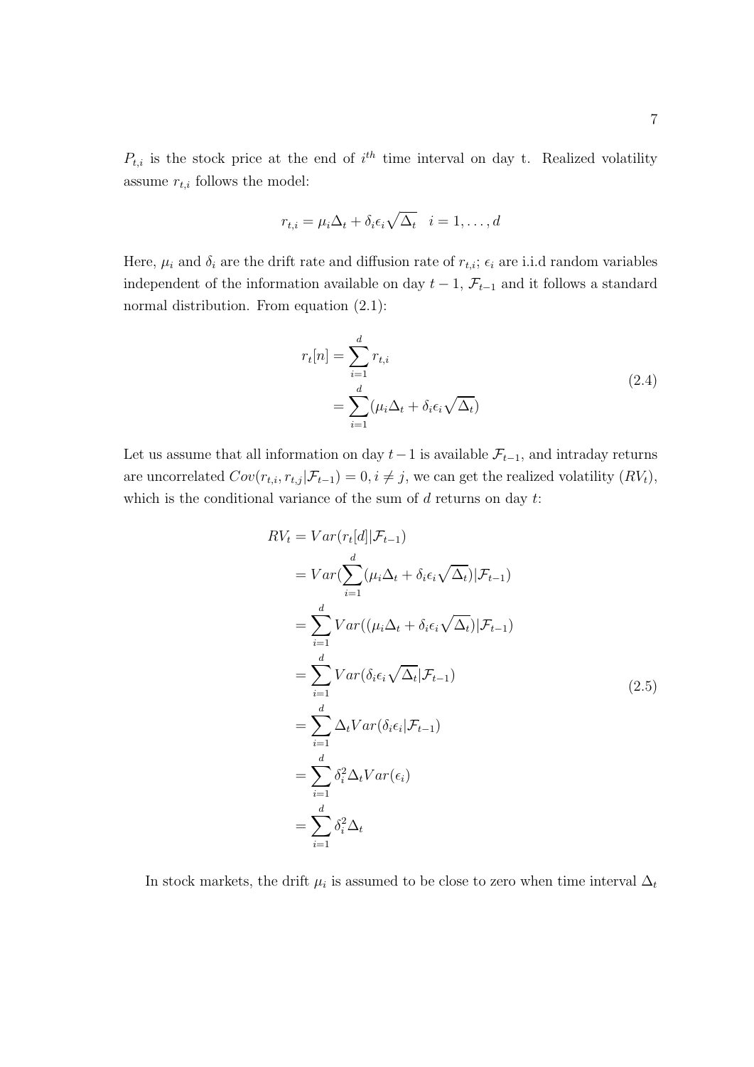$P_{t,i}$ is the stock price at the end of $i^{th}$ time interval on day t. Realized volatility assume $r_{t,i}$ follows the model:

$$r_{t,i} = \mu_i \Delta_t + \delta_i \epsilon_i \sqrt{\Delta_t} \quad i = 1, \ldots, d$$

Here, $\mu_i$ and $\delta_i$ are the drift rate and diffusion rate of $r_{t,i}$; $\epsilon_i$ are i.i.d random variables independent of the information available on day $t-1$, $\mathcal{F}_{t-1}$ and it follows a standard normal distribution. From equation (2.1):

$$\begin{aligned} r_t[n] &= \sum_{i=1}^{d} r_{t,i} \\ &= \sum_{i=1}^{d} (\mu_i \Delta_t + \delta_i \epsilon_i \sqrt{\Delta_t}) \end{aligned} \tag{2.4}$$

Let us assume that all information on day $t-1$ is available $\mathcal{F}_{t-1}$, and intraday returns are uncorrelated $Cov(r_{t,i}, r_{t,j}|\mathcal{F}_{t-1}) = 0, i \neq j$, we can get the realized volatility ($RV_t$), which is the conditional variance of the sum of $d$ returns on day $t$:

$$\begin{aligned} RV_t &= Var(r_t[d]|\mathcal{F}_{t-1}) \\ &= Var(\sum_{i=1}^{d} (\mu_i \Delta_t + \delta_i \epsilon_i \sqrt{\Delta_t})|\mathcal{F}_{t-1}) \\ &= \sum_{i=1}^{d} Var((\mu_i \Delta_t + \delta_i \epsilon_i \sqrt{\Delta_t})|\mathcal{F}_{t-1}) \\ &= \sum_{i=1}^{d} Var(\delta_i \epsilon_i \sqrt{\Delta_t}|\mathcal{F}_{t-1}) \\ &= \sum_{i=1}^{d} \Delta_t Var(\delta_i \epsilon_i|\mathcal{F}_{t-1}) \\ &= \sum_{i=1}^{d} \delta_i^2 \Delta_t Var(\epsilon_i) \\ &= \sum_{i=1}^{d} \delta_i^2 \Delta_t \end{aligned} \tag{2.5}$$

In stock markets, the drift $\mu_i$ is assumed to be close to zero when time interval $\Delta_t$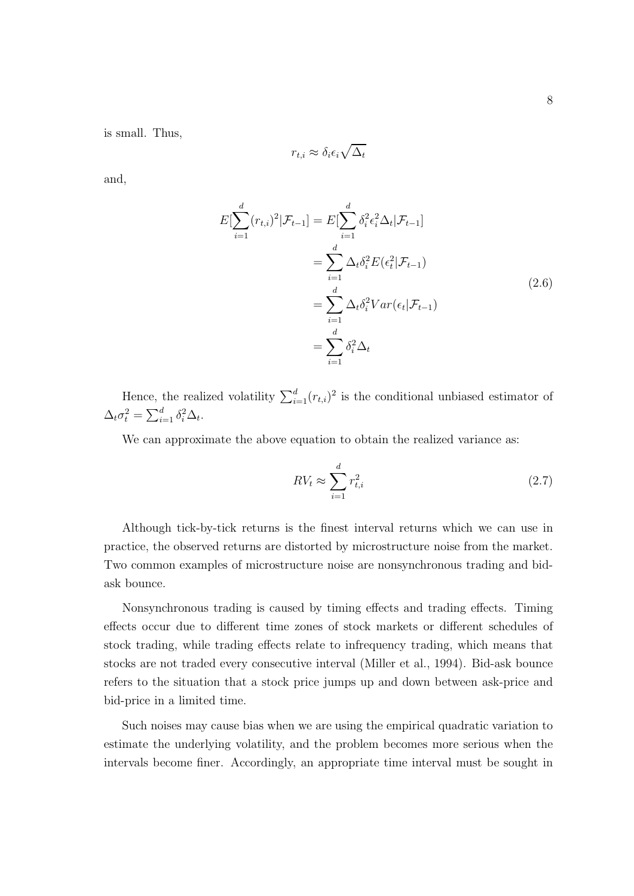is small. Thus,

$$r_{t,i} \approx \delta_i \epsilon_i \sqrt{\Delta_t}$$

and,

$$\begin{aligned}
E[\sum_{i=1}^{d}(r_{t,i})^2|\mathcal{F}_{t-1}] &= E[\sum_{i=1}^{d}\delta_i^2\epsilon_i^2\Delta_t|\mathcal{F}_{t-1}] \\
&= \sum_{i=1}^{d}\Delta_t\delta_i^2 E(\epsilon_t^2|\mathcal{F}_{t-1}) \\
&= \sum_{i=1}^{d}\Delta_t\delta_i^2 Var(\epsilon_t|\mathcal{F}_{t-1}) \\
&= \sum_{i=1}^{d}\delta_i^2\Delta_t
\end{aligned} \tag{2.6}$$

Hence, the realized volatility $\sum_{i=1}^{d}(r_{t,i})^2$ is the conditional unbiased estimator of $\Delta_t\sigma_t^2 = \sum_{i=1}^{d}\delta_i^2\Delta_t$.

We can approximate the above equation to obtain the realized variance as:

$$RV_t \approx \sum_{i=1}^{d} r_{t,i}^2 \tag{2.7}$$

Although tick-by-tick returns is the finest interval returns which we can use in practice, the observed returns are distorted by microstructure noise from the market. Two common examples of microstructure noise are nonsynchronous trading and bid-ask bounce.

Nonsynchronous trading is caused by timing effects and trading effects. Timing effects occur due to different time zones of stock markets or different schedules of stock trading, while trading effects relate to infrequency trading, which means that stocks are not traded every consecutive interval (Miller et al., 1994). Bid-ask bounce refers to the situation that a stock price jumps up and down between ask-price and bid-price in a limited time.

Such noises may cause bias when we are using the empirical quadratic variation to estimate the underlying volatility, and the problem becomes more serious when the intervals become finer. Accordingly, an appropriate time interval must be sought in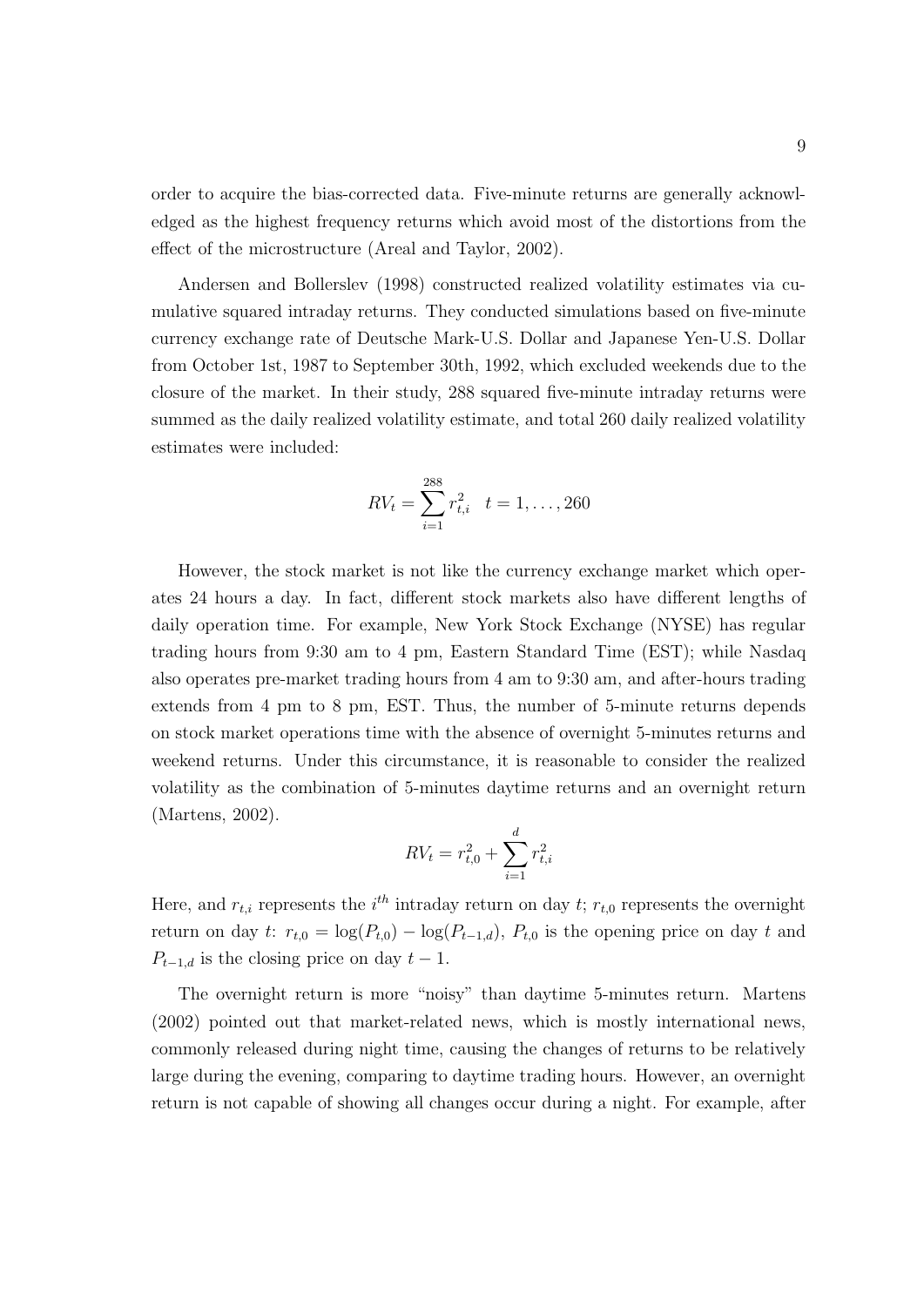order to acquire the bias-corrected data. Five-minute returns are generally acknowledged as the highest frequency returns which avoid most of the distortions from the effect of the microstructure (Areal and Taylor, 2002).

Andersen and Bollerslev (1998) constructed realized volatility estimates via cumulative squared intraday returns. They conducted simulations based on five-minute currency exchange rate of Deutsche Mark-U.S. Dollar and Japanese Yen-U.S. Dollar from October 1st, 1987 to September 30th, 1992, which excluded weekends due to the closure of the market. In their study, 288 squared five-minute intraday returns were summed as the daily realized volatility estimate, and total 260 daily realized volatility estimates were included:

$$RV_t = \sum_{i=1}^{288} r_{t,i}^2 \quad t = 1, \ldots, 260$$

However, the stock market is not like the currency exchange market which operates 24 hours a day. In fact, different stock markets also have different lengths of daily operation time. For example, New York Stock Exchange (NYSE) has regular trading hours from 9:30 am to 4 pm, Eastern Standard Time (EST); while Nasdaq also operates pre-market trading hours from 4 am to 9:30 am, and after-hours trading extends from 4 pm to 8 pm, EST. Thus, the number of 5-minute returns depends on stock market operations time with the absence of overnight 5-minutes returns and weekend returns. Under this circumstance, it is reasonable to consider the realized volatility as the combination of 5-minutes daytime returns and an overnight return (Martens, 2002).

$$RV_t = r_{t,0}^2 + \sum_{i=1}^{d} r_{t,i}^2$$

Here, and $r_{t,i}$ represents the $i^{th}$ intraday return on day $t$; $r_{t,0}$ represents the overnight return on day $t$: $r_{t,0} = \log(P_{t,0}) - \log(P_{t-1,d})$, $P_{t,0}$ is the opening price on day $t$ and $P_{t-1,d}$ is the closing price on day $t-1$.

The overnight return is more "noisy" than daytime 5-minutes return. Martens (2002) pointed out that market-related news, which is mostly international news, commonly released during night time, causing the changes of returns to be relatively large during the evening, comparing to daytime trading hours. However, an overnight return is not capable of showing all changes occur during a night. For example, after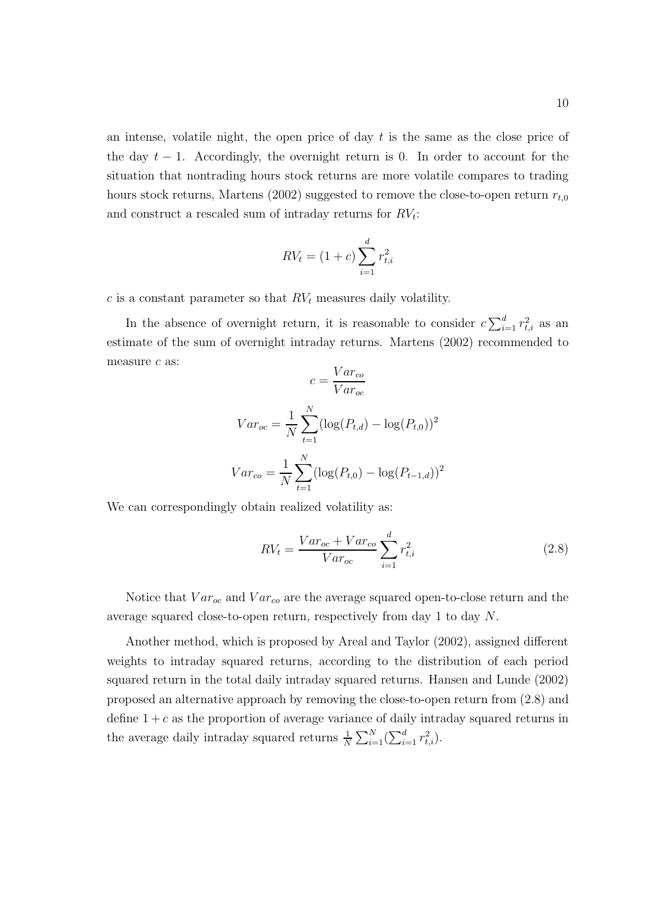an intense, volatile night, the open price of day $t$ is the same as the close price of the day $t-1$. Accordingly, the overnight return is 0. In order to account for the situation that nontrading hours stock returns are more volatile compares to trading hours stock returns, Martens (2002) suggested to remove the close-to-open return $r_{t,0}$ and construct a rescaled sum of intraday returns for $RV_t$:

$$RV_t = (1+c)\sum_{i=1}^{d} r_{t,i}^2$$

$c$ is a constant parameter so that $RV_t$ measures daily volatility.

In the absence of overnight return, it is reasonable to consider $c\sum_{i=1}^{d} r_{t,i}^2$ as an estimate of the sum of overnight intraday returns. Martens (2002) recommended to measure $c$ as:

$$c = \frac{Var_{co}}{Var_{oc}}$$

$$Var_{oc} = \frac{1}{N}\sum_{t=1}^{N}(\log(P_{t,d}) - \log(P_{t,0}))^2$$

$$Var_{co} = \frac{1}{N}\sum_{t=1}^{N}(\log(P_{t,0}) - \log(P_{t-1,d}))^2$$

We can correspondingly obtain realized volatility as:

$$RV_t = \frac{Var_{oc} + Var_{co}}{Var_{oc}}\sum_{i=1}^{d} r_{t,i}^2 \tag{2.8}$$

Notice that $Var_{oc}$ and $Var_{co}$ are the average squared open-to-close return and the average squared close-to-open return, respectively from day 1 to day $N$.

Another method, which is proposed by Areal and Taylor (2002), assigned different weights to intraday squared returns, according to the distribution of each period squared return in the total daily intraday squared returns. Hansen and Lunde (2002) proposed an alternative approach by removing the close-to-open return from (2.8) and define $1+c$ as the proportion of average variance of daily intraday squared returns in the average daily intraday squared returns $\frac{1}{N}\sum_{i=1}^{N}(\sum_{i=1}^{d} r_{t,i}^2)$.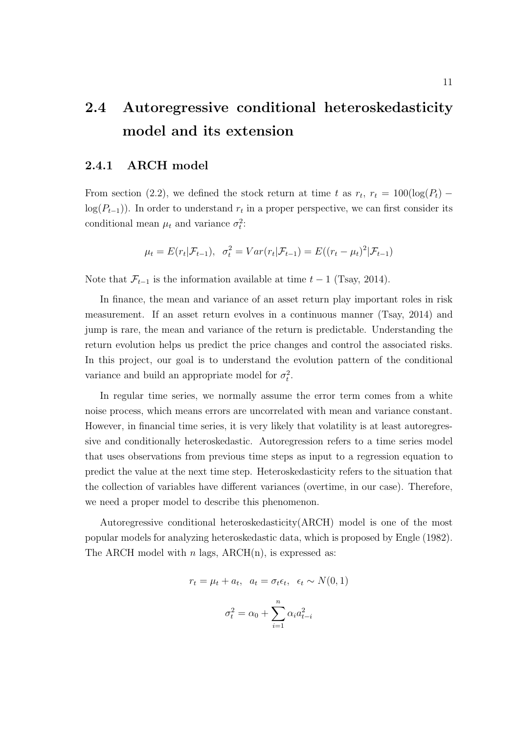## 2.4 Autoregressive conditional heteroskedasticity model and its extension

### 2.4.1 ARCH model

From section (2.2), we defined the stock return at time $t$ as $r_t$, $r_t = 100(\log(P_t) - \log(P_{t-1}))$. In order to understand $r_t$ in a proper perspective, we can first consider its conditional mean $\mu_t$ and variance $\sigma_t^2$:

$$\mu_t = E(r_t|\mathcal{F}_{t-1}), \ \ \sigma_t^2 = Var(r_t|\mathcal{F}_{t-1}) = E((r_t - \mu_t)^2|\mathcal{F}_{t-1})$$

Note that $\mathcal{F}_{t-1}$ is the information available at time $t-1$ (Tsay, 2014).

In finance, the mean and variance of an asset return play important roles in risk measurement. If an asset return evolves in a continuous manner (Tsay, 2014) and jump is rare, the mean and variance of the return is predictable. Understanding the return evolution helps us predict the price changes and control the associated risks. In this project, our goal is to understand the evolution pattern of the conditional variance and build an appropriate model for $\sigma_t^2$.

In regular time series, we normally assume the error term comes from a white noise process, which means errors are uncorrelated with mean and variance constant. However, in financial time series, it is very likely that volatility is at least autoregressive and conditionally heteroskedastic. Autoregression refers to a time series model that uses observations from previous time steps as input to a regression equation to predict the value at the next time step. Heteroskedasticity refers to the situation that the collection of variables have different variances (overtime, in our case). Therefore, we need a proper model to describe this phenomenon.

Autoregressive conditional heteroskedasticity(ARCH) model is one of the most popular models for analyzing heteroskedastic data, which is proposed by Engle (1982). The ARCH model with $n$ lags, ARCH(n), is expressed as:

$$r_t = \mu_t + a_t, \ \ a_t = \sigma_t \epsilon_t, \ \ \epsilon_t \sim N(0, 1)$$

$$\sigma_t^2 = \alpha_0 + \sum_{i=1}^{n} \alpha_i a_{t-i}^2$$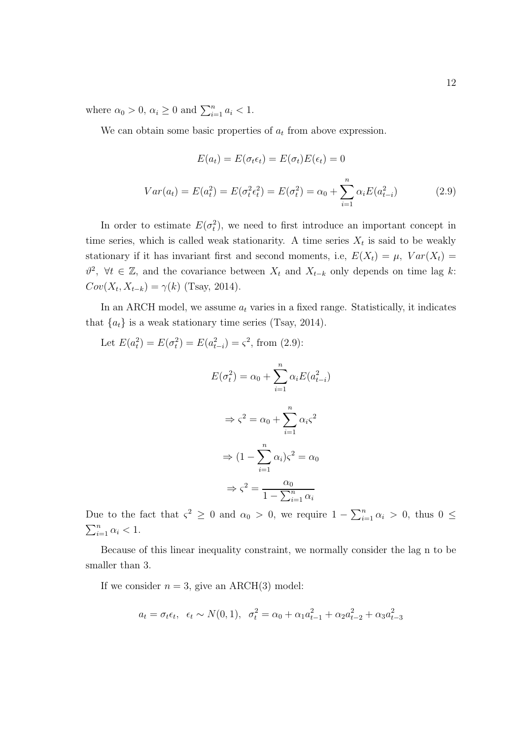where $\alpha_0 > 0$, $\alpha_i \geq 0$ and $\sum_{i=1}^{n} a_i < 1$.

We can obtain some basic properties of $a_t$ from above expression.

$$E(a_t) = E(\sigma_t \epsilon_t) = E(\sigma_t)E(\epsilon_t) = 0$$

$$Var(a_t) = E(a_t^2) = E(\sigma_t^2 \epsilon_t^2) = E(\sigma_t^2) = \alpha_0 + \sum_{i=1}^{n} \alpha_i E(a_{t-i}^2) \tag{2.9}$$

In order to estimate $E(\sigma_t^2)$, we need to first introduce an important concept in time series, which is called weak stationarity. A time series $X_t$ is said to be weakly stationary if it has invariant first and second moments, i.e, $E(X_t) = \mu$, $Var(X_t) = \vartheta^2$, $\forall t \in \mathbb{Z}$, and the covariance between $X_t$ and $X_{t-k}$ only depends on time lag $k$: $Cov(X_t, X_{t-k}) = \gamma(k)$ (Tsay, 2014).

In an ARCH model, we assume $a_t$ varies in a fixed range. Statistically, it indicates that $\{a_t\}$ is a weak stationary time series (Tsay, 2014).

Let $E(a_t^2) = E(\sigma_t^2) = E(a_{t-i}^2) = \varsigma^2$, from (2.9):

$$E(\sigma_t^2) = \alpha_0 + \sum_{i=1}^{n} \alpha_i E(a_{t-i}^2)$$

$$\Rightarrow \varsigma^2 = \alpha_0 + \sum_{i=1}^{n} \alpha_i \varsigma^2$$

$$\Rightarrow (1 - \sum_{i=1}^{n} \alpha_i)\varsigma^2 = \alpha_0$$

$$\Rightarrow \varsigma^2 = \frac{\alpha_0}{1 - \sum_{i=1}^{n} \alpha_i}$$

Due to the fact that $\varsigma^2 \geq 0$ and $\alpha_0 > 0$, we require $1 - \sum_{i=1}^{n} \alpha_i > 0$, thus $0 \leq \sum_{i=1}^{n} \alpha_i < 1$.

Because of this linear inequality constraint, we normally consider the lag n to be smaller than 3.

If we consider $n = 3$, give an ARCH(3) model:

$$a_t = \sigma_t \epsilon_t, \;\; \epsilon_t \sim N(0, 1), \;\; \sigma_t^2 = \alpha_0 + \alpha_1 a_{t-1}^2 + \alpha_2 a_{t-2}^2 + \alpha_3 a_{t-3}^2$$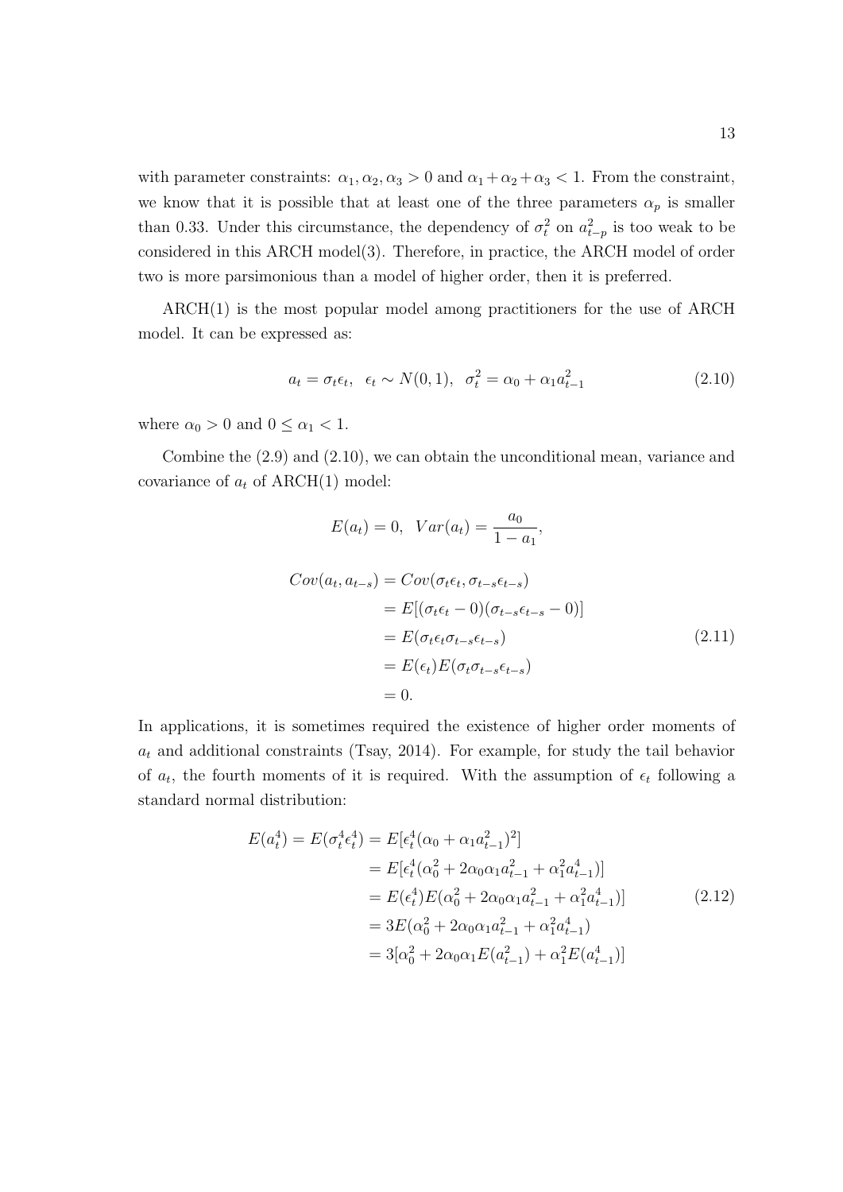with parameter constraints: $\alpha_1, \alpha_2, \alpha_3 > 0$ and $\alpha_1 + \alpha_2 + \alpha_3 < 1$. From the constraint, we know that it is possible that at least one of the three parameters $\alpha_p$ is smaller than 0.33. Under this circumstance, the dependency of $\sigma_t^2$ on $a_{t-p}^2$ is too weak to be considered in this ARCH model(3). Therefore, in practice, the ARCH model of order two is more parsimonious than a model of higher order, then it is preferred.

ARCH(1) is the most popular model among practitioners for the use of ARCH model. It can be expressed as:

$$a_t = \sigma_t \epsilon_t, \;\; \epsilon_t \sim N(0,1), \;\; \sigma_t^2 = \alpha_0 + \alpha_1 a_{t-1}^2 \tag{2.10}$$

where $\alpha_0 > 0$ and $0 \leq \alpha_1 < 1$.

Combine the (2.9) and (2.10), we can obtain the unconditional mean, variance and covariance of $a_t$ of ARCH(1) model:

$$E(a_t) = 0, \;\; Var(a_t) = \frac{a_0}{1 - a_1},$$

$$\begin{aligned}
Cov(a_t, a_{t-s}) &= Cov(\sigma_t \epsilon_t, \sigma_{t-s} \epsilon_{t-s}) \\
&= E[(\sigma_t \epsilon_t - 0)(\sigma_{t-s} \epsilon_{t-s} - 0)] \\
&= E(\sigma_t \epsilon_t \sigma_{t-s} \epsilon_{t-s}) \\
&= E(\epsilon_t) E(\sigma_t \sigma_{t-s} \epsilon_{t-s}) \\
&= 0.
\end{aligned} \tag{2.11}$$

In applications, it is sometimes required the existence of higher order moments of $a_t$ and additional constraints (Tsay, 2014). For example, for study the tail behavior of $a_t$, the fourth moments of it is required. With the assumption of $\epsilon_t$ following a standard normal distribution:

$$\begin{aligned}
E(a_t^4) = E(\sigma_t^4 \epsilon_t^4) &= E[\epsilon_t^4 (\alpha_0 + \alpha_1 a_{t-1}^2)^2] \\
&= E[\epsilon_t^4 (\alpha_0^2 + 2\alpha_0 \alpha_1 a_{t-1}^2 + \alpha_1^2 a_{t-1}^4)] \\
&= E(\epsilon_t^4) E(\alpha_0^2 + 2\alpha_0 \alpha_1 a_{t-1}^2 + \alpha_1^2 a_{t-1}^4)] \\
&= 3E(\alpha_0^2 + 2\alpha_0 \alpha_1 a_{t-1}^2 + \alpha_1^2 a_{t-1}^4) \\
&= 3[\alpha_0^2 + 2\alpha_0 \alpha_1 E(a_{t-1}^2) + \alpha_1^2 E(a_{t-1}^4)]
\end{aligned} \tag{2.12}$$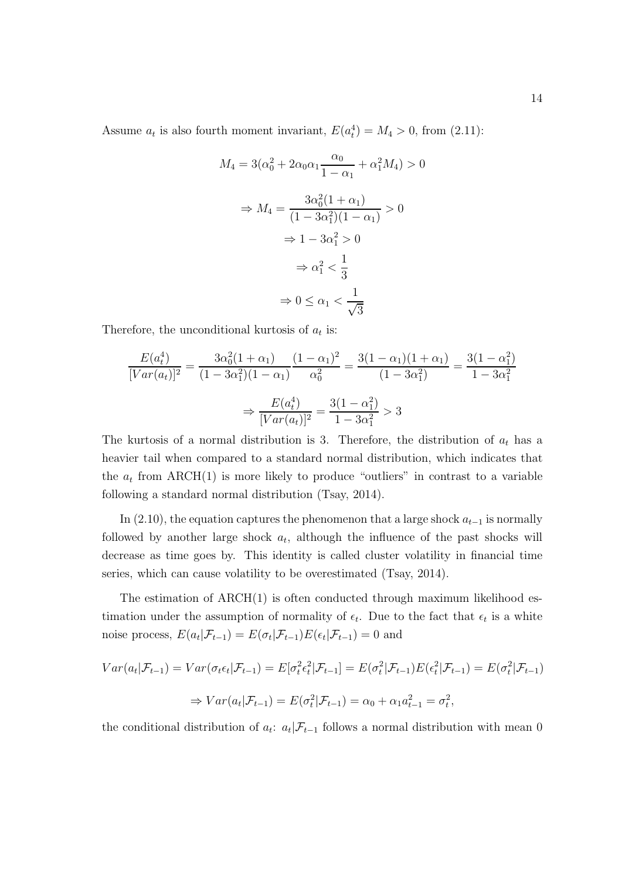Assume $a_t$ is also fourth moment invariant, $E(a_t^4) = M_4 > 0$, from (2.11):

$$M_4 = 3(\alpha_0^2 + 2\alpha_0\alpha_1\frac{\alpha_0}{1-\alpha_1} + \alpha_1^2 M_4) > 0$$

$$\Rightarrow M_4 = \frac{3\alpha_0^2(1+\alpha_1)}{(1-3\alpha_1^2)(1-\alpha_1)} > 0$$

$$\Rightarrow 1 - 3\alpha_1^2 > 0$$

$$\Rightarrow \alpha_1^2 < \frac{1}{3}$$

$$\Rightarrow 0 \leq \alpha_1 < \frac{1}{\sqrt{3}}$$

Therefore, the unconditional kurtosis of $a_t$ is:

$$\frac{E(a_t^4)}{[Var(a_t)]^2} = \frac{3\alpha_0^2(1+\alpha_1)}{(1-3\alpha_1^2)(1-\alpha_1)}\frac{(1-\alpha_1)^2}{\alpha_0^2} = \frac{3(1-\alpha_1)(1+\alpha_1)}{(1-3\alpha_1^2)} = \frac{3(1-\alpha_1^2)}{1-3\alpha_1^2}$$

$$\Rightarrow \frac{E(a_t^4)}{[Var(a_t)]^2} = \frac{3(1-\alpha_1^2)}{1-3\alpha_1^2} > 3$$

The kurtosis of a normal distribution is 3. Therefore, the distribution of $a_t$ has a heavier tail when compared to a standard normal distribution, which indicates that the $a_t$ from ARCH(1) is more likely to produce "outliers" in contrast to a variable following a standard normal distribution (Tsay, 2014).

In (2.10), the equation captures the phenomenon that a large shock $a_{t-1}$ is normally followed by another large shock $a_t$, although the influence of the past shocks will decrease as time goes by. This identity is called cluster volatility in financial time series, which can cause volatility to be overestimated (Tsay, 2014).

The estimation of ARCH(1) is often conducted through maximum likelihood estimation under the assumption of normality of $\epsilon_t$. Due to the fact that $\epsilon_t$ is a white noise process, $E(a_t|\mathcal{F}_{t-1}) = E(\sigma_t|\mathcal{F}_{t-1})E(\epsilon_t|\mathcal{F}_{t-1}) = 0$ and

$$Var(a_t|\mathcal{F}_{t-1}) = Var(\sigma_t\epsilon_t|\mathcal{F}_{t-1}) = E[\sigma_t^2\epsilon_t^2|\mathcal{F}_{t-1}] = E(\sigma_t^2|\mathcal{F}_{t-1})E(\epsilon_t^2|\mathcal{F}_{t-1}) = E(\sigma_t^2|\mathcal{F}_{t-1})$$

$$\Rightarrow Var(a_t|\mathcal{F}_{t-1}) = E(\sigma_t^2|\mathcal{F}_{t-1}) = \alpha_0 + \alpha_1 a_{t-1}^2 = \sigma_t^2,$$

the conditional distribution of $a_t$: $a_t|\mathcal{F}_{t-1}$ follows a normal distribution with mean 0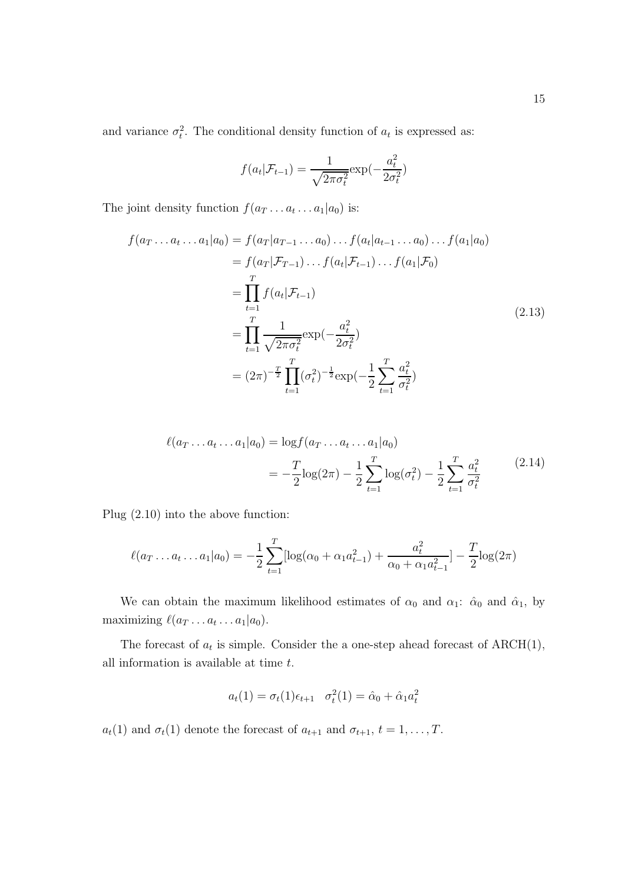and variance $\sigma_t^2$. The conditional density function of $a_t$ is expressed as:

$$f(a_t|\mathcal{F}_{t-1}) = \frac{1}{\sqrt{2\pi\sigma_t^2}}\exp(-\frac{a_t^2}{2\sigma_t^2})$$

The joint density function $f(a_T \dots a_t \dots a_1|a_0)$ is:

$$\begin{aligned}
f(a_T \dots a_t \dots a_1|a_0) &= f(a_T|a_{T-1} \dots a_0) \dots f(a_t|a_{t-1} \dots a_0) \dots f(a_1|a_0) \\
&= f(a_T|\mathcal{F}_{T-1}) \dots f(a_t|\mathcal{F}_{t-1}) \dots f(a_1|\mathcal{F}_0) \\
&= \prod_{t=1}^{T} f(a_t|\mathcal{F}_{t-1}) \\
&= \prod_{t=1}^{T} \frac{1}{\sqrt{2\pi\sigma_t^2}}\exp(-\frac{a_t^2}{2\sigma_t^2}) \\
&= (2\pi)^{-\frac{T}{2}} \prod_{t=1}^{T} (\sigma_t^2)^{-\frac{1}{2}}\exp(-\frac{1}{2}\sum_{t=1}^{T}\frac{a_t^2}{\sigma_t^2})
\end{aligned} \tag{2.13}$$

$$\begin{aligned}
\ell(a_T \dots a_t \dots a_1|a_0) &= \log f(a_T \dots a_t \dots a_1|a_0) \\
&= -\frac{T}{2}\log(2\pi) - \frac{1}{2}\sum_{t=1}^{T}\log(\sigma_t^2) - \frac{1}{2}\sum_{t=1}^{T}\frac{a_t^2}{\sigma_t^2}
\end{aligned} \tag{2.14}$$

Plug (2.10) into the above function:

$$\ell(a_T \dots a_t \dots a_1|a_0) = -\frac{1}{2}\sum_{t=1}^{T}[\log(\alpha_0 + \alpha_1 a_{t-1}^2) + \frac{a_t^2}{\alpha_0 + \alpha_1 a_{t-1}^2}] - \frac{T}{2}\log(2\pi)$$

We can obtain the maximum likelihood estimates of $\alpha_0$ and $\alpha_1$: $\hat{\alpha}_0$ and $\hat{\alpha}_1$, by maximizing $\ell(a_T \dots a_t \dots a_1|a_0)$.

The forecast of $a_t$ is simple. Consider the a one-step ahead forecast of ARCH(1), all information is available at time $t$.

$$a_t(1) = \sigma_t(1)\epsilon_{t+1} \quad \sigma_t^2(1) = \hat{\alpha}_0 + \hat{\alpha}_1 a_t^2$$

$a_t(1)$ and $\sigma_t(1)$ denote the forecast of $a_{t+1}$ and $\sigma_{t+1}$, $t = 1, \dots, T$.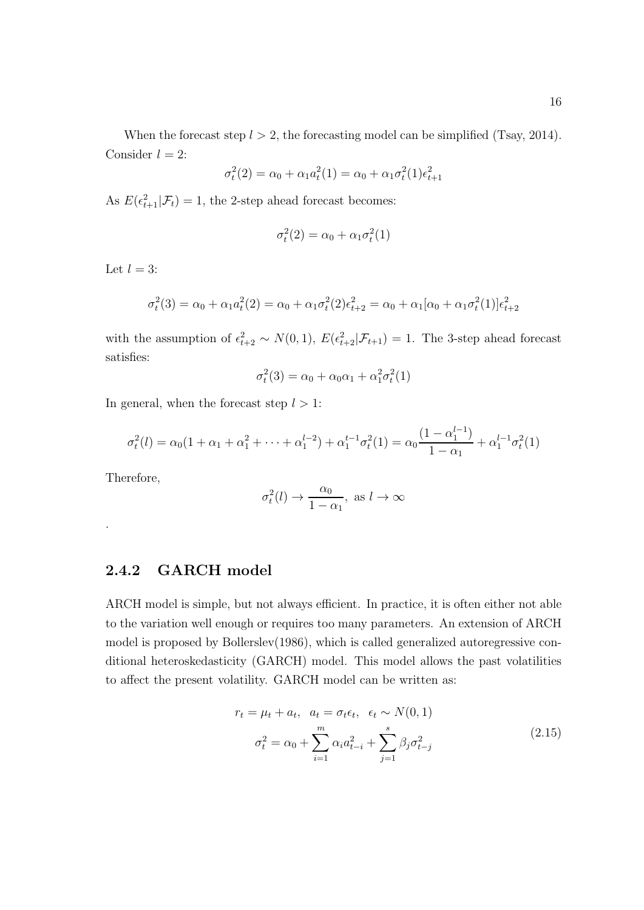When the forecast step $l > 2$, the forecasting model can be simplified (Tsay, 2014). Consider $l = 2$:

$$\sigma_t^2(2) = \alpha_0 + \alpha_1 a_t^2(1) = \alpha_0 + \alpha_1 \sigma_t^2(1)\epsilon_{t+1}^2$$

As $E(\epsilon_{t+1}^2|\mathcal{F}_t) = 1$, the 2-step ahead forecast becomes:

$$\sigma_t^2(2) = \alpha_0 + \alpha_1 \sigma_t^2(1)$$

Let $l = 3$:

$$\sigma_t^2(3) = \alpha_0 + \alpha_1 a_t^2(2) = \alpha_0 + \alpha_1 \sigma_t^2(2)\epsilon_{t+2}^2 = \alpha_0 + \alpha_1[\alpha_0 + \alpha_1 \sigma_t^2(1)]\epsilon_{t+2}^2$$

with the assumption of $\epsilon_{t+2}^2 \sim N(0,1)$, $E(\epsilon_{t+2}^2|\mathcal{F}_{t+1}) = 1$. The 3-step ahead forecast satisfies:

$$\sigma_t^2(3) = \alpha_0 + \alpha_0\alpha_1 + \alpha_1^2 \sigma_t^2(1)$$

In general, when the forecast step $l > 1$:

$$\sigma_t^2(l) = \alpha_0(1 + \alpha_1 + \alpha_1^2 + \cdots + \alpha_1^{l-2}) + \alpha_1^{t-1}\sigma_t^2(1) = \alpha_0 \frac{(1 - \alpha_1^{l-1})}{1 - \alpha_1} + \alpha_1^{l-1}\sigma_t^2(1)$$

Therefore,

$$\sigma_t^2(l) \to \frac{\alpha_0}{1 - \alpha_1}, \text{ as } l \to \infty$$

.

### 2.4.2 GARCH model

ARCH model is simple, but not always efficient. In practice, it is often either not able to the variation well enough or requires too many parameters. An extension of ARCH model is proposed by Bollerslev(1986), which is called generalized autoregressive conditional heteroskedasticity (GARCH) model. This model allows the past volatilities to affect the present volatility. GARCH model can be written as:

$$\begin{gathered} r_t = \mu_t + a_t, \quad a_t = \sigma_t \epsilon_t, \quad \epsilon_t \sim N(0,1) \\ \sigma_t^2 = \alpha_0 + \sum_{i=1}^{m} \alpha_i a_{t-i}^2 + \sum_{j=1}^{s} \beta_j \sigma_{t-j}^2 \end{gathered} \tag{2.15}$$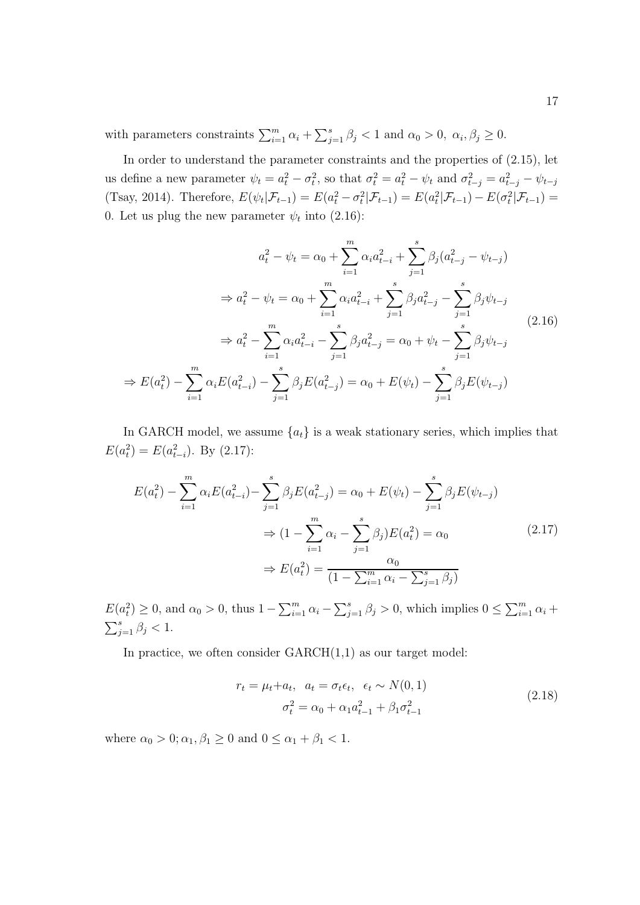with parameters constraints $\sum_{i=1}^{m} \alpha_i + \sum_{j=1}^{s} \beta_j < 1$ and $\alpha_0 > 0,\ \alpha_i, \beta_j \geq 0$.

In order to understand the parameter constraints and the properties of (2.15), let us define a new parameter $\psi_t = a_t^2 - \sigma_t^2$, so that $\sigma_t^2 = a_t^2 - \psi_t$ and $\sigma_{t-j}^2 = a_{t-j}^2 - \psi_{t-j}$ (Tsay, 2014). Therefore, $E(\psi_t|\mathcal{F}_{t-1}) = E(a_t^2 - \sigma_t^2|\mathcal{F}_{t-1}) = E(a_t^2|\mathcal{F}_{t-1}) - E(\sigma_t^2|\mathcal{F}_{t-1}) = 0$. Let us plug the new parameter $\psi_t$ into (2.16):

$$
\begin{aligned}
a_t^2 - \psi_t &= \alpha_0 + \sum_{i=1}^{m} \alpha_i a_{t-i}^2 + \sum_{j=1}^{s} \beta_j (a_{t-j}^2 - \psi_{t-j}) \\
\Rightarrow a_t^2 - \psi_t &= \alpha_0 + \sum_{i=1}^{m} \alpha_i a_{t-i}^2 + \sum_{j=1}^{s} \beta_j a_{t-j}^2 - \sum_{j=1}^{s} \beta_j \psi_{t-j} \\
\Rightarrow a_t^2 - \sum_{i=1}^{m} \alpha_i a_{t-i}^2 - \sum_{j=1}^{s} \beta_j a_{t-j}^2 &= \alpha_0 + \psi_t - \sum_{j=1}^{s} \beta_j \psi_{t-j} \\
\Rightarrow E(a_t^2) - \sum_{i=1}^{m} \alpha_i E(a_{t-i}^2) - \sum_{j=1}^{s} \beta_j E(a_{t-j}^2) &= \alpha_0 + E(\psi_t) - \sum_{j=1}^{s} \beta_j E(\psi_{t-j})
\end{aligned}
\tag{2.16}
$$

In GARCH model, we assume $\{a_t\}$ is a weak stationary series, which implies that $E(a_t^2) = E(a_{t-i}^2)$. By (2.17):

$$
\begin{aligned}
E(a_t^2) - \sum_{i=1}^{m} \alpha_i E(a_{t-i}^2) - \sum_{j=1}^{s} \beta_j E(a_{t-j}^2) &= \alpha_0 + E(\psi_t) - \sum_{j=1}^{s} \beta_j E(\psi_{t-j}) \\
\Rightarrow (1 - \sum_{i=1}^{m} \alpha_i - \sum_{j=1}^{s} \beta_j) E(a_t^2) &= \alpha_0 \\
\Rightarrow E(a_t^2) &= \frac{\alpha_0}{(1 - \sum_{i=1}^{m} \alpha_i - \sum_{j=1}^{s} \beta_j)}
\end{aligned}
\tag{2.17}
$$

$E(a_t^2) \geq 0$, and $\alpha_0 > 0$, thus $1 - \sum_{i=1}^{m} \alpha_i - \sum_{j=1}^{s} \beta_j > 0$, which implies $0 \leq \sum_{i=1}^{m} \alpha_i + \sum_{j=1}^{s} \beta_j < 1$.

In practice, we often consider GARCH(1,1) as our target model:

$$
\begin{aligned}
r_t = \mu_t + a_t, \quad a_t = \sigma_t \epsilon_t, \quad \epsilon_t \sim N(0, 1) \\
\sigma_t^2 = \alpha_0 + \alpha_1 a_{t-1}^2 + \beta_1 \sigma_{t-1}^2
\end{aligned}
\tag{2.18}
$$

where $\alpha_0 > 0; \alpha_1, \beta_1 \geq 0$ and $0 \leq \alpha_1 + \beta_1 < 1$.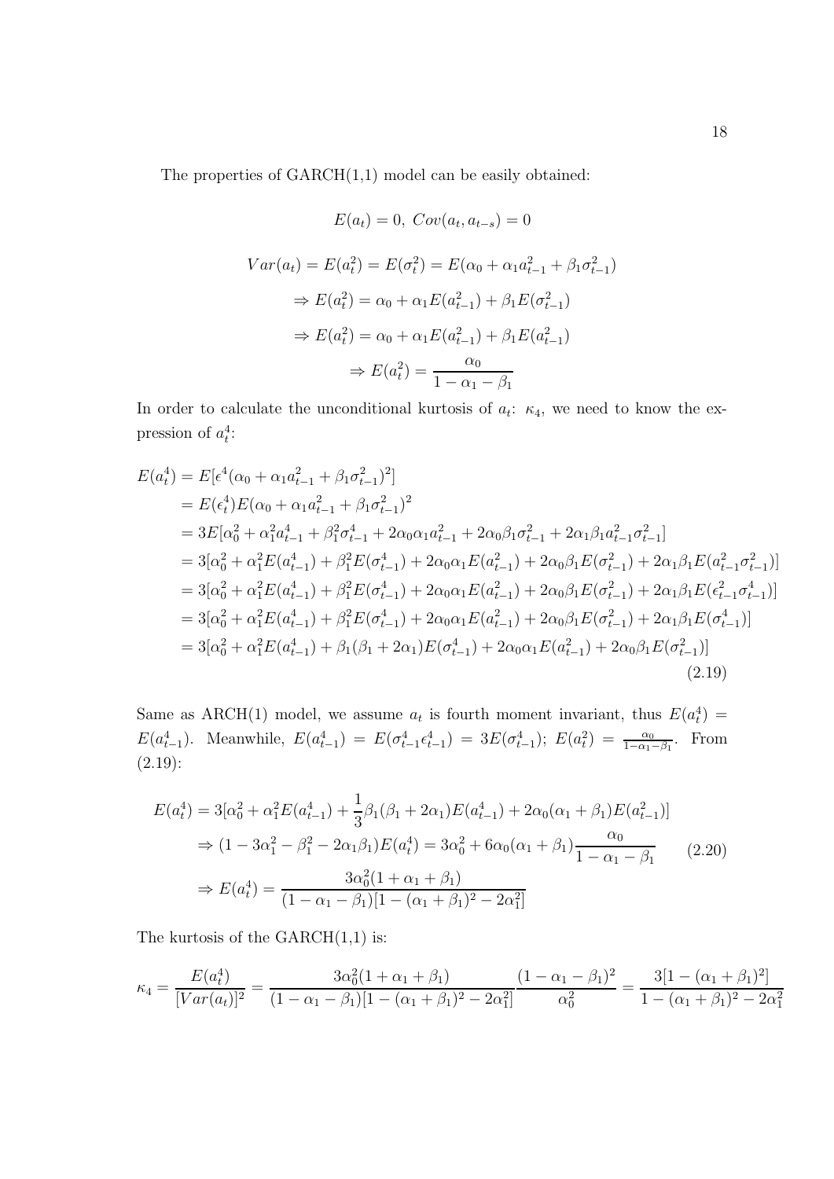The properties of GARCH(1,1) model can be easily obtained:

$$E(a_t) = 0,\ Cov(a_t, a_{t-s}) = 0$$

$$\begin{aligned}
Var(a_t) = E(a_t^2) = E(\sigma_t^2) &= E(\alpha_0 + \alpha_1 a_{t-1}^2 + \beta_1 \sigma_{t-1}^2) \\
&\Rightarrow E(a_t^2) = \alpha_0 + \alpha_1 E(a_{t-1}^2) + \beta_1 E(\sigma_{t-1}^2) \\
&\Rightarrow E(a_t^2) = \alpha_0 + \alpha_1 E(a_{t-1}^2) + \beta_1 E(a_{t-1}^2) \\
&\Rightarrow E(a_t^2) = \frac{\alpha_0}{1 - \alpha_1 - \beta_1}
\end{aligned}$$

In order to calculate the unconditional kurtosis of $a_t$: $\kappa_4$, we need to know the expression of $a_t^4$:

$$\begin{aligned}
E(a_t^4) &= E[\epsilon^4(\alpha_0 + \alpha_1 a_{t-1}^2 + \beta_1 \sigma_{t-1}^2)^2] \\
&= E(\epsilon_t^4) E(\alpha_0 + \alpha_1 a_{t-1}^2 + \beta_1 \sigma_{t-1}^2)^2 \\
&= 3E[\alpha_0^2 + \alpha_1^2 a_{t-1}^4 + \beta_1^2 \sigma_{t-1}^4 + 2\alpha_0\alpha_1 a_{t-1}^2 + 2\alpha_0\beta_1\sigma_{t-1}^2 + 2\alpha_1\beta_1 a_{t-1}^2\sigma_{t-1}^2] \\
&= 3[\alpha_0^2 + \alpha_1^2 E(a_{t-1}^4) + \beta_1^2 E(\sigma_{t-1}^4) + 2\alpha_0\alpha_1 E(a_{t-1}^2) + 2\alpha_0\beta_1 E(\sigma_{t-1}^2) + 2\alpha_1\beta_1 E(a_{t-1}^2\sigma_{t-1}^2)] \\
&= 3[\alpha_0^2 + \alpha_1^2 E(a_{t-1}^4) + \beta_1^2 E(\sigma_{t-1}^4) + 2\alpha_0\alpha_1 E(a_{t-1}^2) + 2\alpha_0\beta_1 E(\sigma_{t-1}^2) + 2\alpha_1\beta_1 E(\epsilon_{t-1}^2\sigma_{t-1}^4)] \\
&= 3[\alpha_0^2 + \alpha_1^2 E(a_{t-1}^4) + \beta_1^2 E(\sigma_{t-1}^4) + 2\alpha_0\alpha_1 E(a_{t-1}^2) + 2\alpha_0\beta_1 E(\sigma_{t-1}^2) + 2\alpha_1\beta_1 E(\sigma_{t-1}^4)] \\
&= 3[\alpha_0^2 + \alpha_1^2 E(a_{t-1}^4) + \beta_1(\beta_1 + 2\alpha_1) E(\sigma_{t-1}^4) + 2\alpha_0\alpha_1 E(a_{t-1}^2) + 2\alpha_0\beta_1 E(\sigma_{t-1}^2)]
\end{aligned} \tag{2.19}$$

Same as ARCH(1) model, we assume $a_t$ is fourth moment invariant, thus $E(a_t^4) = E(a_{t-1}^4)$. Meanwhile, $E(a_{t-1}^4) = E(\sigma_{t-1}^4 \epsilon_{t-1}^4) = 3E(\sigma_{t-1}^4)$; $E(a_t^2) = \frac{\alpha_0}{1-\alpha_1-\beta_1}$. From (2.19):

$$\begin{aligned}
E(a_t^4) &= 3[\alpha_0^2 + \alpha_1^2 E(a_{t-1}^4) + \frac{1}{3}\beta_1(\beta_1 + 2\alpha_1)E(a_{t-1}^4) + 2\alpha_0(\alpha_1 + \beta_1)E(a_{t-1}^2)] \\
&\Rightarrow (1 - 3\alpha_1^2 - \beta_1^2 - 2\alpha_1\beta_1)E(a_t^4) = 3\alpha_0^2 + 6\alpha_0(\alpha_1 + \beta_1)\frac{\alpha_0}{1 - \alpha_1 - \beta_1} \\
&\Rightarrow E(a_t^4) = \frac{3\alpha_0^2(1 + \alpha_1 + \beta_1)}{(1 - \alpha_1 - \beta_1)[1 - (\alpha_1 + \beta_1)^2 - 2\alpha_1^2]}
\end{aligned} \tag{2.20}$$

The kurtosis of the GARCH(1,1) is:

$$\kappa_4 = \frac{E(a_t^4)}{[Var(a_t)]^2} = \frac{3\alpha_0^2(1 + \alpha_1 + \beta_1)}{(1 - \alpha_1 - \beta_1)[1 - (\alpha_1 + \beta_1)^2 - 2\alpha_1^2]} \frac{(1 - \alpha_1 - \beta_1)^2}{\alpha_0^2} = \frac{3[1 - (\alpha_1 + \beta_1)^2]}{1 - (\alpha_1 + \beta_1)^2 - 2\alpha_1^2}$$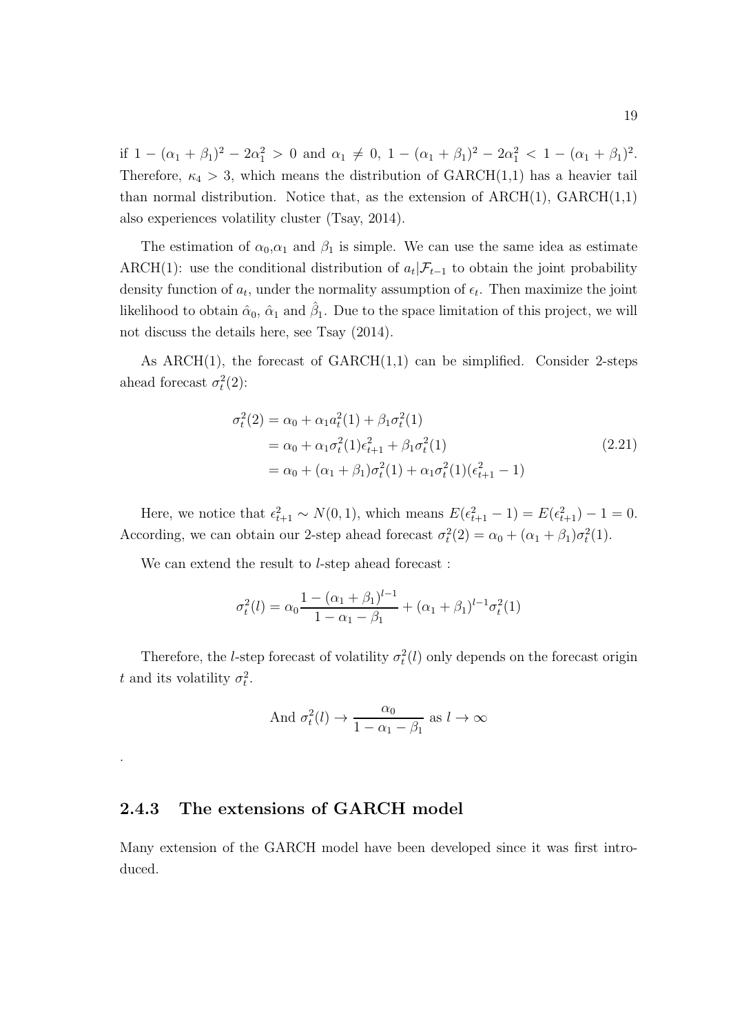if $1 - (\alpha_1 + \beta_1)^2 - 2\alpha_1^2 > 0$ and $\alpha_1 \neq 0$, $1 - (\alpha_1 + \beta_1)^2 - 2\alpha_1^2 < 1 - (\alpha_1 + \beta_1)^2$. Therefore, $\kappa_4 > 3$, which means the distribution of GARCH(1,1) has a heavier tail than normal distribution. Notice that, as the extension of ARCH(1), GARCH(1,1) also experiences volatility cluster (Tsay, 2014).

The estimation of $\alpha_0$,$\alpha_1$ and $\beta_1$ is simple. We can use the same idea as estimate ARCH(1): use the conditional distribution of $a_t|\mathcal{F}_{t-1}$ to obtain the joint probability density function of $a_t$, under the normality assumption of $\epsilon_t$. Then maximize the joint likelihood to obtain $\hat{\alpha}_0$, $\hat{\alpha}_1$ and $\hat{\beta}_1$. Due to the space limitation of this project, we will not discuss the details here, see Tsay (2014).

As ARCH(1), the forecast of GARCH(1,1) can be simplified. Consider 2-steps ahead forecast $\sigma_t^2(2)$:

$$
\begin{aligned}
\sigma_t^2(2) &= \alpha_0 + \alpha_1 a_t^2(1) + \beta_1 \sigma_t^2(1) \\
&= \alpha_0 + \alpha_1 \sigma_t^2(1)\epsilon_{t+1}^2 + \beta_1 \sigma_t^2(1) \\
&= \alpha_0 + (\alpha_1 + \beta_1)\sigma_t^2(1) + \alpha_1 \sigma_t^2(1)(\epsilon_{t+1}^2 - 1)
\end{aligned}
\tag{2.21}
$$

Here, we notice that $\epsilon_{t+1}^2 \sim N(0,1)$, which means $E(\epsilon_{t+1}^2 - 1) = E(\epsilon_{t+1}^2) - 1 = 0$. According, we can obtain our 2-step ahead forecast $\sigma_t^2(2) = \alpha_0 + (\alpha_1 + \beta_1)\sigma_t^2(1)$.

We can extend the result to $l$-step ahead forecast :

$$
\sigma_t^2(l) = \alpha_0 \frac{1 - (\alpha_1 + \beta_1)^{l-1}}{1 - \alpha_1 - \beta_1} + (\alpha_1 + \beta_1)^{l-1} \sigma_t^2(1)
$$

Therefore, the $l$-step forecast of volatility $\sigma_t^2(l)$ only depends on the forecast origin $t$ and its volatility $\sigma_t^2$.

$$
\text{And } \sigma_t^2(l) \to \frac{\alpha_0}{1 - \alpha_1 - \beta_1} \text{ as } l \to \infty
$$

.

### 2.4.3 The extensions of GARCH model

Many extension of the GARCH model have been developed since it was first introduced.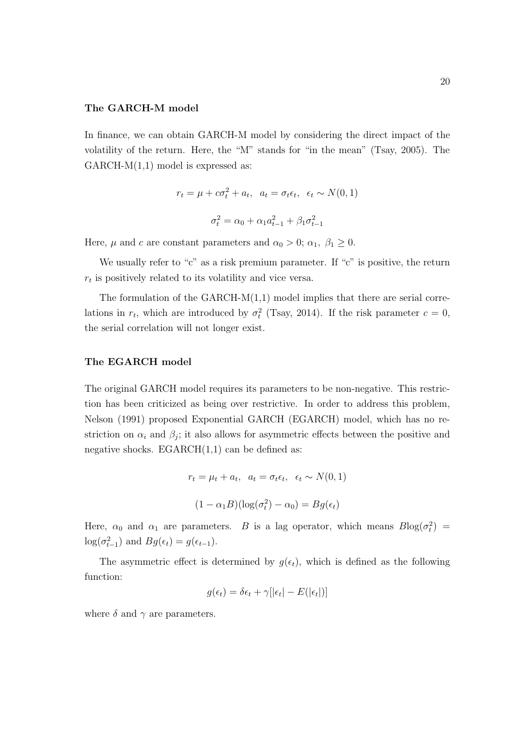### The GARCH-M model

In finance, we can obtain GARCH-M model by considering the direct impact of the volatility of the return. Here, the "M" stands for "in the mean" (Tsay, 2005). The GARCH-M(1,1) model is expressed as:

$$r_t = \mu + c\sigma_t^2 + a_t, \;\; a_t = \sigma_t \epsilon_t, \;\; \epsilon_t \sim N(0, 1)$$

$$\sigma_t^2 = \alpha_0 + \alpha_1 a_{t-1}^2 + \beta_1 \sigma_{t-1}^2$$

Here, $\mu$ and $c$ are constant parameters and $\alpha_0 > 0$; $\alpha_1, \; \beta_1 \geq 0$.

We usually refer to "c" as a risk premium parameter. If "c" is positive, the return $r_t$ is positively related to its volatility and vice versa.

The formulation of the GARCH-M(1,1) model implies that there are serial correlations in $r_t$, which are introduced by $\sigma_t^2$ (Tsay, 2014). If the risk parameter $c = 0$, the serial correlation will not longer exist.

### The EGARCH model

The original GARCH model requires its parameters to be non-negative. This restriction has been criticized as being over restrictive. In order to address this problem, Nelson (1991) proposed Exponential GARCH (EGARCH) model, which has no restriction on $\alpha_i$ and $\beta_j$; it also allows for asymmetric effects between the positive and negative shocks. EGARCH(1,1) can be defined as:

$$r_t = \mu_t + a_t, \;\; a_t = \sigma_t \epsilon_t, \;\; \epsilon_t \sim N(0, 1)$$

$$(1 - \alpha_1 B)(\log(\sigma_t^2) - \alpha_0) = Bg(\epsilon_t)$$

Here, $\alpha_0$ and $\alpha_1$ are parameters. $B$ is a lag operator, which means $B\log(\sigma_t^2) = \log(\sigma_{t-1}^2)$ and $Bg(\epsilon_t) = g(\epsilon_{t-1})$.

The asymmetric effect is determined by $g(\epsilon_t)$, which is defined as the following function:

$$g(\epsilon_t) = \delta\epsilon_t + \gamma[|\epsilon_t| - E(|\epsilon_t|)]$$

where $\delta$ and $\gamma$ are parameters.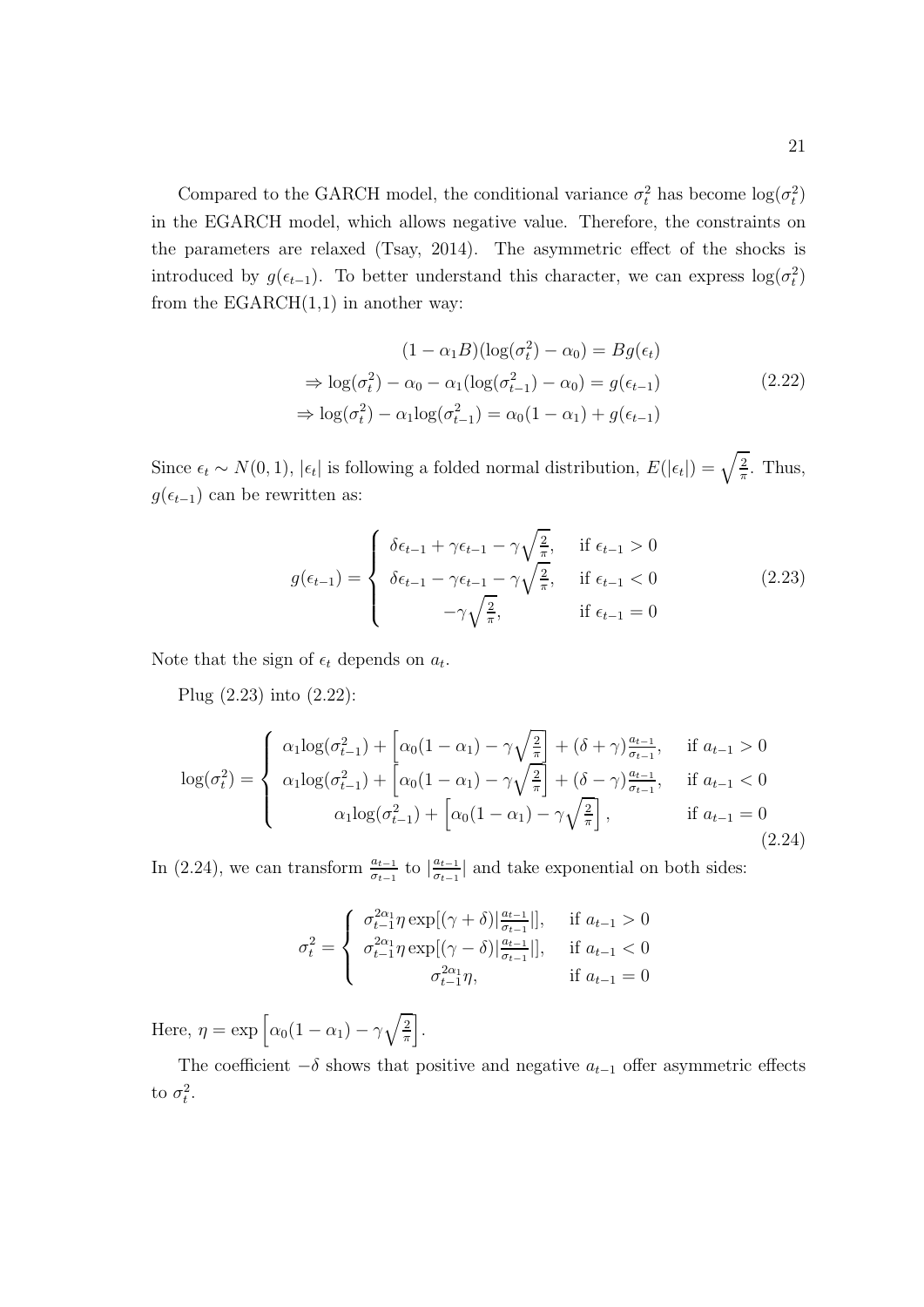Compared to the GARCH model, the conditional variance $\sigma_t^2$ has become $\log(\sigma_t^2)$ in the EGARCH model, which allows negative value. Therefore, the constraints on the parameters are relaxed (Tsay, 2014). The asymmetric effect of the shocks is introduced by $g(\epsilon_{t-1})$. To better understand this character, we can express $\log(\sigma_t^2)$ from the EGARCH(1,1) in another way:

$$
\begin{aligned}
(1-\alpha_1 B)(\log(\sigma_t^2)-\alpha_0) &= Bg(\epsilon_t) \\
\Rightarrow \log(\sigma_t^2)-\alpha_0-\alpha_1(\log(\sigma_{t-1}^2)-\alpha_0) &= g(\epsilon_{t-1}) \\
\Rightarrow \log(\sigma_t^2)-\alpha_1\log(\sigma_{t-1}^2) &= \alpha_0(1-\alpha_1)+g(\epsilon_{t-1})
\end{aligned}
\tag{2.22}
$$

Since $\epsilon_t \sim N(0,1)$, $|\epsilon_t|$ is following a folded normal distribution, $E(|\epsilon_t|)=\sqrt{\frac{2}{\pi}}$. Thus, $g(\epsilon_{t-1})$ can be rewritten as:

$$
g(\epsilon_{t-1}) = \begin{cases}
\delta\epsilon_{t-1}+\gamma\epsilon_{t-1}-\gamma\sqrt{\frac{2}{\pi}}, & \text{if } \epsilon_{t-1}>0 \\
\delta\epsilon_{t-1}-\gamma\epsilon_{t-1}-\gamma\sqrt{\frac{2}{\pi}}, & \text{if } \epsilon_{t-1}<0 \\
-\gamma\sqrt{\frac{2}{\pi}}, & \text{if } \epsilon_{t-1}=0
\end{cases}
\tag{2.23}
$$

Note that the sign of $\epsilon_t$ depends on $a_t$.

Plug (2.23) into (2.22):

$$
\log(\sigma_t^2) = \begin{cases}
\alpha_1\log(\sigma_{t-1}^2)+\left[\alpha_0(1-\alpha_1)-\gamma\sqrt{\frac{2}{\pi}}\right]+(\delta+\gamma)\frac{a_{t-1}}{\sigma_{t-1}}, & \text{if } a_{t-1}>0 \\
\alpha_1\log(\sigma_{t-1}^2)+\left[\alpha_0(1-\alpha_1)-\gamma\sqrt{\frac{2}{\pi}}\right]+(\delta-\gamma)\frac{a_{t-1}}{\sigma_{t-1}}, & \text{if } a_{t-1}<0 \\
\alpha_1\log(\sigma_{t-1}^2)+\left[\alpha_0(1-\alpha_1)-\gamma\sqrt{\frac{2}{\pi}}\right], & \text{if } a_{t-1}=0
\end{cases}
\tag{2.24}
$$

In (2.24), we can transform $\frac{a_{t-1}}{\sigma_{t-1}}$ to $|\frac{a_{t-1}}{\sigma_{t-1}}|$ and take exponential on both sides:

$$
\sigma_t^2 = \begin{cases}
\sigma_{t-1}^{2\alpha_1}\eta\exp[(\gamma+\delta)|\frac{a_{t-1}}{\sigma_{t-1}}|], & \text{if } a_{t-1}>0 \\
\sigma_{t-1}^{2\alpha_1}\eta\exp[(\gamma-\delta)|\frac{a_{t-1}}{\sigma_{t-1}}|], & \text{if } a_{t-1}<0 \\
\sigma_{t-1}^{2\alpha_1}\eta, & \text{if } a_{t-1}=0
\end{cases}
$$

Here, $\eta=\exp\left[\alpha_0(1-\alpha_1)-\gamma\sqrt{\frac{2}{\pi}}\right]$.

The coefficient $-\delta$ shows that positive and negative $a_{t-1}$ offer asymmetric effects to $\sigma_t^2$.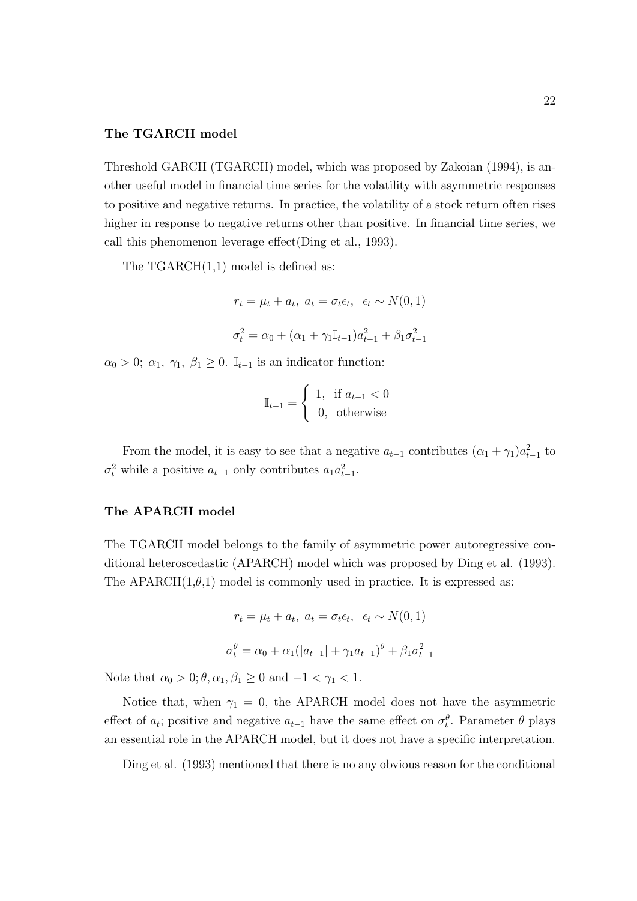### The TGARCH model

Threshold GARCH (TGARCH) model, which was proposed by Zakoian (1994), is another useful model in financial time series for the volatility with asymmetric responses to positive and negative returns. In practice, the volatility of a stock return often rises higher in response to negative returns other than positive. In financial time series, we call this phenomenon leverage effect(Ding et al., 1993).

The TGARCH(1,1) model is defined as:

$$r_t = \mu_t + a_t,\ a_t = \sigma_t \epsilon_t,\ \ \epsilon_t \sim N(0,1)$$

$$\sigma_t^2 = \alpha_0 + (\alpha_1 + \gamma_1 \mathbb{I}_{t-1})a_{t-1}^2 + \beta_1 \sigma_{t-1}^2$$

$\alpha_0 > 0;\ \alpha_1,\ \gamma_1,\ \beta_1 \geq 0$. $\mathbb{I}_{t-1}$ is an indicator function:

$$\mathbb{I}_{t-1} = \begin{cases} 1, & \text{if } a_{t-1} < 0 \\ 0, & \text{otherwise} \end{cases}$$

From the model, it is easy to see that a negative $a_{t-1}$ contributes $(\alpha_1 + \gamma_1)a_{t-1}^2$ to $\sigma_t^2$ while a positive $a_{t-1}$ only contributes $a_1 a_{t-1}^2$.

### The APARCH model

The TGARCH model belongs to the family of asymmetric power autoregressive conditional heteroscedastic (APARCH) model which was proposed by Ding et al. (1993). The APARCH(1,$\theta$,1) model is commonly used in practice. It is expressed as:

$$r_t = \mu_t + a_t,\ a_t = \sigma_t \epsilon_t,\ \ \epsilon_t \sim N(0,1)$$

$$\sigma_t^\theta = \alpha_0 + \alpha_1(|a_{t-1}| + \gamma_1 a_{t-1})^\theta + \beta_1 \sigma_{t-1}^2$$

Note that $\alpha_0 > 0; \theta, \alpha_1, \beta_1 \geq 0$ and $-1 < \gamma_1 < 1$.

Notice that, when $\gamma_1 = 0$, the APARCH model does not have the asymmetric effect of $a_t$; positive and negative $a_{t-1}$ have the same effect on $\sigma_t^\theta$. Parameter $\theta$ plays an essential role in the APARCH model, but it does not have a specific interpretation.

Ding et al. (1993) mentioned that there is no any obvious reason for the conditional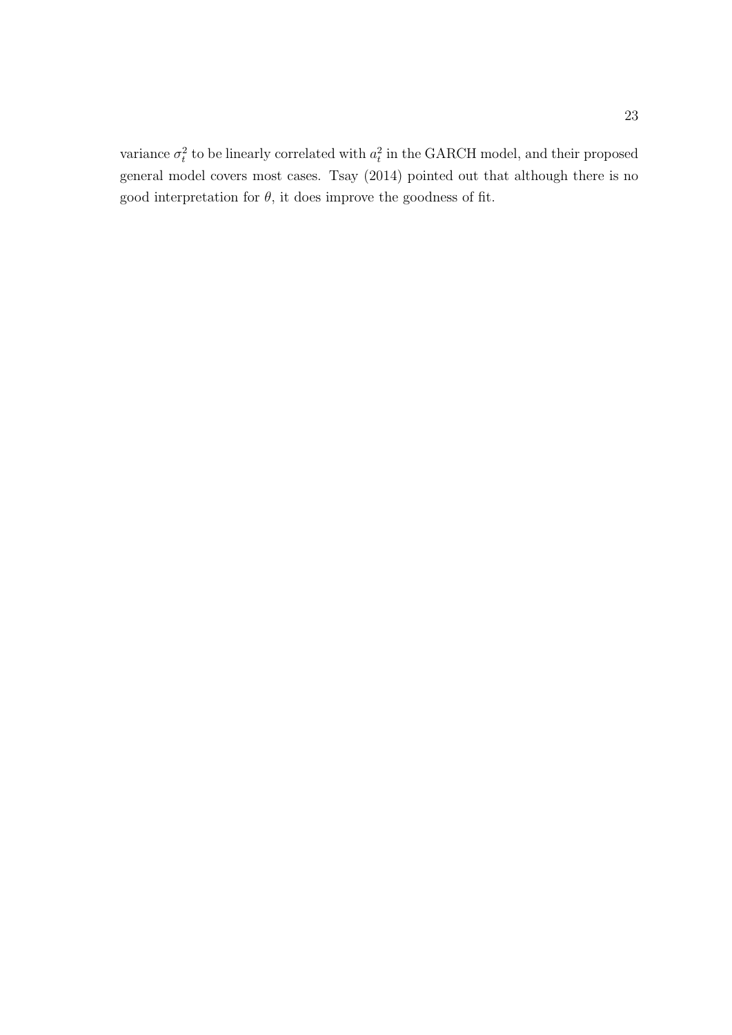variance $\sigma_t^2$ to be linearly correlated with $a_t^2$ in the GARCH model, and their proposed general model covers most cases. Tsay (2014) pointed out that although there is no good interpretation for $\theta$, it does improve the goodness of fit.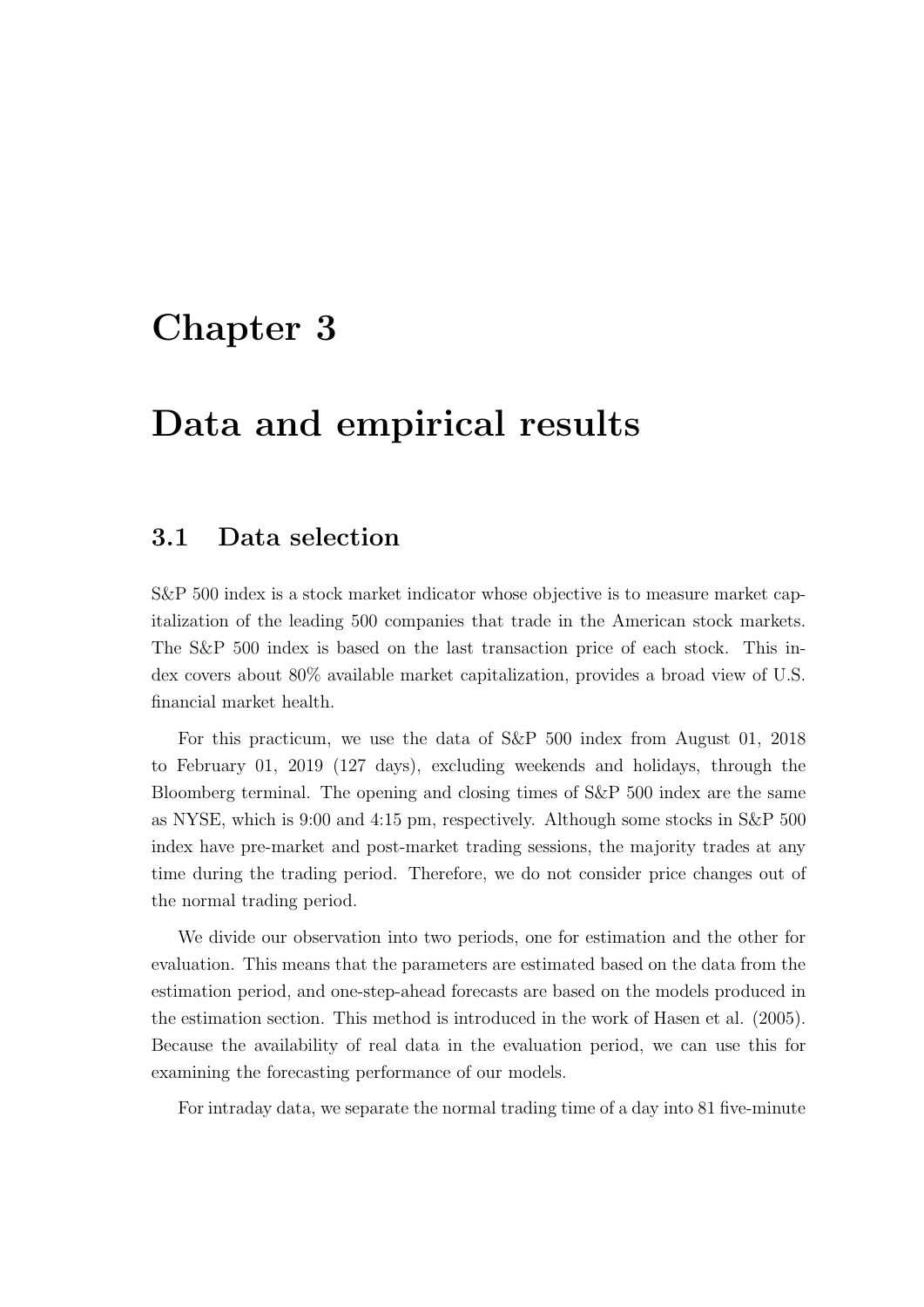# Chapter 3

# Data and empirical results

## 3.1 Data selection

S&P 500 index is a stock market indicator whose objective is to measure market capitalization of the leading 500 companies that trade in the American stock markets. The S&P 500 index is based on the last transaction price of each stock. This index covers about 80% available market capitalization, provides a broad view of U.S. financial market health.

For this practicum, we use the data of S&P 500 index from August 01, 2018 to February 01, 2019 (127 days), excluding weekends and holidays, through the Bloomberg terminal. The opening and closing times of S&P 500 index are the same as NYSE, which is 9:00 and 4:15 pm, respectively. Although some stocks in S&P 500 index have pre-market and post-market trading sessions, the majority trades at any time during the trading period. Therefore, we do not consider price changes out of the normal trading period.

We divide our observation into two periods, one for estimation and the other for evaluation. This means that the parameters are estimated based on the data from the estimation period, and one-step-ahead forecasts are based on the models produced in the estimation section. This method is introduced in the work of Hasen et al. (2005). Because the availability of real data in the evaluation period, we can use this for examining the forecasting performance of our models.

For intraday data, we separate the normal trading time of a day into 81 five-minute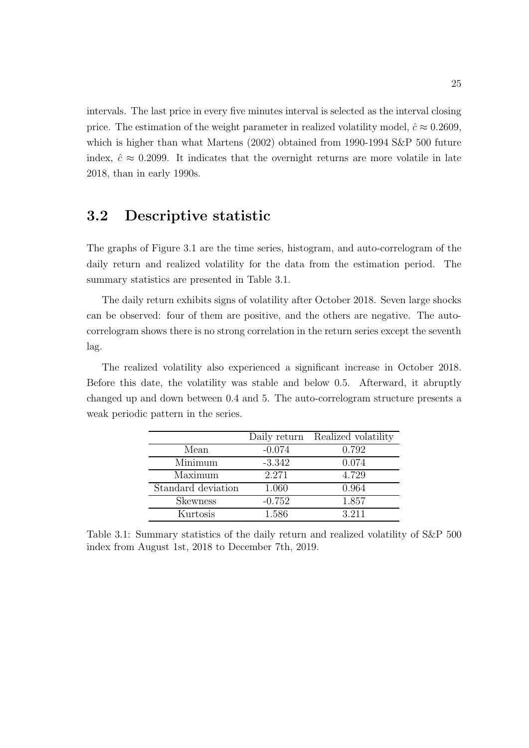intervals. The last price in every five minutes interval is selected as the interval closing price. The estimation of the weight parameter in realized volatility model, $\hat{c} \approx 0.2609$, which is higher than what Martens (2002) obtained from 1990-1994 S&P 500 future index, $\hat{c} \approx 0.2099$. It indicates that the overnight returns are more volatile in late 2018, than in early 1990s.

## 3.2 Descriptive statistic

The graphs of Figure 3.1 are the time series, histogram, and auto-correlogram of the daily return and realized volatility for the data from the estimation period. The summary statistics are presented in Table 3.1.

The daily return exhibits signs of volatility after October 2018. Seven large shocks can be observed: four of them are positive, and the others are negative. The auto-correlogram shows there is no strong correlation in the return series except the seventh lag.

The realized volatility also experienced a significant increase in October 2018. Before this date, the volatility was stable and below 0.5. Afterward, it abruptly changed up and down between 0.4 and 5. The auto-correlogram structure presents a weak periodic pattern in the series.

| | Daily return | Realized volatility |
|---|---|---|
| Mean | -0.074 | 0.792 |
| Minimum | -3.342 | 0.074 |
| Maximum | 2.271 | 4.729 |
| Standard deviation | 1.060 | 0.964 |
| Skewness | -0.752 | 1.857 |
| Kurtosis | 1.586 | 3.211 |

Table 3.1: Summary statistics of the daily return and realized volatility of S&P 500 index from August 1st, 2018 to December 7th, 2019.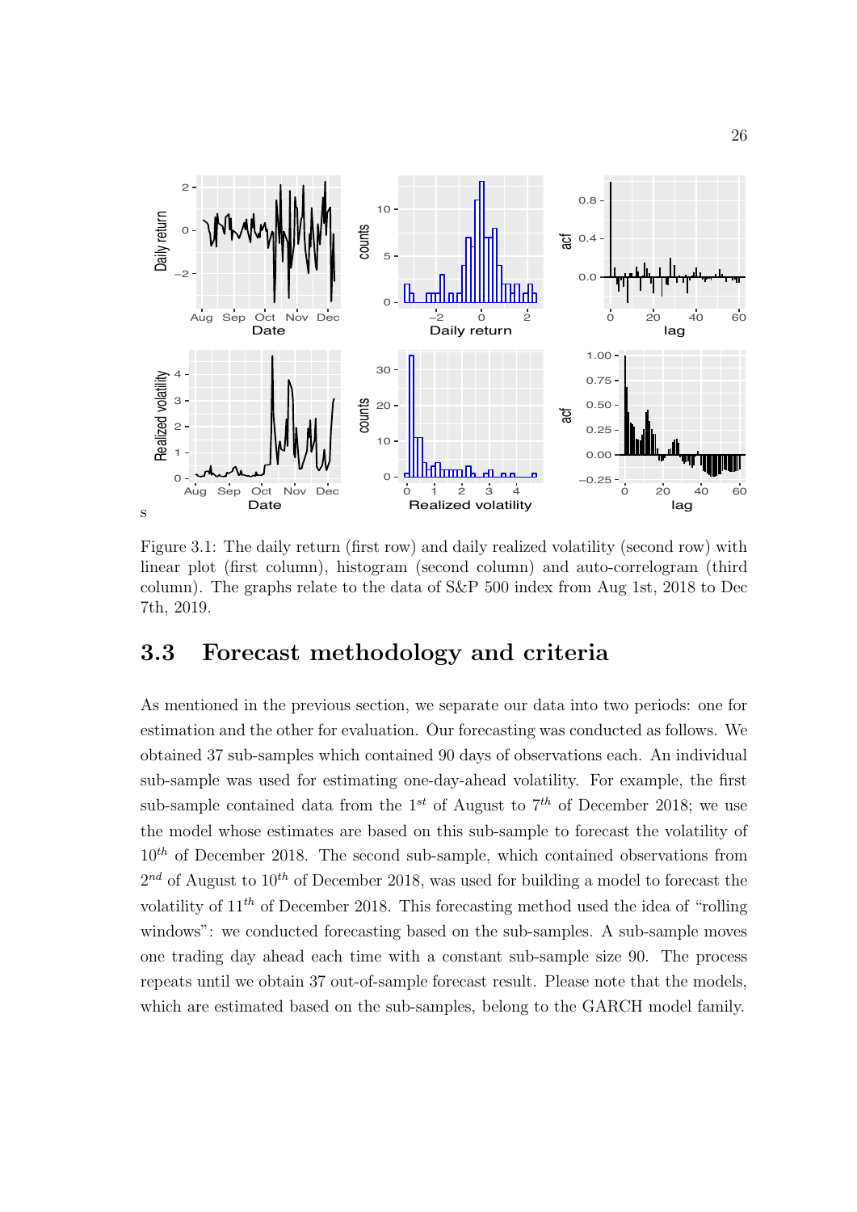Figure 3.1: The daily return (first row) and daily realized volatility (second row) with linear plot (first column), histogram (second column) and auto-correlogram (third column). The graphs relate to the data of S&P 500 index from Aug 1st, 2018 to Dec 7th, 2019.

## 3.3 Forecast methodology and criteria

As mentioned in the previous section, we separate our data into two periods: one for estimation and the other for evaluation. Our forecasting was conducted as follows. We obtained 37 sub-samples which contained 90 days of observations each. An individual sub-sample was used for estimating one-day-ahead volatility. For example, the first sub-sample contained data from the $1^{st}$ of August to $7^{th}$ of December 2018; we use the model whose estimates are based on this sub-sample to forecast the volatility of $10^{th}$ of December 2018. The second sub-sample, which contained observations from $2^{nd}$ of August to $10^{th}$ of December 2018, was used for building a model to forecast the volatility of $11^{th}$ of December 2018. This forecasting method used the idea of "rolling windows": we conducted forecasting based on the sub-samples. A sub-sample moves one trading day ahead each time with a constant sub-sample size 90. The process repeats until we obtain 37 out-of-sample forecast result. Please note that the models, which are estimated based on the sub-samples, belong to the GARCH model family.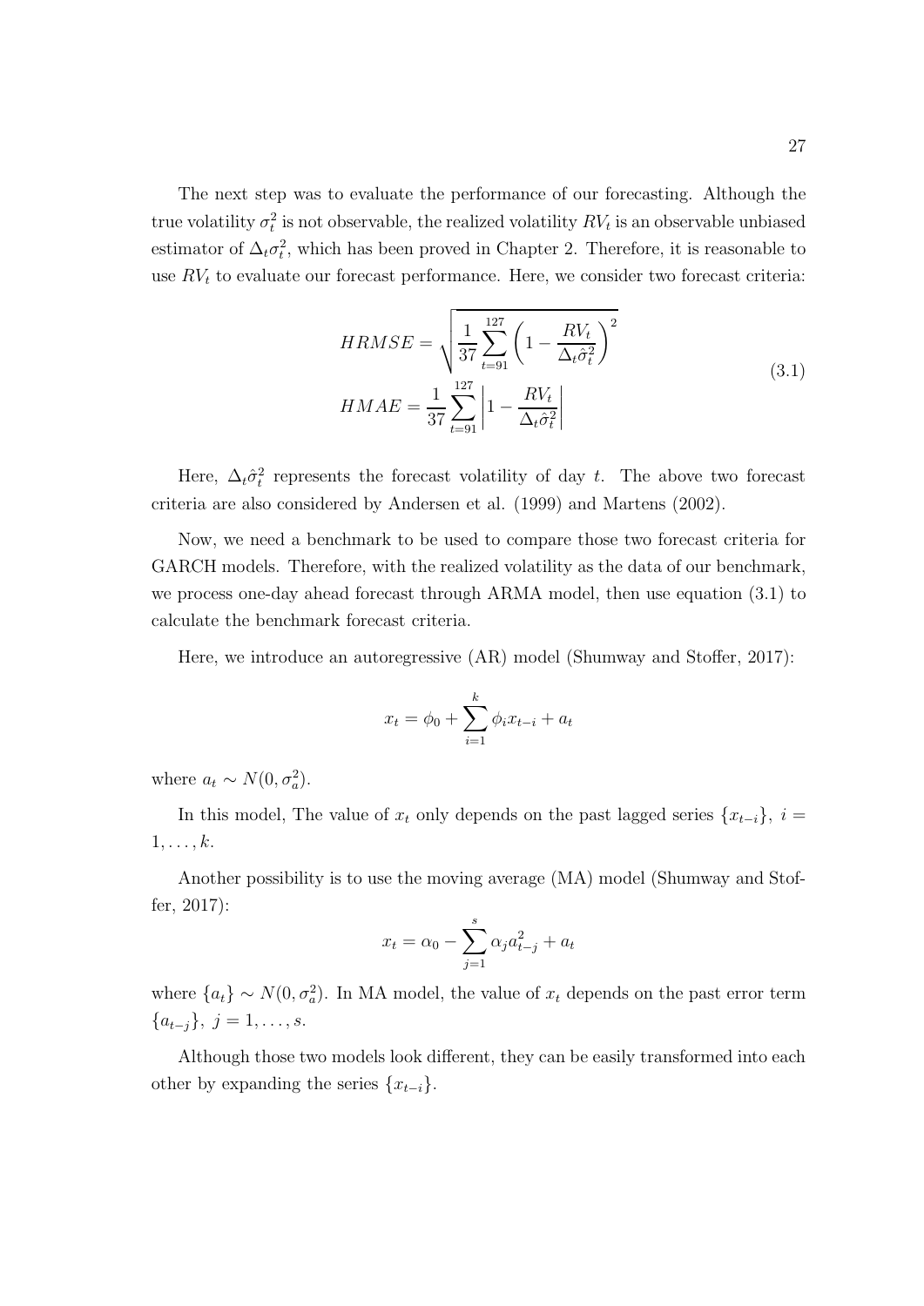The next step was to evaluate the performance of our forecasting. Although the true volatility $\sigma_t^2$ is not observable, the realized volatility $RV_t$ is an observable unbiased estimator of $\Delta_t \sigma_t^2$, which has been proved in Chapter 2. Therefore, it is reasonable to use $RV_t$ to evaluate our forecast performance. Here, we consider two forecast criteria:

$$
\begin{aligned}
HRMSE &= \sqrt{\frac{1}{37}\sum_{t=91}^{127}\left(1 - \frac{RV_t}{\Delta_t \hat{\sigma}_t^2}\right)^2} \\
HMAE &= \frac{1}{37}\sum_{t=91}^{127}\left|1 - \frac{RV_t}{\Delta_t \hat{\sigma}_t^2}\right|
\end{aligned}
\tag{3.1}
$$

Here, $\Delta_t \hat{\sigma}_t^2$ represents the forecast volatility of day $t$. The above two forecast criteria are also considered by Andersen et al. (1999) and Martens (2002).

Now, we need a benchmark to be used to compare those two forecast criteria for GARCH models. Therefore, with the realized volatility as the data of our benchmark, we process one-day ahead forecast through ARMA model, then use equation (3.1) to calculate the benchmark forecast criteria.

Here, we introduce an autoregressive (AR) model (Shumway and Stoffer, 2017):

$$
x_t = \phi_0 + \sum_{i=1}^{k} \phi_i x_{t-i} + a_t
$$

where $a_t \sim N(0, \sigma_a^2)$.

In this model, The value of $x_t$ only depends on the past lagged series $\{x_{t-i}\},\ i = 1, \ldots, k$.

Another possibility is to use the moving average (MA) model (Shumway and Stoffer, 2017):

$$
x_t = \alpha_0 - \sum_{j=1}^{s} \alpha_j a_{t-j}^2 + a_t
$$

where $\{a_t\} \sim N(0, \sigma_a^2)$. In MA model, the value of $x_t$ depends on the past error term $\{a_{t-j}\},\ j = 1, \ldots, s$.

Although those two models look different, they can be easily transformed into each other by expanding the series $\{x_{t-i}\}$.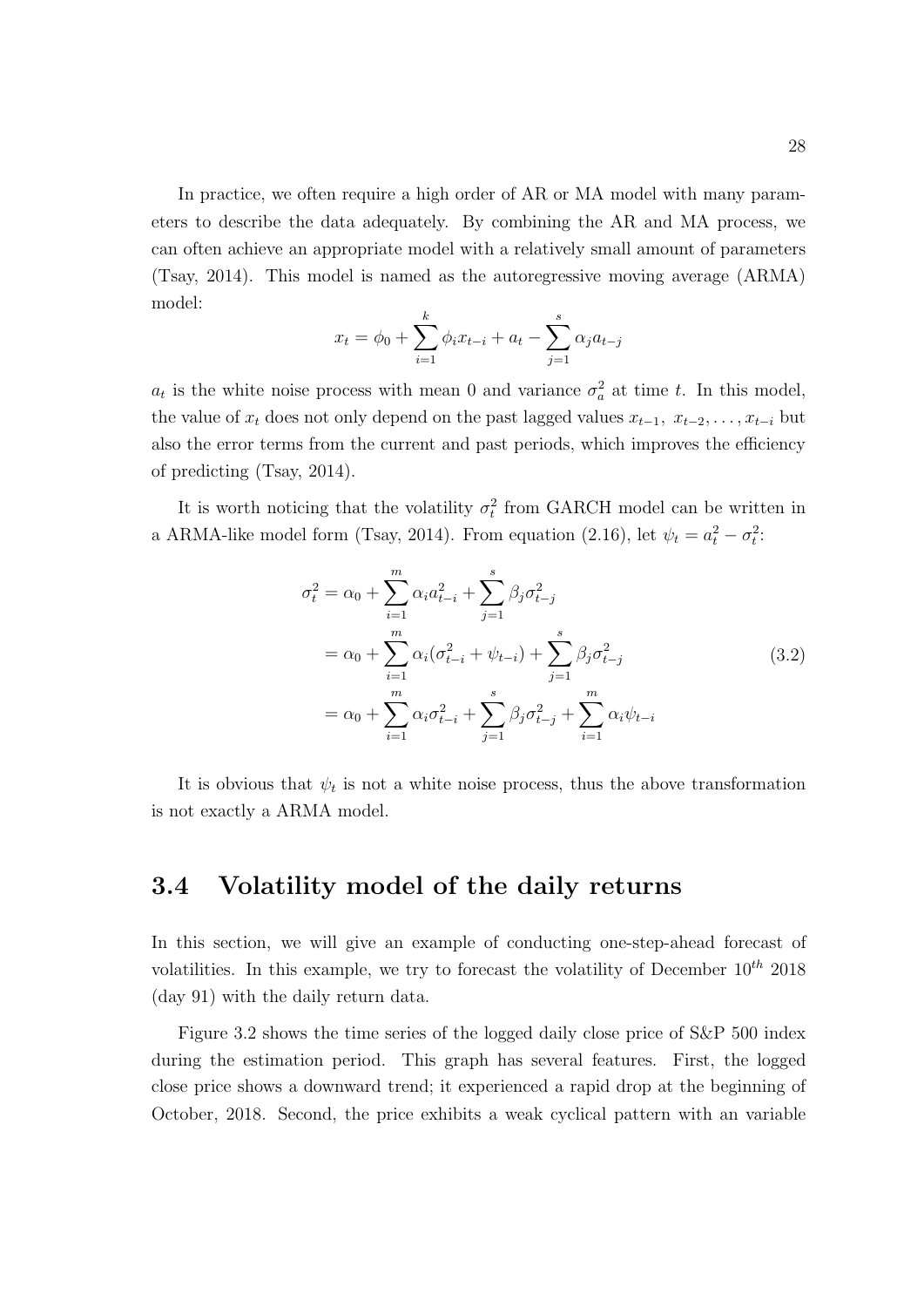In practice, we often require a high order of AR or MA model with many parameters to describe the data adequately. By combining the AR and MA process, we can often achieve an appropriate model with a relatively small amount of parameters (Tsay, 2014). This model is named as the autoregressive moving average (ARMA) model:

$$x_t = \phi_0 + \sum_{i=1}^{k} \phi_i x_{t-i} + a_t - \sum_{j=1}^{s} \alpha_j a_{t-j}$$

$a_t$ is the white noise process with mean 0 and variance $\sigma_a^2$ at time $t$. In this model, the value of $x_t$ does not only depend on the past lagged values $x_{t-1},\ x_{t-2}, \ldots, x_{t-i}$ but also the error terms from the current and past periods, which improves the efficiency of predicting (Tsay, 2014).

It is worth noticing that the volatility $\sigma_t^2$ from GARCH model can be written in a ARMA-like model form (Tsay, 2014). From equation (2.16), let $\psi_t = a_t^2 - \sigma_t^2$:

$$\begin{aligned}
\sigma_t^2 &= \alpha_0 + \sum_{i=1}^{m} \alpha_i a_{t-i}^2 + \sum_{j=1}^{s} \beta_j \sigma_{t-j}^2 \\
&= \alpha_0 + \sum_{i=1}^{m} \alpha_i (\sigma_{t-i}^2 + \psi_{t-i}) + \sum_{j=1}^{s} \beta_j \sigma_{t-j}^2 \\
&= \alpha_0 + \sum_{i=1}^{m} \alpha_i \sigma_{t-i}^2 + \sum_{j=1}^{s} \beta_j \sigma_{t-j}^2 + \sum_{i=1}^{m} \alpha_i \psi_{t-i}
\end{aligned} \tag{3.2}$$

It is obvious that $\psi_t$ is not a white noise process, thus the above transformation is not exactly a ARMA model.

## 3.4 Volatility model of the daily returns

In this section, we will give an example of conducting one-step-ahead forecast of volatilities. In this example, we try to forecast the volatility of December $10^{th}$ 2018 (day 91) with the daily return data.

Figure 3.2 shows the time series of the logged daily close price of S&P 500 index during the estimation period. This graph has several features. First, the logged close price shows a downward trend; it experienced a rapid drop at the beginning of October, 2018. Second, the price exhibits a weak cyclical pattern with an variable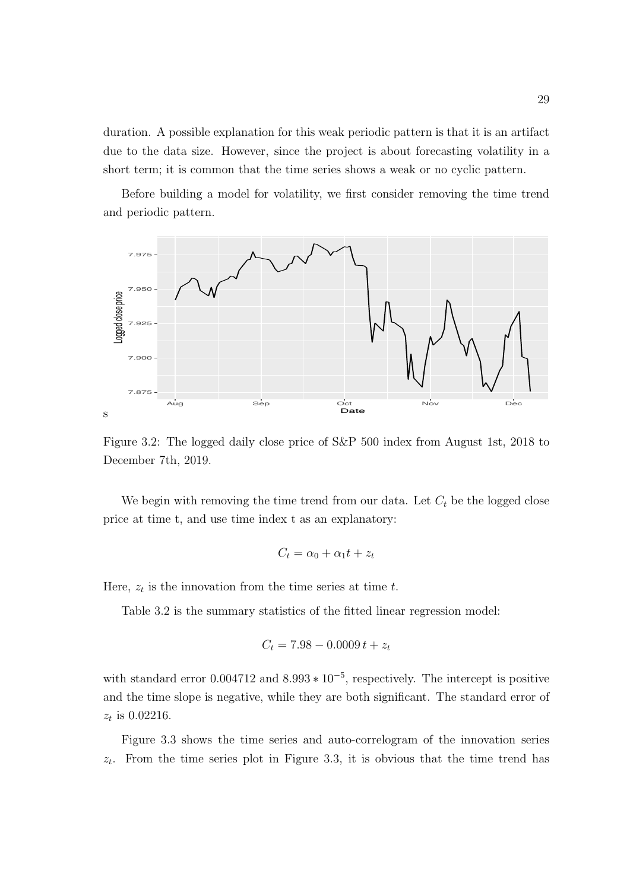duration. A possible explanation for this weak periodic pattern is that it is an artifact due to the data size. However, since the project is about forecasting volatility in a short term; it is common that the time series shows a weak or no cyclic pattern.

Before building a model for volatility, we first consider removing the time trend and periodic pattern.

s

Figure 3.2: The logged daily close price of S&P 500 index from August 1st, 2018 to December 7th, 2019.

We begin with removing the time trend from our data. Let $C_t$ be the logged close price at time t, and use time index t as an explanatory:

$$C_t = \alpha_0 + \alpha_1 t + z_t$$

Here, $z_t$ is the innovation from the time series at time $t$.

Table 3.2 is the summary statistics of the fitted linear regression model:

$$C_t = 7.98 - 0.0009\,t + z_t$$

with standard error 0.004712 and $8.993 * 10^{-5}$, respectively. The intercept is positive and the time slope is negative, while they are both significant. The standard error of $z_t$ is 0.02216.

Figure 3.3 shows the time series and auto-correlogram of the innovation series $z_t$. From the time series plot in Figure 3.3, it is obvious that the time trend has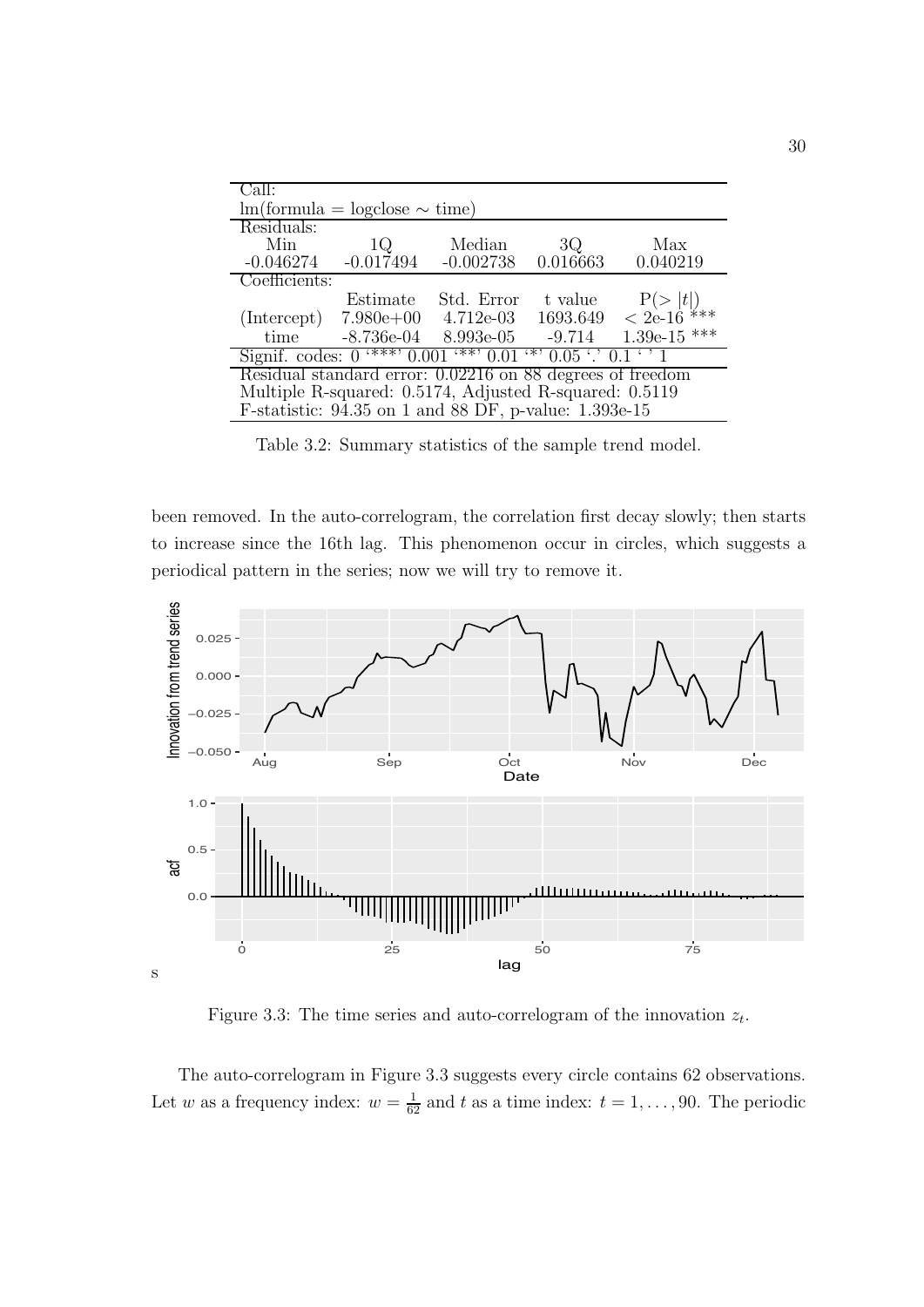| Call: | | | | |
|---|---|---|---|---|
| lm(formula = logclose ∼ time) | | | | |
| Residuals: | | | | |
| Min | 1Q | Median | 3Q | Max |
| -0.046274 | -0.017494 | -0.002738 | 0.016663 | 0.040219 |
| Coefficients: | | | | |
| | Estimate | Std. Error | t value | P(> \|t\|) |
| (Intercept) | 7.980e+00 | 4.712e-03 | 1693.649 | < 2e-16 *** |
| time | -8.736e-04 | 8.993e-05 | -9.714 | 1.39e-15 *** |
| Signif. codes: 0 '***' 0.001 '**' 0.01 '*' 0.05 '.' 0.1 ' ' 1 | | | | |
| Residual standard error: 0.02216 on 88 degrees of freedom | | | | |
| Multiple R-squared: 0.5174, Adjusted R-squared: 0.5119 | | | | |
| F-statistic: 94.35 on 1 and 88 DF, p-value: 1.393e-15 | | | | |

Table 3.2: Summary statistics of the sample trend model.

been removed. In the auto-correlogram, the correlation first decay slowly; then starts to increase since the 16th lag. This phenomenon occur in circles, which suggests a periodical pattern in the series; now we will try to remove it.

s

Figure 3.3: The time series and auto-correlogram of the innovation $z_t$.

The auto-correlogram in Figure 3.3 suggests every circle contains 62 observations. Let $w$ as a frequency index: $w = \frac{1}{62}$ and $t$ as a time index: $t = 1, \ldots, 90$. The periodic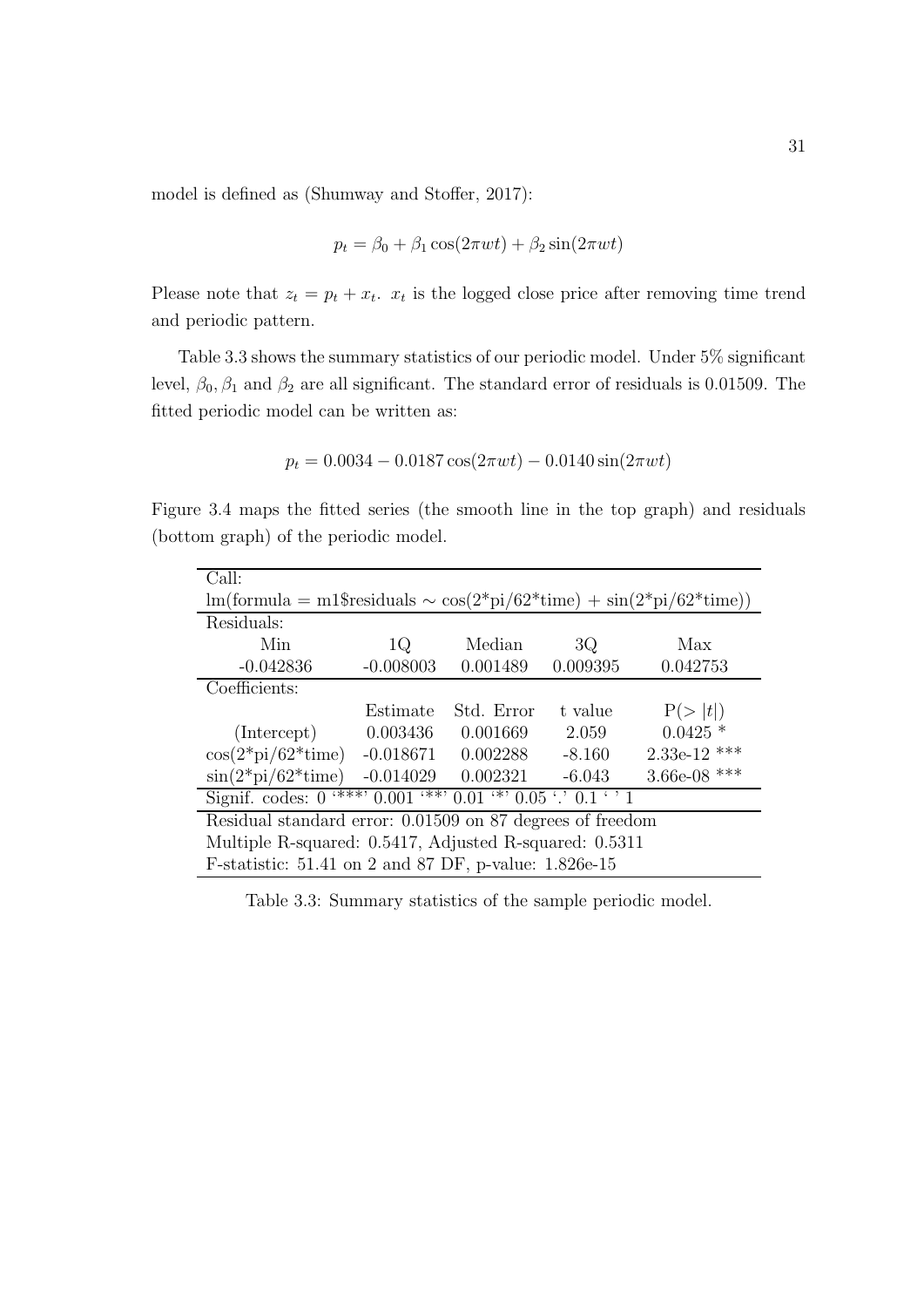model is defined as (Shumway and Stoffer, 2017):

$$p_t = \beta_0 + \beta_1 \cos(2\pi wt) + \beta_2 \sin(2\pi wt)$$

Please note that $z_t = p_t + x_t$. $x_t$ is the logged close price after removing time trend and periodic pattern.

Table 3.3 shows the summary statistics of our periodic model. Under 5% significant level, $\beta_0, \beta_1$ and $\beta_2$ are all significant. The standard error of residuals is 0.01509. The fitted periodic model can be written as:

$$p_t = 0.0034 - 0.0187 \cos(2\pi wt) - 0.0140 \sin(2\pi wt)$$

Figure 3.4 maps the fitted series (the smooth line in the top graph) and residuals (bottom graph) of the periodic model.

| Call: | | | | |
|---|---|---|---|---|
| lm(formula = m1$residuals ~ cos(2*pi/62*time) + sin(2*pi/62*time)) | | | | |
| Residuals: | | | | |
| Min | 1Q | Median | 3Q | Max |
| -0.042836 | -0.008003 | 0.001489 | 0.009395 | 0.042753 |
| Coefficients: | | | | |
| | Estimate | Std. Error | t value | $P(>\|t\|)$ |
| (Intercept) | 0.003436 | 0.001669 | 2.059 | 0.0425 * |
| cos(2*pi/62*time) | -0.018671 | 0.002288 | -8.160 | 2.33e-12 *** |
| sin(2*pi/62*time) | -0.014029 | 0.002321 | -6.043 | 3.66e-08 *** |
| Signif. codes: 0 '***' 0.001 '**' 0.01 '*' 0.05 '.' 0.1 ' ' 1 | | | | |
| Residual standard error: 0.01509 on 87 degrees of freedom | | | | |
| Multiple R-squared: 0.5417, Adjusted R-squared: 0.5311 | | | | |
| F-statistic: 51.41 on 2 and 87 DF, p-value: 1.826e-15 | | | | |

Table 3.3: Summary statistics of the sample periodic model.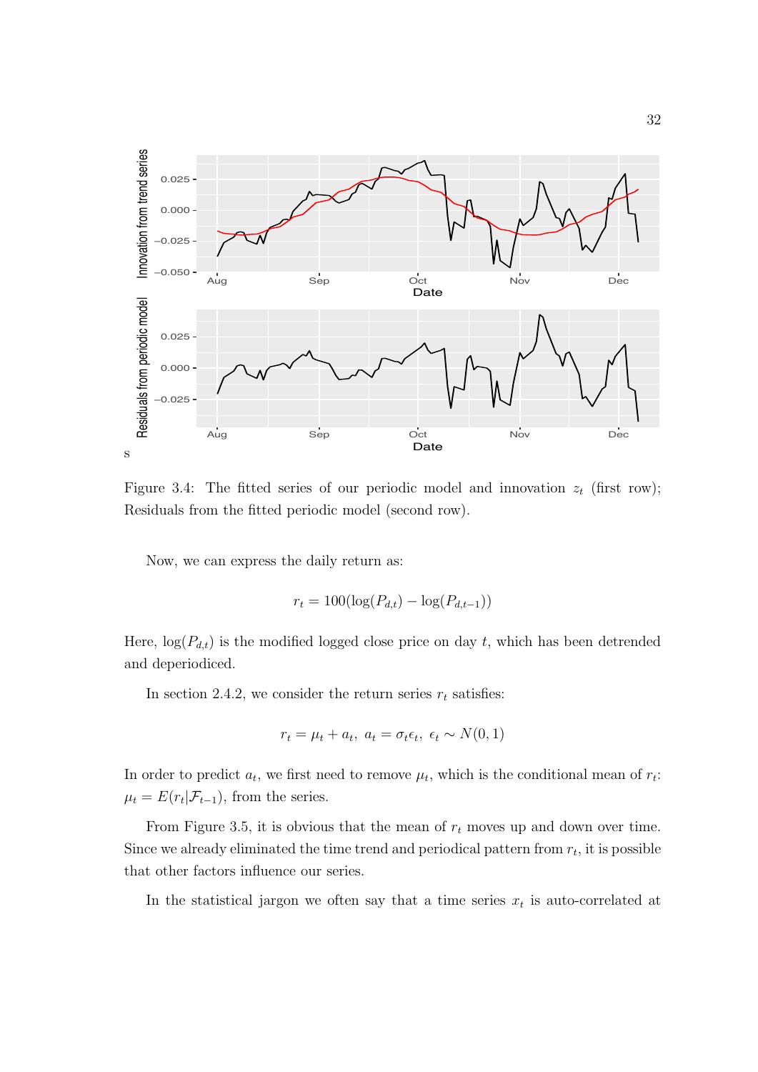s

Figure 3.4: The fitted series of our periodic model and innovation $z_t$ (first row); Residuals from the fitted periodic model (second row).

Now, we can express the daily return as:

$$r_t = 100(\log(P_{d,t}) - \log(P_{d,t-1}))$$

Here, $\log(P_{d,t})$ is the modified logged close price on day $t$, which has been detrended and deperiodiced.

In section 2.4.2, we consider the return series $r_t$ satisfies:

$$r_t = \mu_t + a_t,\ a_t = \sigma_t \epsilon_t,\ \epsilon_t \sim N(0,1)$$

In order to predict $a_t$, we first need to remove $\mu_t$, which is the conditional mean of $r_t$: $\mu_t = E(r_t|\mathcal{F}_{t-1})$, from the series.

From Figure 3.5, it is obvious that the mean of $r_t$ moves up and down over time. Since we already eliminated the time trend and periodical pattern from $r_t$, it is possible that other factors influence our series.

In the statistical jargon we often say that a time series $x_t$ is auto-correlated at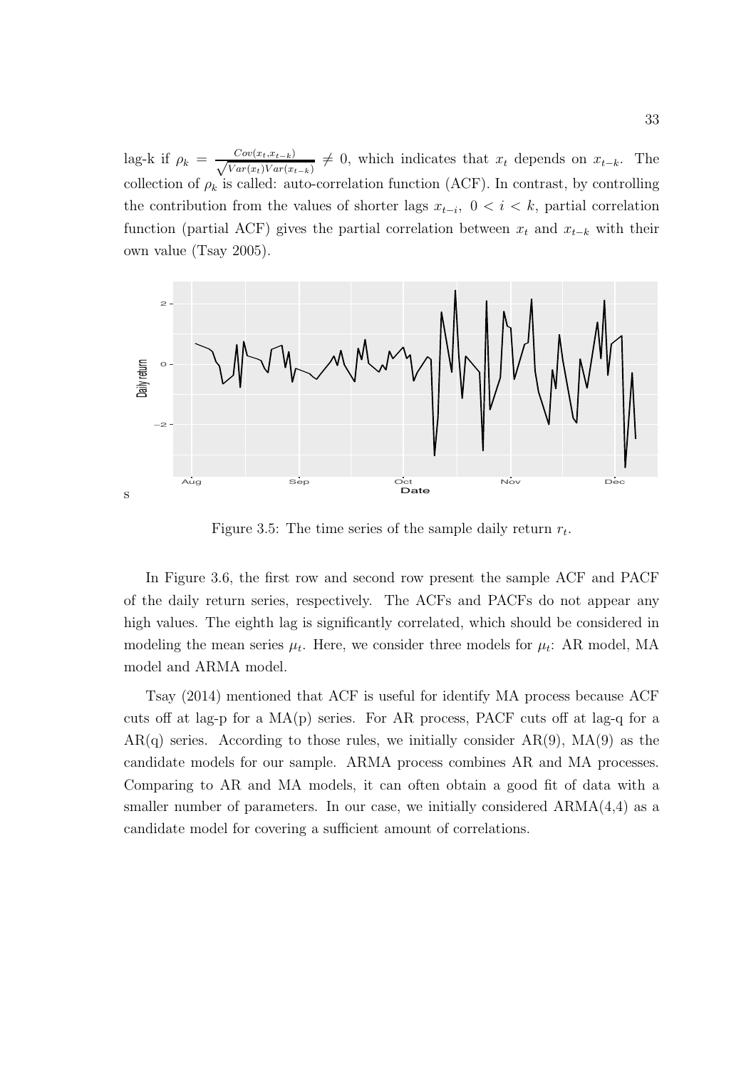lag-k if $\rho_k = \frac{Cov(x_t, x_{t-k})}{\sqrt{Var(x_t)Var(x_{t-k})}} \neq 0$, which indicates that $x_t$ depends on $x_{t-k}$. The collection of $\rho_k$ is called: auto-correlation function (ACF). In contrast, by controlling the contribution from the values of shorter lags $x_{t-i}$, $0 < i < k$, partial correlation function (partial ACF) gives the partial correlation between $x_t$ and $x_{t-k}$ with their own value (Tsay 2005).

s

Figure 3.5: The time series of the sample daily return $r_t$.

In Figure 3.6, the first row and second row present the sample ACF and PACF of the daily return series, respectively. The ACFs and PACFs do not appear any high values. The eighth lag is significantly correlated, which should be considered in modeling the mean series $\mu_t$. Here, we consider three models for $\mu_t$: AR model, MA model and ARMA model.

Tsay (2014) mentioned that ACF is useful for identify MA process because ACF cuts off at lag-p for a MA(p) series. For AR process, PACF cuts off at lag-q for a AR(q) series. According to those rules, we initially consider AR(9), MA(9) as the candidate models for our sample. ARMA process combines AR and MA processes. Comparing to AR and MA models, it can often obtain a good fit of data with a smaller number of parameters. In our case, we initially considered ARMA(4,4) as a candidate model for covering a sufficient amount of correlations.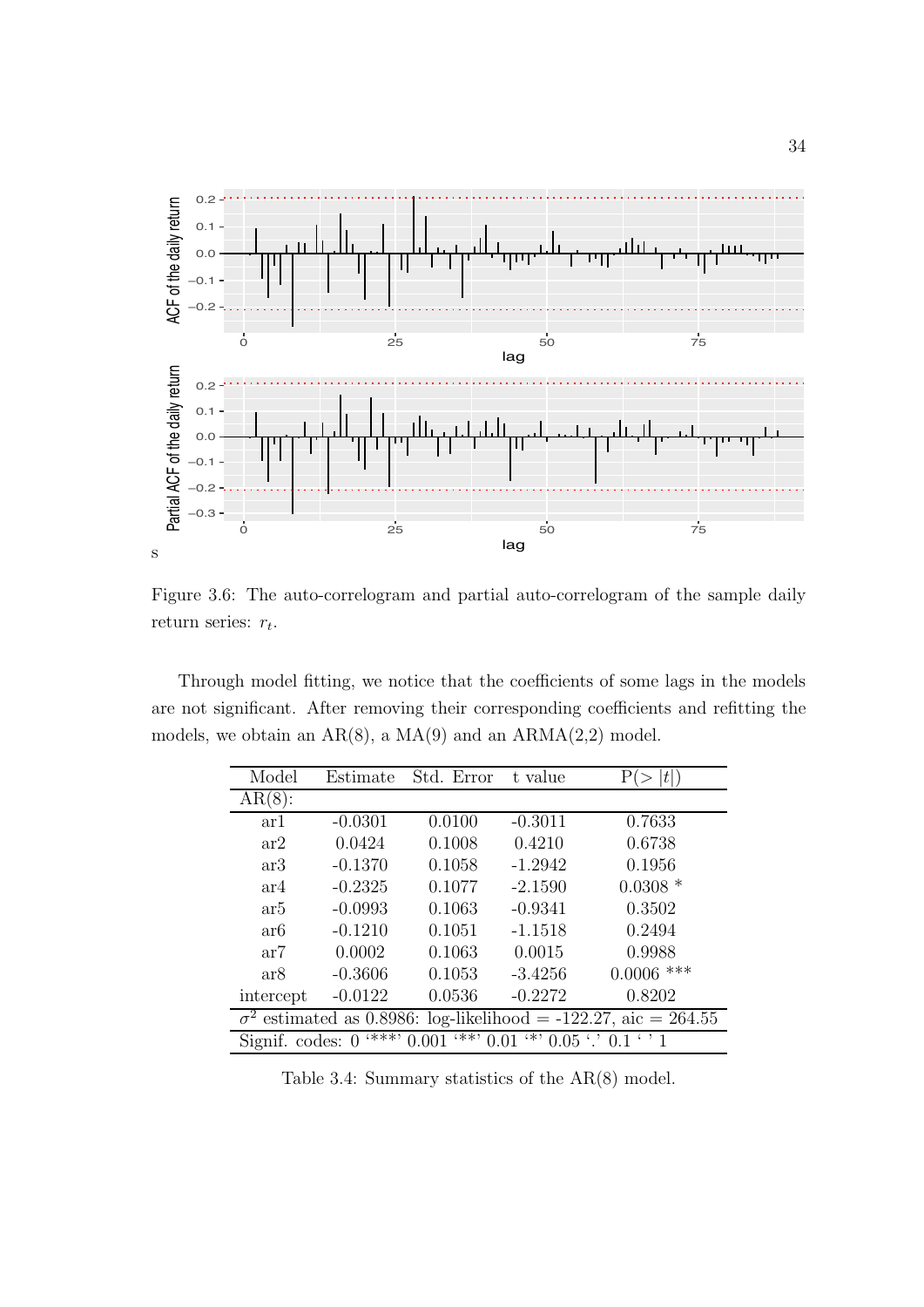s

Figure 3.6: The auto-correlogram and partial auto-correlogram of the sample daily return series: $r_t$.

Through model fitting, we notice that the coefficients of some lags in the models are not significant. After removing their corresponding coefficients and refitting the models, we obtain an AR(8), a MA(9) and an ARMA(2,2) model.

| Model | Estimate | Std. Error | t value | P(> \|t\|) |
|---|---|---|---|---|
| AR(8): | | | | |
| ar1 | -0.0301 | 0.0100 | -0.3011 | 0.7633 |
| ar2 | 0.0424 | 0.1008 | 0.4210 | 0.6738 |
| ar3 | -0.1370 | 0.1058 | -1.2942 | 0.1956 |
| ar4 | -0.2325 | 0.1077 | -2.1590 | 0.0308 * |
| ar5 | -0.0993 | 0.1063 | -0.9341 | 0.3502 |
| ar6 | -0.1210 | 0.1051 | -1.1518 | 0.2494 |
| ar7 | 0.0002 | 0.1063 | 0.0015 | 0.9988 |
| ar8 | -0.3606 | 0.1053 | -3.4256 | 0.0006 *** |
| intercept | -0.0122 | 0.0536 | -0.2272 | 0.8202 |
| $\sigma^2$ estimated as 0.8986: log-likelihood = -122.27, aic = 264.55 | | | | |
| Signif. codes: 0 '***' 0.001 '**' 0.01 '*' 0.05 '.' 0.1 ' ' 1 | | | | |

Table 3.4: Summary statistics of the AR(8) model.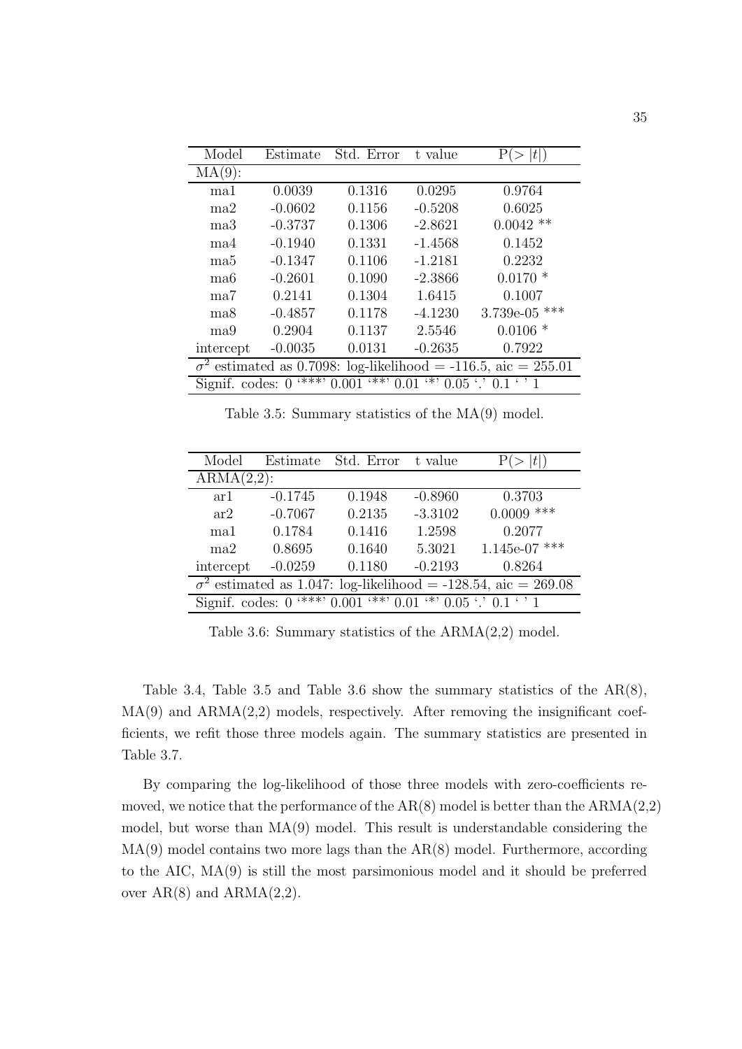| Model | Estimate | Std. Error | t value | $P(>\|t\|)$ |
|---|---|---|---|---|
| MA(9): | | | | |
| ma1 | 0.0039 | 0.1316 | 0.0295 | 0.9764 |
| ma2 | -0.0602 | 0.1156 | -0.5208 | 0.6025 |
| ma3 | -0.3737 | 0.1306 | -2.8621 | 0.0042 ** |
| ma4 | -0.1940 | 0.1331 | -1.4568 | 0.1452 |
| ma5 | -0.1347 | 0.1106 | -1.2181 | 0.2232 |
| ma6 | -0.2601 | 0.1090 | -2.3866 | 0.0170 * |
| ma7 | 0.2141 | 0.1304 | 1.6415 | 0.1007 |
| ma8 | -0.4857 | 0.1178 | -4.1230 | 3.739e-05 *** |
| ma9 | 0.2904 | 0.1137 | 2.5546 | 0.0106 * |
| intercept | -0.0035 | 0.0131 | -0.2635 | 0.7922 |
| $\sigma^2$ estimated as 0.7098: log-likelihood = -116.5, aic = 255.01 | | | | |
| Signif. codes: 0 '***' 0.001 '**' 0.01 '*' 0.05 '.' 0.1 ' ' 1 | | | | |

Table 3.5: Summary statistics of the MA(9) model.

| Model | Estimate | Std. Error | t value | $P(>\|t\|)$ |
|---|---|---|---|---|
| ARMA(2,2): | | | | |
| ar1 | -0.1745 | 0.1948 | -0.8960 | 0.3703 |
| ar2 | -0.7067 | 0.2135 | -3.3102 | 0.0009 *** |
| ma1 | 0.1784 | 0.1416 | 1.2598 | 0.2077 |
| ma2 | 0.8695 | 0.1640 | 5.3021 | 1.145e-07 *** |
| intercept | -0.0259 | 0.1180 | -0.2193 | 0.8264 |
| $\sigma^2$ estimated as 1.047: log-likelihood = -128.54, aic = 269.08 | | | | |
| Signif. codes: 0 '***' 0.001 '**' 0.01 '*' 0.05 '.' 0.1 ' ' 1 | | | | |

Table 3.6: Summary statistics of the ARMA(2,2) model.

Table 3.4, Table 3.5 and Table 3.6 show the summary statistics of the AR(8), MA(9) and ARMA(2,2) models, respectively. After removing the insignificant coefficients, we refit those three models again. The summary statistics are presented in Table 3.7.

By comparing the log-likelihood of those three models with zero-coefficients removed, we notice that the performance of the AR(8) model is better than the ARMA(2,2) model, but worse than MA(9) model. This result is understandable considering the MA(9) model contains two more lags than the AR(8) model. Furthermore, according to the AIC, MA(9) is still the most parsimonious model and it should be preferred over AR(8) and ARMA(2,2).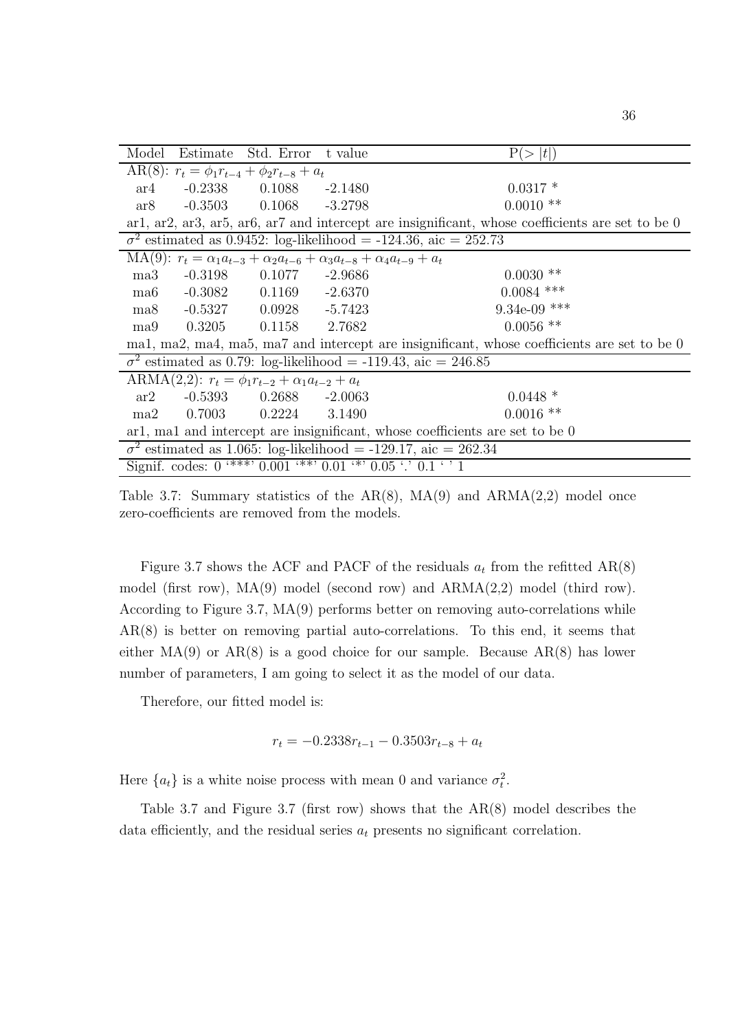| Model | Estimate | Std. Error | t value | P(> \|t\|) |
|---|---|---|---|---|
| AR(8): $r_t = \phi_1 r_{t-4} + \phi_2 r_{t-8} + a_t$ | | | | |
| ar4 | -0.2338 | 0.1088 | -2.1480 | 0.0317 * |
| ar8 | -0.3503 | 0.1068 | -3.2798 | 0.0010 ** |
| ar1, ar2, ar3, ar5, ar6, ar7 and intercept are insignificant, whose coefficients are set to be 0 | | | | |
| $\sigma^2$ estimated as 0.9452: log-likelihood = -124.36, aic = 252.73 | | | | |
| MA(9): $r_t = \alpha_1 a_{t-3} + \alpha_2 a_{t-6} + \alpha_3 a_{t-8} + \alpha_4 a_{t-9} + a_t$ | | | | |
| ma3 | -0.3198 | 0.1077 | -2.9686 | 0.0030 ** |
| ma6 | -0.3082 | 0.1169 | -2.6370 | 0.0084 *** |
| ma8 | -0.5327 | 0.0928 | -5.7423 | 9.34e-09 *** |
| ma9 | 0.3205 | 0.1158 | 2.7682 | 0.0056 ** |
| ma1, ma2, ma4, ma5, ma7 and intercept are insignificant, whose coefficients are set to be 0 | | | | |
| $\sigma^2$ estimated as 0.79: log-likelihood = -119.43, aic = 246.85 | | | | |
| ARMA(2,2): $r_t = \phi_1 r_{t-2} + \alpha_1 a_{t-2} + a_t$ | | | | |
| ar2 | -0.5393 | 0.2688 | -2.0063 | 0.0448 * |
| ma2 | 0.7003 | 0.2224 | 3.1490 | 0.0016 ** |
| ar1, ma1 and intercept are insignificant, whose coefficients are set to be 0 | | | | |
| $\sigma^2$ estimated as 1.065: log-likelihood = -129.17, aic = 262.34 | | | | |
| Signif. codes: 0 '***' 0.001 '**' 0.01 '*' 0.05 '.' 0.1 ' ' 1 | | | | |

Table 3.7: Summary statistics of the AR(8), MA(9) and ARMA(2,2) model once zero-coefficients are removed from the models.

Figure 3.7 shows the ACF and PACF of the residuals $a_t$ from the refitted AR(8) model (first row), MA(9) model (second row) and ARMA(2,2) model (third row). According to Figure 3.7, MA(9) performs better on removing auto-correlations while AR(8) is better on removing partial auto-correlations. To this end, it seems that either MA(9) or AR(8) is a good choice for our sample. Because AR(8) has lower number of parameters, I am going to select it as the model of our data.

Therefore, our fitted model is:

$$r_t = -0.2338 r_{t-1} - 0.3503 r_{t-8} + a_t$$

Here $\{a_t\}$ is a white noise process with mean 0 and variance $\sigma_t^2$.

Table 3.7 and Figure 3.7 (first row) shows that the AR(8) model describes the data efficiently, and the residual series $a_t$ presents no significant correlation.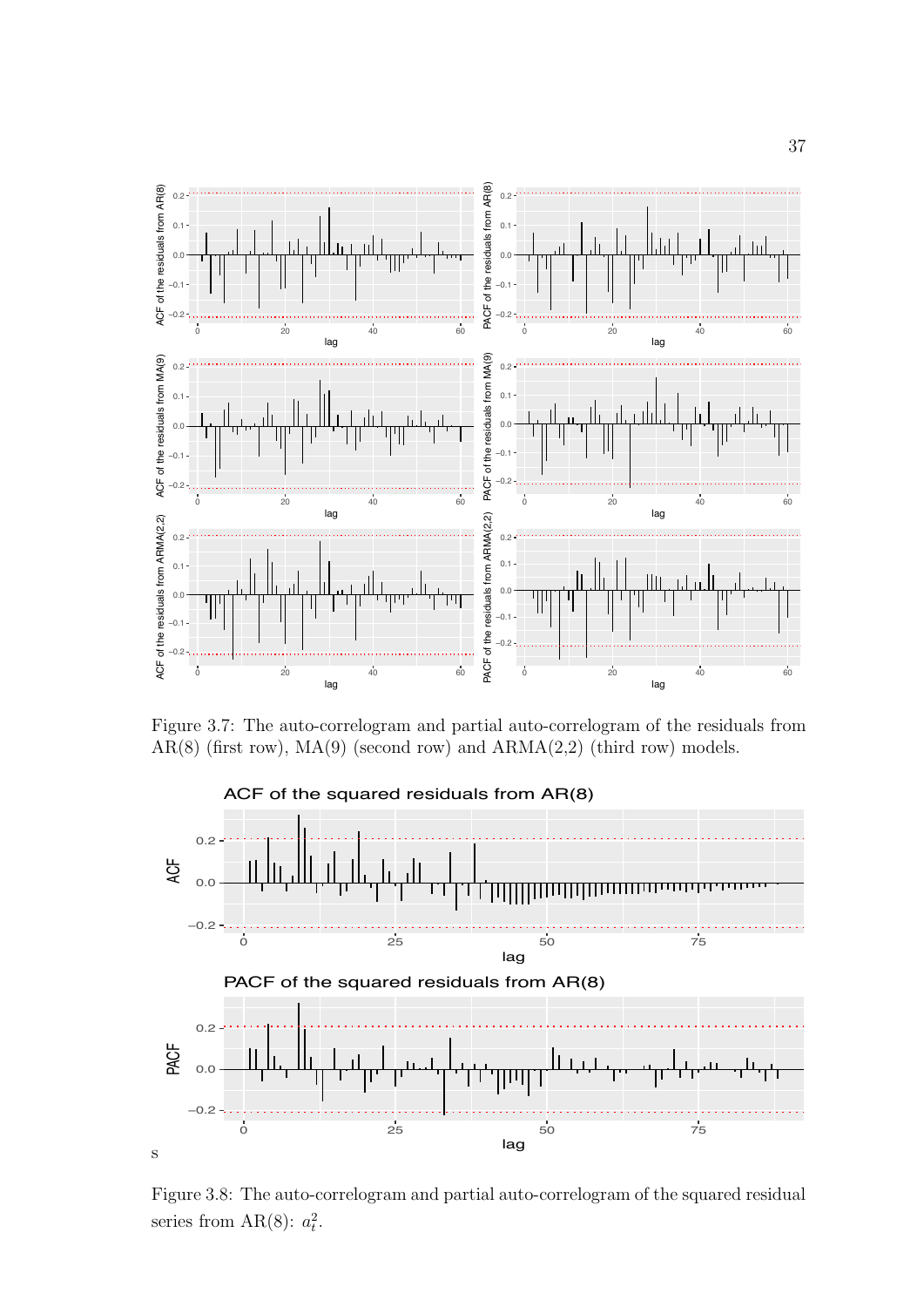Figure 3.7: The auto-correlogram and partial auto-correlogram of the residuals from AR(8) (first row), MA(9) (second row) and ARMA(2,2) (third row) models.

s

Figure 3.8: The auto-correlogram and partial auto-correlogram of the squared residual series from AR(8): $a_t^2$.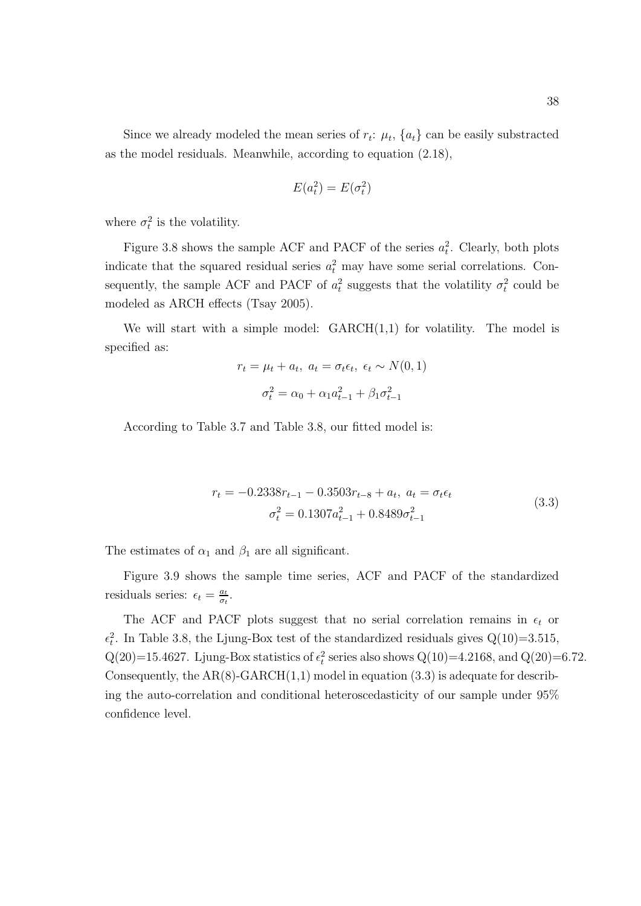Since we already modeled the mean series of $r_t$: $\mu_t$, $\{a_t\}$ can be easily substracted as the model residuals. Meanwhile, according to equation (2.18),

$$E(a_t^2) = E(\sigma_t^2)$$

where $\sigma_t^2$ is the volatility.

Figure 3.8 shows the sample ACF and PACF of the series $a_t^2$. Clearly, both plots indicate that the squared residual series $a_t^2$ may have some serial correlations. Consequently, the sample ACF and PACF of $a_t^2$ suggests that the volatility $\sigma_t^2$ could be modeled as ARCH effects (Tsay 2005).

We will start with a simple model: GARCH(1,1) for volatility. The model is specified as:

$$r_t = \mu_t + a_t, \ a_t = \sigma_t \epsilon_t, \ \epsilon_t \sim N(0, 1)$$

$$\sigma_t^2 = \alpha_0 + \alpha_1 a_{t-1}^2 + \beta_1 \sigma_{t-1}^2$$

According to Table 3.7 and Table 3.8, our fitted model is:

$$\begin{aligned} r_t = -0.2338 r_{t-1} - 0.3503 r_{t-8} + a_t, \ a_t = \sigma_t \epsilon_t \\ \sigma_t^2 = 0.1307 a_{t-1}^2 + 0.8489 \sigma_{t-1}^2 \end{aligned} \tag{3.3}$$

The estimates of $\alpha_1$ and $\beta_1$ are all significant.

Figure 3.9 shows the sample time series, ACF and PACF of the standardized residuals series: $\epsilon_t = \frac{a_t}{\sigma_t}$.

The ACF and PACF plots suggest that no serial correlation remains in $\epsilon_t$ or $\epsilon_t^2$. In Table 3.8, the Ljung-Box test of the standardized residuals gives Q(10)=3.515, Q(20)=15.4627. Ljung-Box statistics of $\epsilon_t^2$ series also shows Q(10)=4.2168, and Q(20)=6.72. Consequently, the AR(8)-GARCH(1,1) model in equation (3.3) is adequate for describing the auto-correlation and conditional heteroscedasticity of our sample under 95% confidence level.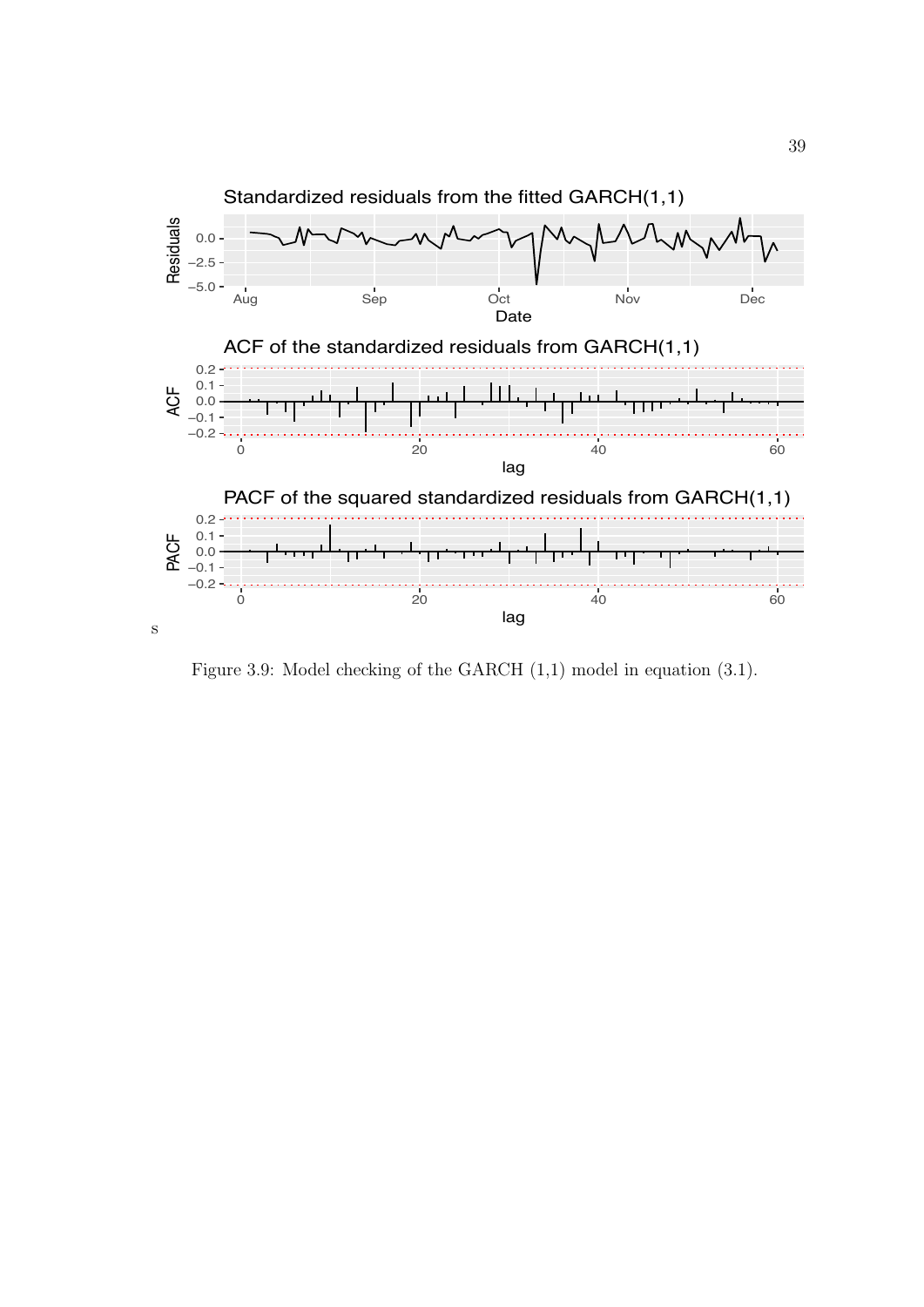s

Figure 3.9: Model checking of the GARCH (1,1) model in equation (3.1).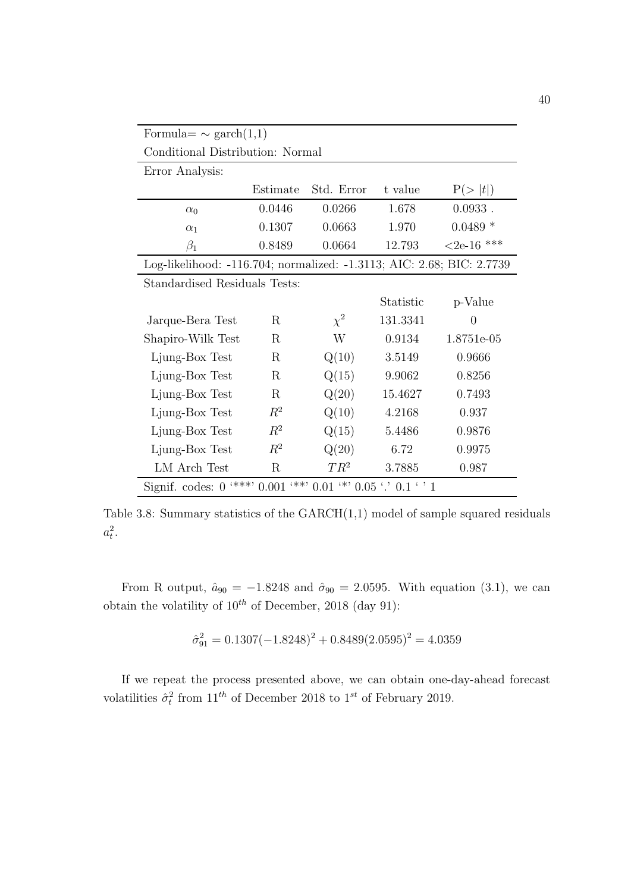| Formula= $\sim$ garch(1,1) | | | | |
|---|---|---|---|---|
| Conditional Distribution: Normal | | | | |
| Error Analysis: | | | | |
| | Estimate | Std. Error | t value | $P(>\|t\|)$ |
| $\alpha_0$ | 0.0446 | 0.0266 | 1.678 | 0.0933 . |
| $\alpha_1$ | 0.1307 | 0.0663 | 1.970 | 0.0489 * |
| $\beta_1$ | 0.8489 | 0.0664 | 12.793 | <2e-16 *** |
| Log-likelihood: -116.704; normalized: -1.3113; AIC: 2.68; BIC: 2.7739 | | | | |
| Standardised Residuals Tests: | | | | |
| | | | Statistic | p-Value |
| Jarque-Bera Test | R | $\chi^2$ | 131.3341 | 0 |
| Shapiro-Wilk Test | R | W | 0.9134 | 1.8751e-05 |
| Ljung-Box Test | R | Q(10) | 3.5149 | 0.9666 |
| Ljung-Box Test | R | Q(15) | 9.9062 | 0.8256 |
| Ljung-Box Test | R | Q(20) | 15.4627 | 0.7493 |
| Ljung-Box Test | $R^2$ | Q(10) | 4.2168 | 0.937 |
| Ljung-Box Test | $R^2$ | Q(15) | 5.4486 | 0.9876 |
| Ljung-Box Test | $R^2$ | Q(20) | 6.72 | 0.9975 |
| LM Arch Test | R | $TR^2$ | 3.7885 | 0.987 |
| Signif. codes: 0 '***' 0.001 '**' 0.01 '*' 0.05 '.' 0.1 ' ' 1 | | | | |

Table 3.8: Summary statistics of the GARCH(1,1) model of sample squared residuals $a_t^2$.

From R output, $\hat{a}_{90} = -1.8248$ and $\hat{\sigma}_{90} = 2.0595$. With equation (3.1), we can obtain the volatility of $10^{th}$ of December, 2018 (day 91):

$$\hat{\sigma}_{91}^2 = 0.1307(-1.8248)^2 + 0.8489(2.0595)^2 = 4.0359$$

If we repeat the process presented above, we can obtain one-day-ahead forecast volatilities $\hat{\sigma}_t^2$ from $11^{th}$ of December 2018 to $1^{st}$ of February 2019.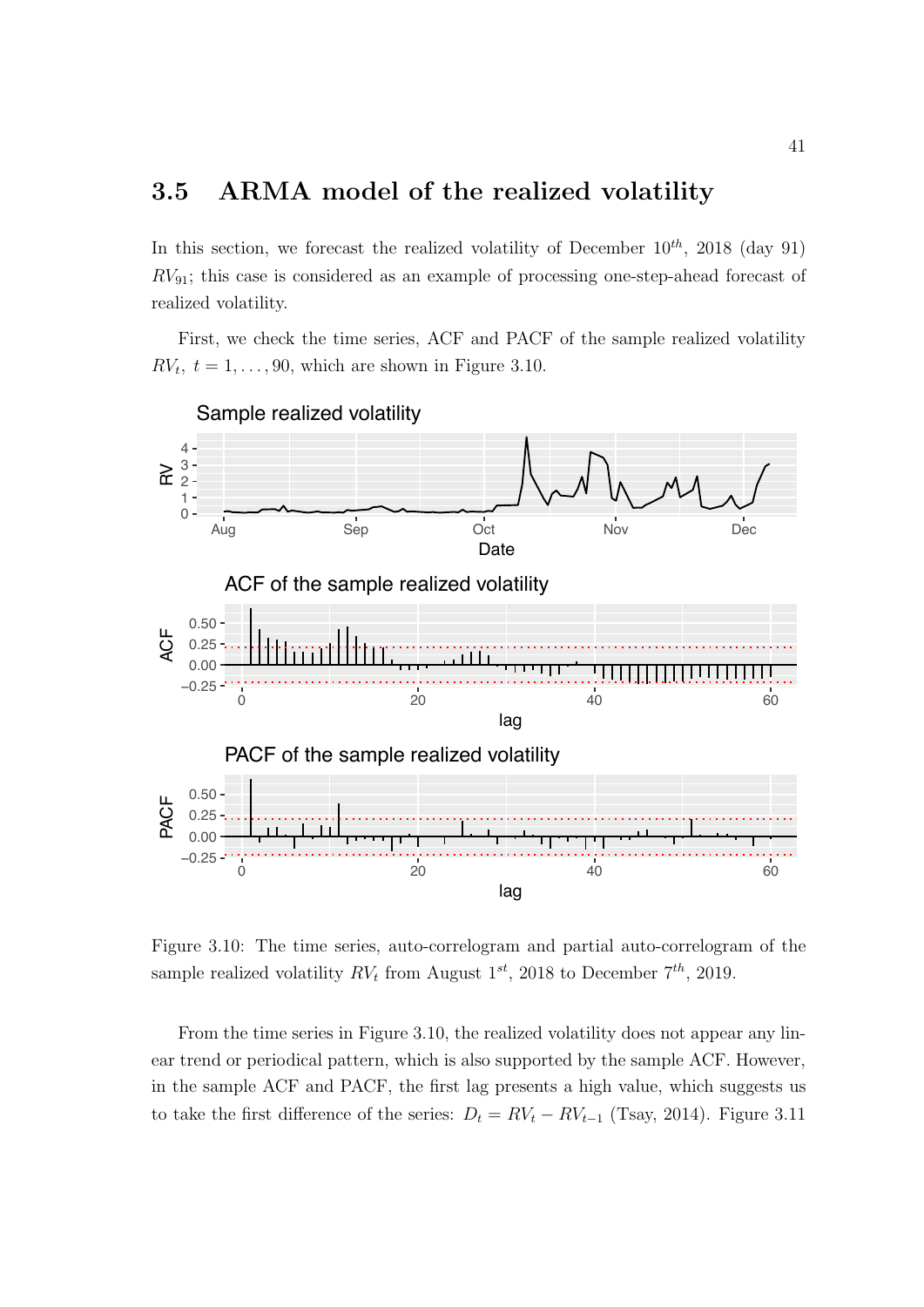## 3.5 ARMA model of the realized volatility

In this section, we forecast the realized volatility of December $10^{th}$, 2018 (day 91) $RV_{91}$; this case is considered as an example of processing one-step-ahead forecast of realized volatility.

First, we check the time series, ACF and PACF of the sample realized volatility $RV_t$, $t = 1, \ldots, 90$, which are shown in Figure 3.10.

Figure 3.10: The time series, auto-correlogram and partial auto-correlogram of the sample realized volatility $RV_t$ from August $1^{st}$, 2018 to December $7^{th}$, 2019.

From the time series in Figure 3.10, the realized volatility does not appear any linear trend or periodical pattern, which is also supported by the sample ACF. However, in the sample ACF and PACF, the first lag presents a high value, which suggests us to take the first difference of the series: $D_t = RV_t - RV_{t-1}$ (Tsay, 2014). Figure 3.11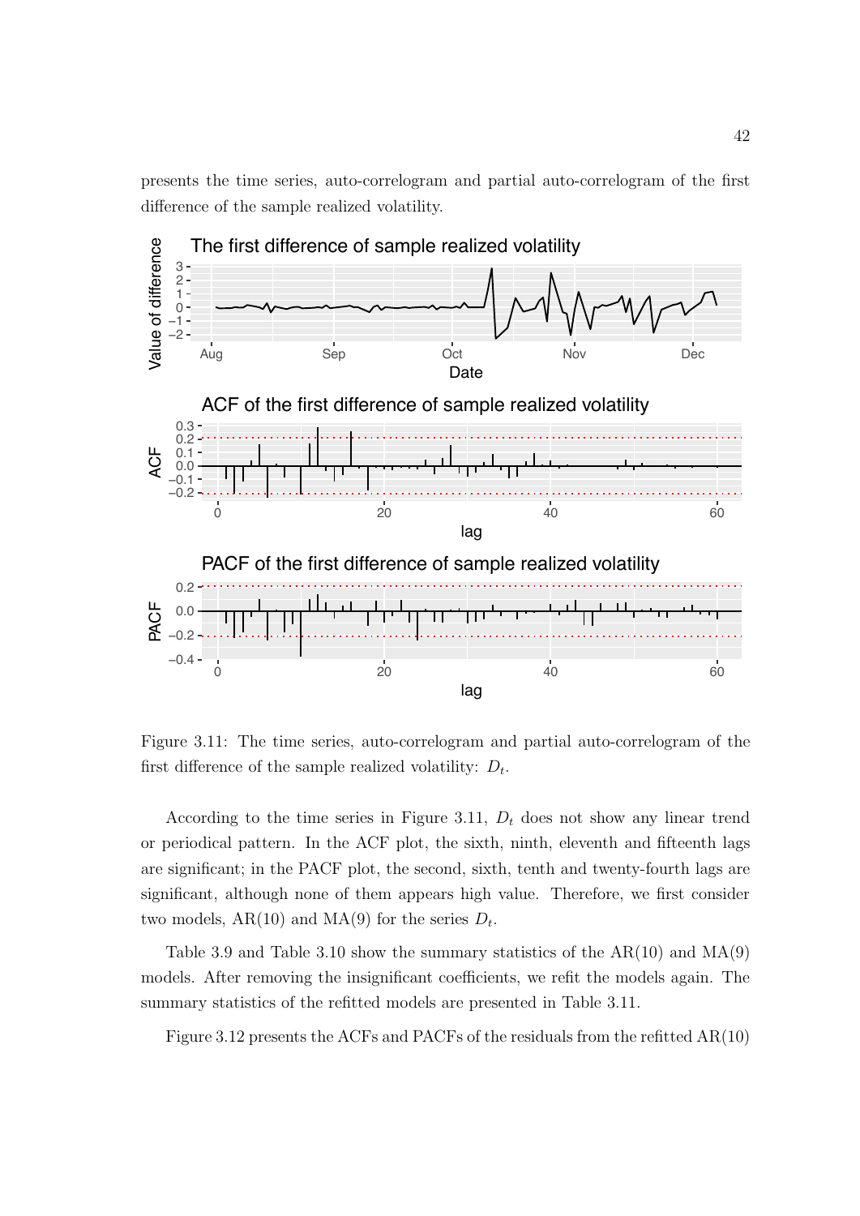presents the time series, auto-correlogram and partial auto-correlogram of the first difference of the sample realized volatility.

Figure 3.11: The time series, auto-correlogram and partial auto-correlogram of the first difference of the sample realized volatility: $D_t$.

According to the time series in Figure 3.11, $D_t$ does not show any linear trend or periodical pattern. In the ACF plot, the sixth, ninth, eleventh and fifteenth lags are significant; in the PACF plot, the second, sixth, tenth and twenty-fourth lags are significant, although none of them appears high value. Therefore, we first consider two models, AR(10) and MA(9) for the series $D_t$.

Table 3.9 and Table 3.10 show the summary statistics of the AR(10) and MA(9) models. After removing the insignificant coefficients, we refit the models again. The summary statistics of the refitted models are presented in Table 3.11.

Figure 3.12 presents the ACFs and PACFs of the residuals from the refitted AR(10)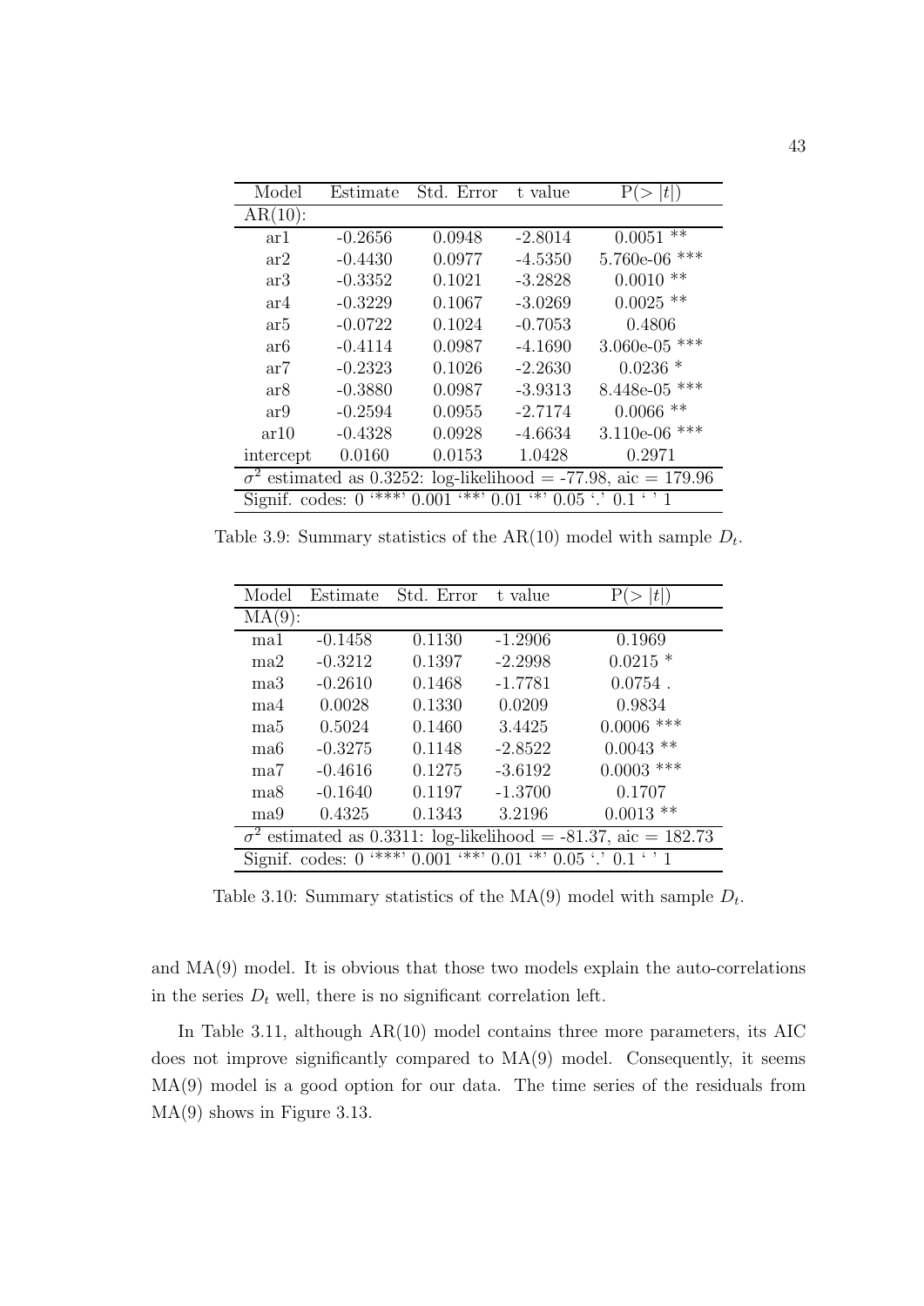| Model | Estimate | Std. Error | t value | $P(>\|t\|)$ |
|---|---|---|---|---|
| AR(10): | | | | |
| ar1 | -0.2656 | 0.0948 | -2.8014 | 0.0051 ** |
| ar2 | -0.4430 | 0.0977 | -4.5350 | 5.760e-06 *** |
| ar3 | -0.3352 | 0.1021 | -3.2828 | 0.0010 ** |
| ar4 | -0.3229 | 0.1067 | -3.0269 | 0.0025 ** |
| ar5 | -0.0722 | 0.1024 | -0.7053 | 0.4806 |
| ar6 | -0.4114 | 0.0987 | -4.1690 | 3.060e-05 *** |
| ar7 | -0.2323 | 0.1026 | -2.2630 | 0.0236 * |
| ar8 | -0.3880 | 0.0987 | -3.9313 | 8.448e-05 *** |
| ar9 | -0.2594 | 0.0955 | -2.7174 | 0.0066 ** |
| ar10 | -0.4328 | 0.0928 | -4.6634 | 3.110e-06 *** |
| intercept | 0.0160 | 0.0153 | 1.0428 | 0.2971 |
| $\sigma^2$ estimated as 0.3252: log-likelihood = -77.98, aic = 179.96 | | | | |
| Signif. codes: 0 '***' 0.001 '**' 0.01 '*' 0.05 '.' 0.1 ' ' 1 | | | | |

Table 3.9: Summary statistics of the AR(10) model with sample $D_t$.

| Model | Estimate | Std. Error | t value | $P(>\|t\|)$ |
|---|---|---|---|---|
| MA(9): | | | | |
| ma1 | -0.1458 | 0.1130 | -1.2906 | 0.1969 |
| ma2 | -0.3212 | 0.1397 | -2.2998 | 0.0215 * |
| ma3 | -0.2610 | 0.1468 | -1.7781 | 0.0754 . |
| ma4 | 0.0028 | 0.1330 | 0.0209 | 0.9834 |
| ma5 | 0.5024 | 0.1460 | 3.4425 | 0.0006 *** |
| ma6 | -0.3275 | 0.1148 | -2.8522 | 0.0043 ** |
| ma7 | -0.4616 | 0.1275 | -3.6192 | 0.0003 *** |
| ma8 | -0.1640 | 0.1197 | -1.3700 | 0.1707 |
| ma9 | 0.4325 | 0.1343 | 3.2196 | 0.0013 ** |
| $\sigma^2$ estimated as 0.3311: log-likelihood = -81.37, aic = 182.73 | | | | |
| Signif. codes: 0 '***' 0.001 '**' 0.01 '*' 0.05 '.' 0.1 ' ' 1 | | | | |

Table 3.10: Summary statistics of the MA(9) model with sample $D_t$.

and MA(9) model. It is obvious that those two models explain the auto-correlations in the series $D_t$ well, there is no significant correlation left.

In Table 3.11, although AR(10) model contains three more parameters, its AIC does not improve significantly compared to MA(9) model. Consequently, it seems MA(9) model is a good option for our data. The time series of the residuals from MA(9) shows in Figure 3.13.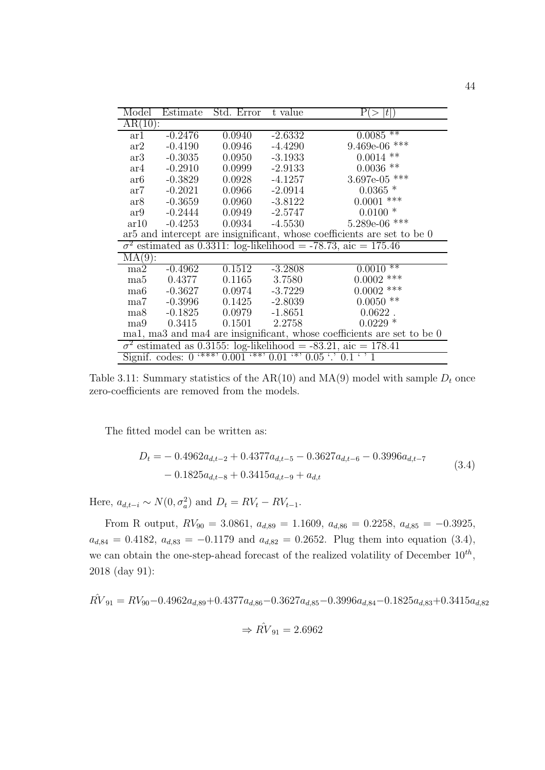| Model | Estimate | Std. Error | t value | P(> \|t\|) |
|---|---|---|---|---|
| AR(10): | | | | |
| ar1 | -0.2476 | 0.0940 | -2.6332 | 0.0085 ** |
| ar2 | -0.4190 | 0.0946 | -4.4290 | 9.469e-06 *** |
| ar3 | -0.3035 | 0.0950 | -3.1933 | 0.0014 ** |
| ar4 | -0.2910 | 0.0999 | -2.9133 | 0.0036 ** |
| ar6 | -0.3829 | 0.0928 | -4.1257 | 3.697e-05 *** |
| ar7 | -0.2021 | 0.0966 | -2.0914 | 0.0365 * |
| ar8 | -0.3659 | 0.0960 | -3.8122 | 0.0001 *** |
| ar9 | -0.2444 | 0.0949 | -2.5747 | 0.0100 * |
| ar10 | -0.4253 | 0.0934 | -4.5530 | 5.289e-06 *** |
| ar5 and intercept are insignificant, whose coefficients are set to be 0 | | | | |
| $\sigma^2$ estimated as 0.3311: log-likelihood = -78.73, aic = 175.46 | | | | |
| MA(9): | | | | |
| ma2 | -0.4962 | 0.1512 | -3.2808 | 0.0010 ** |
| ma5 | 0.4377 | 0.1165 | 3.7580 | 0.0002 *** |
| ma6 | -0.3627 | 0.0974 | -3.7229 | 0.0002 *** |
| ma7 | -0.3996 | 0.1425 | -2.8039 | 0.0050 ** |
| ma8 | -0.1825 | 0.0979 | -1.8651 | 0.0622 . |
| ma9 | 0.3415 | 0.1501 | 2.2758 | 0.0229 * |
| ma1, ma3 and ma4 are insignificant, whose coefficients are set to be 0 | | | | |
| $\sigma^2$ estimated as 0.3155: log-likelihood = -83.21, aic = 178.41 | | | | |
| Signif. codes: 0 '***' 0.001 '**' 0.01 '*' 0.05 '.' 0.1 ' ' 1 | | | | |

Table 3.11: Summary statistics of the AR(10) and MA(9) model with sample $D_t$ once zero-coefficients are removed from the models.

The fitted model can be written as:

$$
\begin{aligned}
D_t = & -0.4962a_{d,t-2} + 0.4377a_{d,t-5} - 0.3627a_{d,t-6} - 0.3996a_{d,t-7} \\
& - 0.1825a_{d,t-8} + 0.3415a_{d,t-9} + a_{d,t}
\end{aligned} \tag{3.4}
$$

Here, $a_{d,t-i} \sim N(0, \sigma_a^2)$ and $D_t = RV_t - RV_{t-1}$.

From R output, $RV_{90} = 3.0861$, $a_{d,89} = 1.1609$, $a_{d,86} = 0.2258$, $a_{d,85} = -0.3925$, $a_{d,84} = 0.4182$, $a_{d,83} = -0.1179$ and $a_{d,82} = 0.2652$. Plug them into equation (3.4), we can obtain the one-step-ahead forecast of the realized volatility of December $10^{th}$, 2018 (day 91):

$$\hat{RV}_{91} = RV_{90} - 0.4962a_{d,89} + 0.4377a_{d,86} - 0.3627a_{d,85} - 0.3996a_{d,84} - 0.1825a_{d,83} + 0.3415a_{d,82}$$

$$\Rightarrow \hat{RV}_{91} = 2.6962$$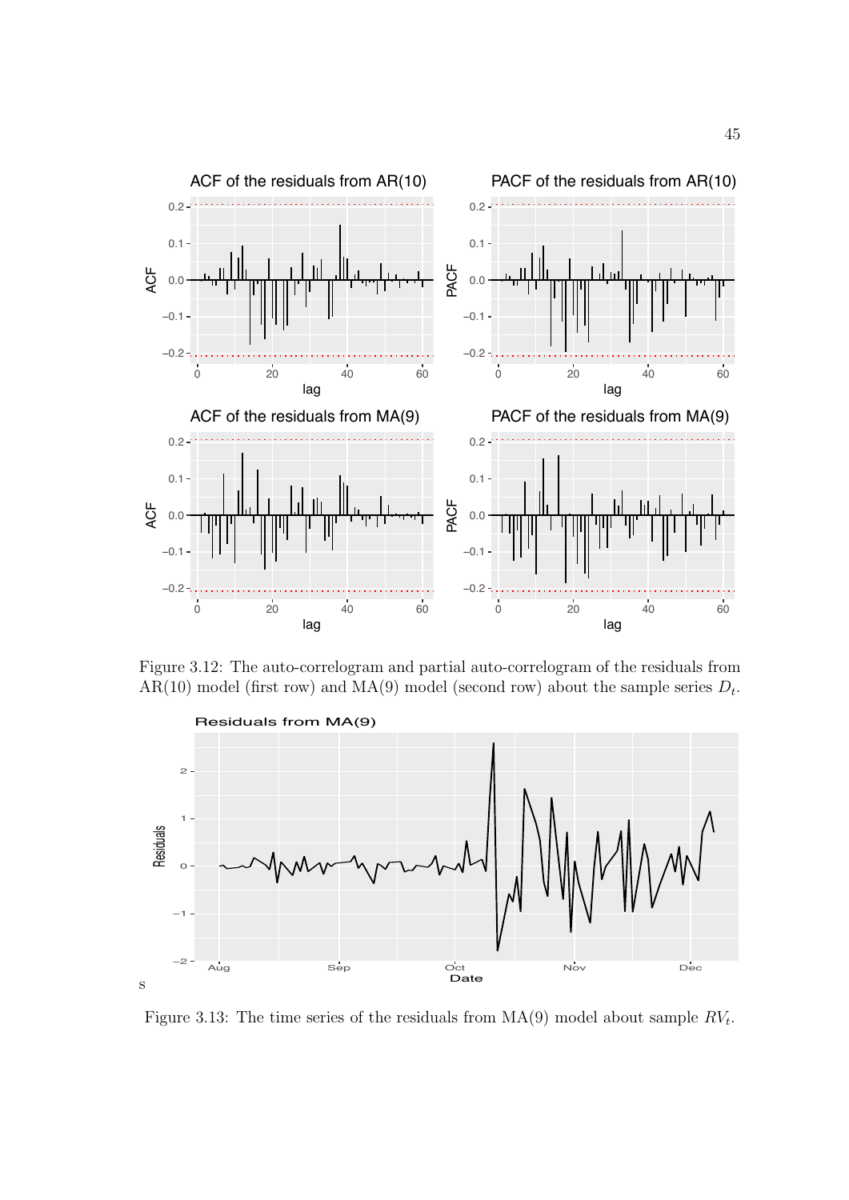Figure 3.12: The auto-correlogram and partial auto-correlogram of the residuals from AR(10) model (first row) and MA(9) model (second row) about the sample series $D_t$.

s

Figure 3.13: The time series of the residuals from MA(9) model about sample $RV_t$.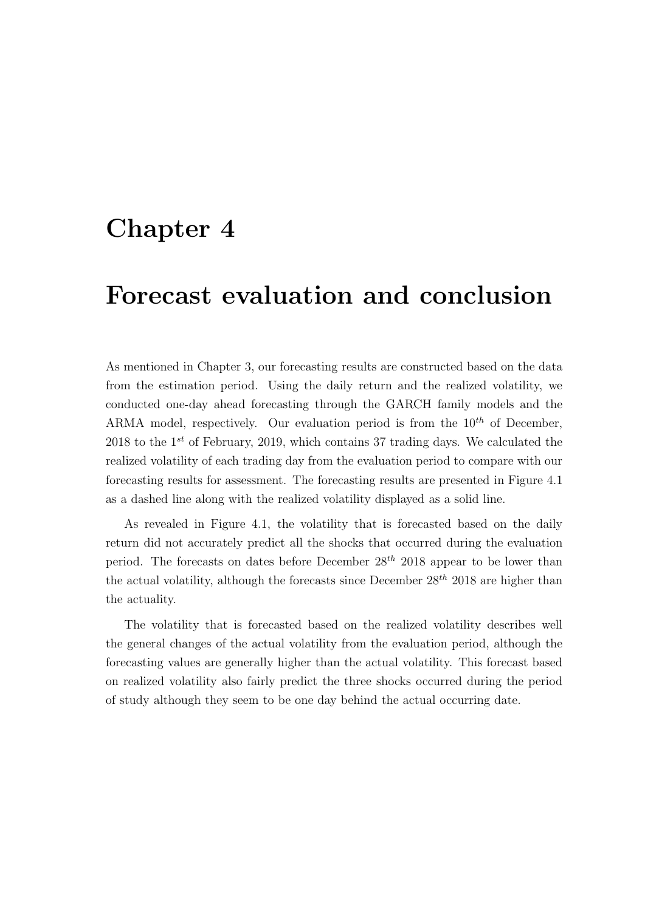# Chapter 4

# Forecast evaluation and conclusion

As mentioned in Chapter 3, our forecasting results are constructed based on the data from the estimation period. Using the daily return and the realized volatility, we conducted one-day ahead forecasting through the GARCH family models and the ARMA model, respectively. Our evaluation period is from the $10^{th}$ of December, 2018 to the $1^{st}$ of February, 2019, which contains 37 trading days. We calculated the realized volatility of each trading day from the evaluation period to compare with our forecasting results for assessment. The forecasting results are presented in Figure 4.1 as a dashed line along with the realized volatility displayed as a solid line.

As revealed in Figure 4.1, the volatility that is forecasted based on the daily return did not accurately predict all the shocks that occurred during the evaluation period. The forecasts on dates before December $28^{th}$ 2018 appear to be lower than the actual volatility, although the forecasts since December $28^{th}$ 2018 are higher than the actuality.

The volatility that is forecasted based on the realized volatility describes well the general changes of the actual volatility from the evaluation period, although the forecasting values are generally higher than the actual volatility. This forecast based on realized volatility also fairly predict the three shocks occurred during the period of study although they seem to be one day behind the actual occurring date.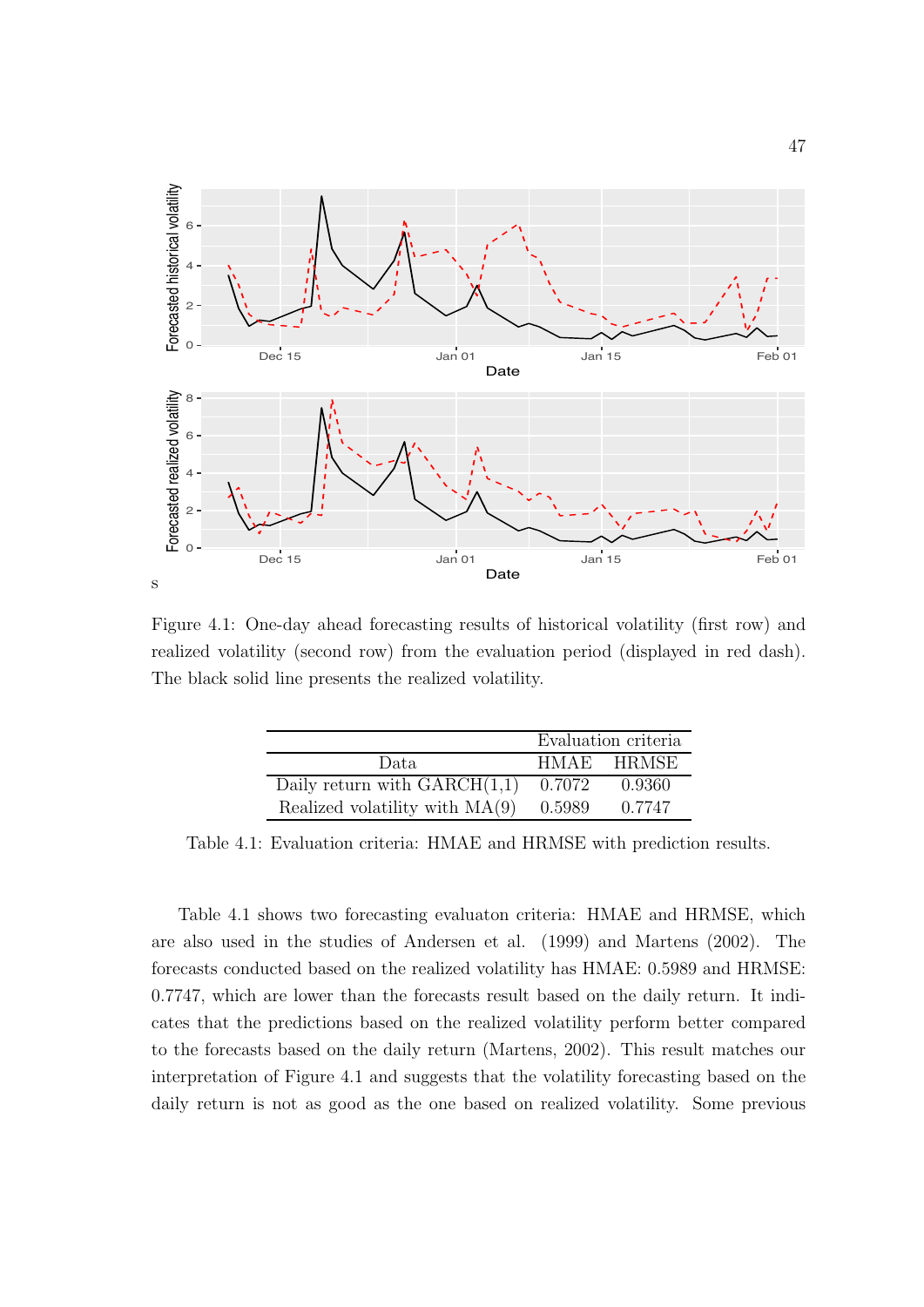Figure 4.1: One-day ahead forecasting results of historical volatility (first row) and realized volatility (second row) from the evaluation period (displayed in red dash). The black solid line presents the realized volatility.

| | Evaluation criteria | |
|---|---|---|
| Data | HMAE | HRMSE |
| Daily return with GARCH(1,1) | 0.7072 | 0.9360 |
| Realized volatility with MA(9) | 0.5989 | 0.7747 |

Table 4.1: Evaluation criteria: HMAE and HRMSE with prediction results.

Table 4.1 shows two forecasting evaluaton criteria: HMAE and HRMSE, which are also used in the studies of Andersen et al. (1999) and Martens (2002). The forecasts conducted based on the realized volatility has HMAE: 0.5989 and HRMSE: 0.7747, which are lower than the forecasts result based on the daily return. It indicates that the predictions based on the realized volatility perform better compared to the forecasts based on the daily return (Martens, 2002). This result matches our interpretation of Figure 4.1 and suggests that the volatility forecasting based on the daily return is not as good as the one based on realized volatility. Some previous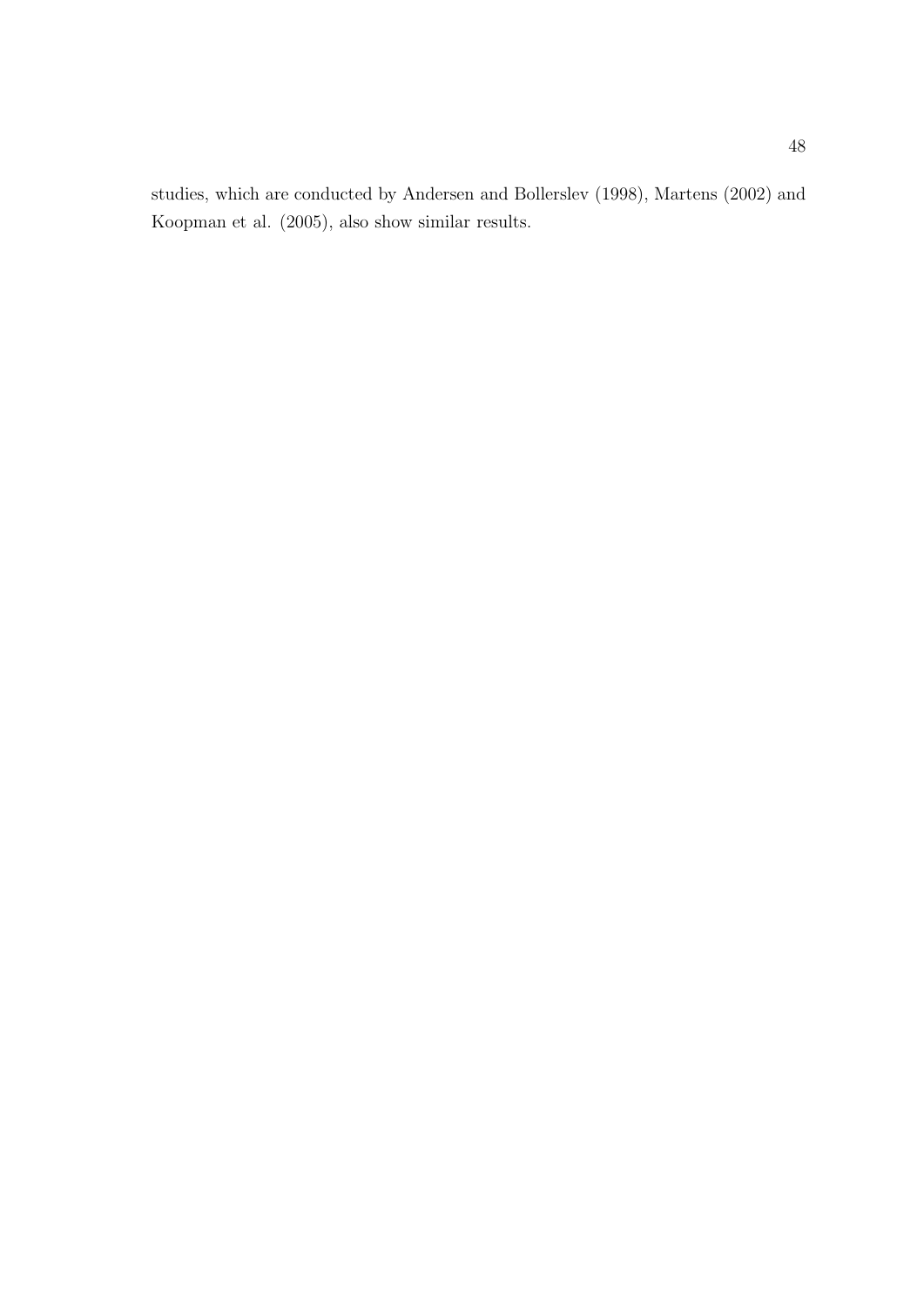studies, which are conducted by Andersen and Bollerslev (1998), Martens (2002) and Koopman et al. (2005), also show similar results.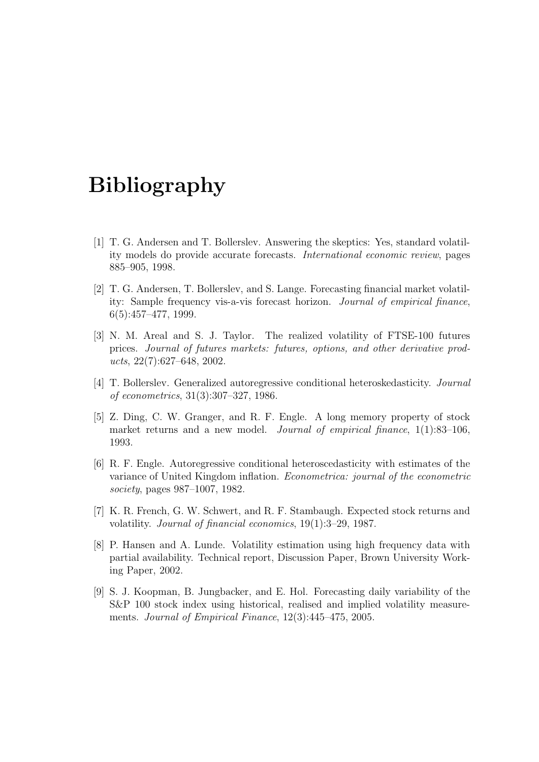# Bibliography

[1] T. G. Andersen and T. Bollerslev. Answering the skeptics: Yes, standard volatility models do provide accurate forecasts. *International economic review*, pages 885–905, 1998.

[2] T. G. Andersen, T. Bollerslev, and S. Lange. Forecasting financial market volatility: Sample frequency vis-a-vis forecast horizon. *Journal of empirical finance*, 6(5):457–477, 1999.

[3] N. M. Areal and S. J. Taylor. The realized volatility of FTSE-100 futures prices. *Journal of futures markets: futures, options, and other derivative products*, 22(7):627–648, 2002.

[4] T. Bollerslev. Generalized autoregressive conditional heteroskedasticity. *Journal of econometrics*, 31(3):307–327, 1986.

[5] Z. Ding, C. W. Granger, and R. F. Engle. A long memory property of stock market returns and a new model. *Journal of empirical finance*, 1(1):83–106, 1993.

[6] R. F. Engle. Autoregressive conditional heteroscedasticity with estimates of the variance of United Kingdom inflation. *Econometrica: journal of the econometric society*, pages 987–1007, 1982.

[7] K. R. French, G. W. Schwert, and R. F. Stambaugh. Expected stock returns and volatility. *Journal of financial economics*, 19(1):3–29, 1987.

[8] P. Hansen and A. Lunde. Volatility estimation using high frequency data with partial availability. Technical report, Discussion Paper, Brown University Working Paper, 2002.

[9] S. J. Koopman, B. Jungbacker, and E. Hol. Forecasting daily variability of the S&P 100 stock index using historical, realised and implied volatility measurements. *Journal of Empirical Finance*, 12(3):445–475, 2005.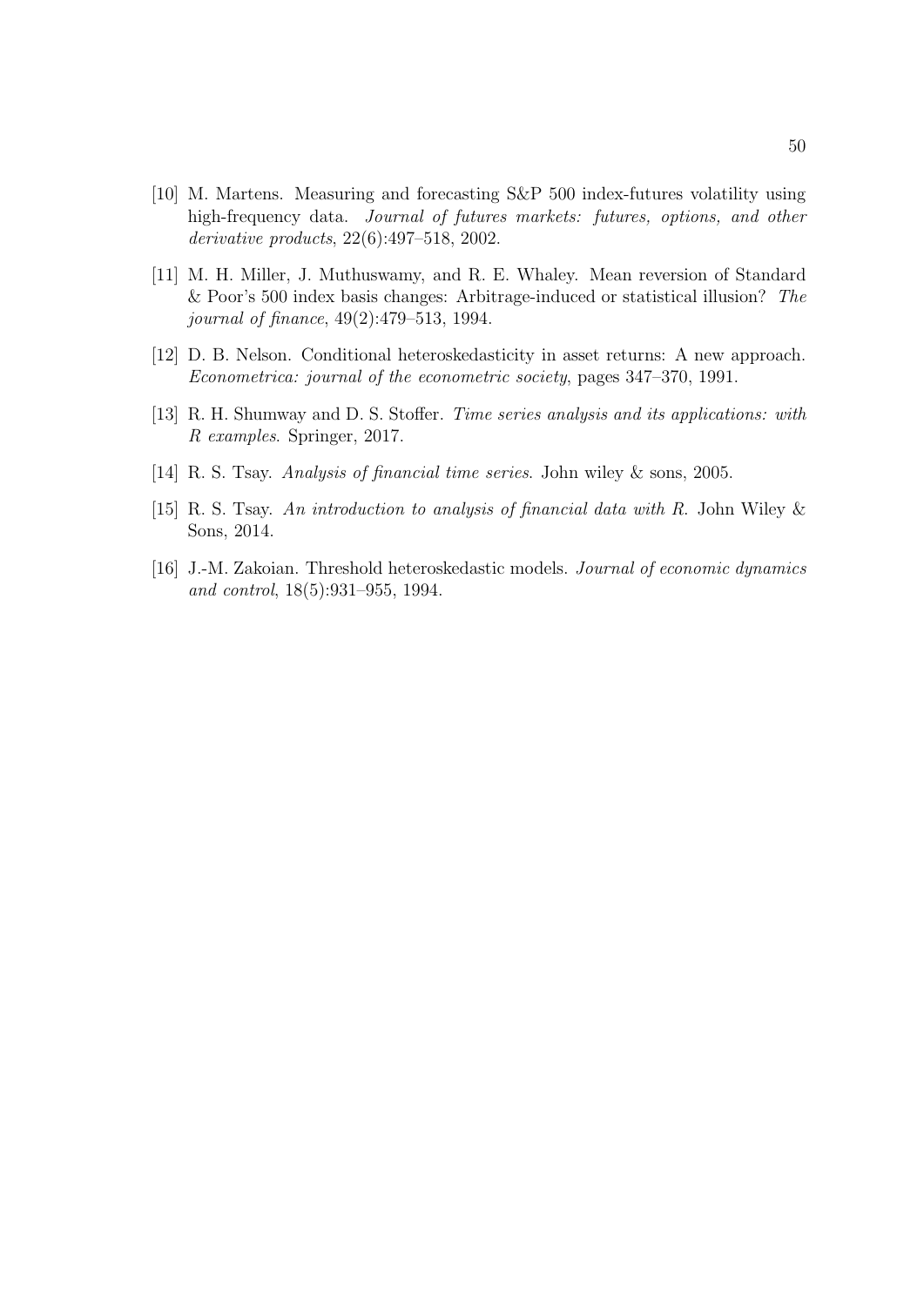[10] M. Martens. Measuring and forecasting S&P 500 index-futures volatility using high-frequency data. *Journal of futures markets: futures, options, and other derivative products*, 22(6):497–518, 2002.

[11] M. H. Miller, J. Muthuswamy, and R. E. Whaley. Mean reversion of Standard & Poor's 500 index basis changes: Arbitrage-induced or statistical illusion? *The journal of finance*, 49(2):479–513, 1994.

[12] D. B. Nelson. Conditional heteroskedasticity in asset returns: A new approach. *Econometrica: journal of the econometric society*, pages 347–370, 1991.

[13] R. H. Shumway and D. S. Stoffer. *Time series analysis and its applications: with R examples*. Springer, 2017.

[14] R. S. Tsay. *Analysis of financial time series*. John wiley & sons, 2005.

[15] R. S. Tsay. *An introduction to analysis of financial data with R*. John Wiley & Sons, 2014.

[16] J.-M. Zakoian. Threshold heteroskedastic models. *Journal of economic dynamics and control*, 18(5):931–955, 1994.